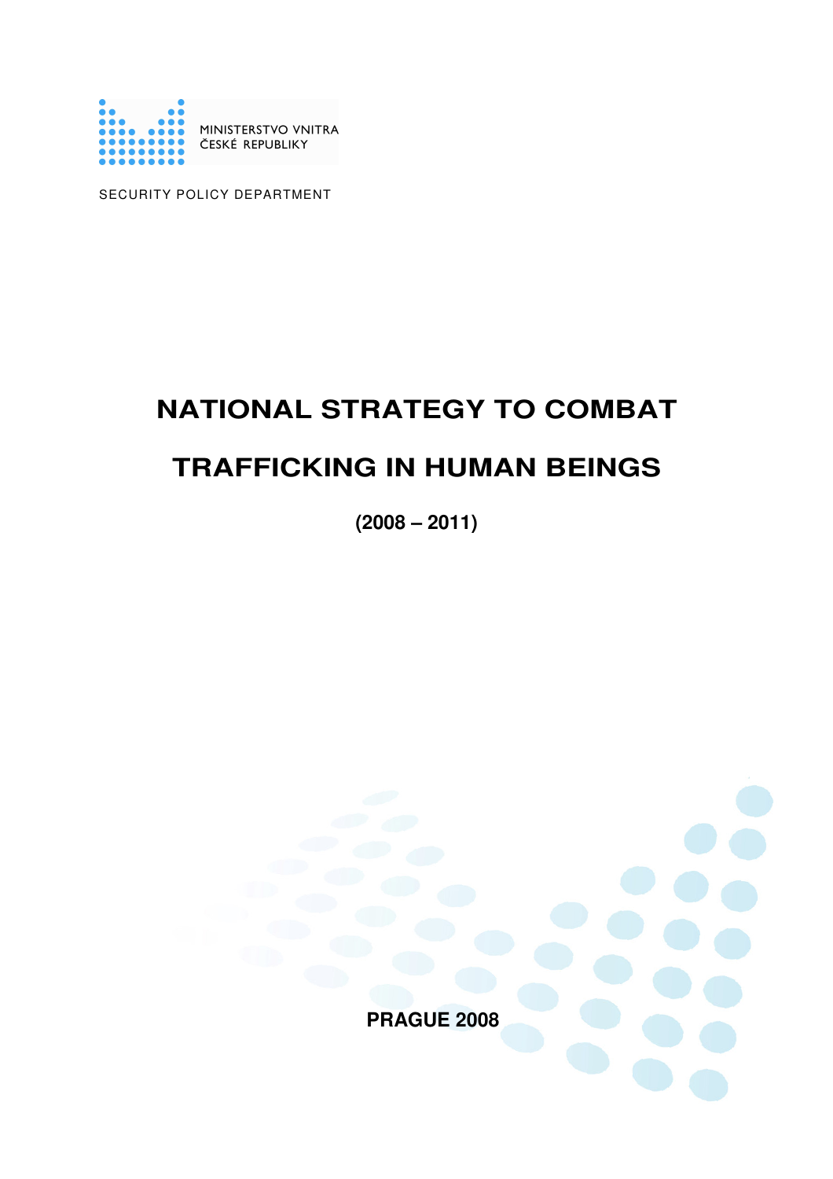MINISTERSTVO VNITRA
ČESKÉ REPUBLIKY

SECURITY POLICY DEPARTMENT

# NATIONAL STRATEGY TO COMBAT TRAFFICKING IN HUMAN BEINGS

**(2008 – 2011)**

**PRAGUE 2008**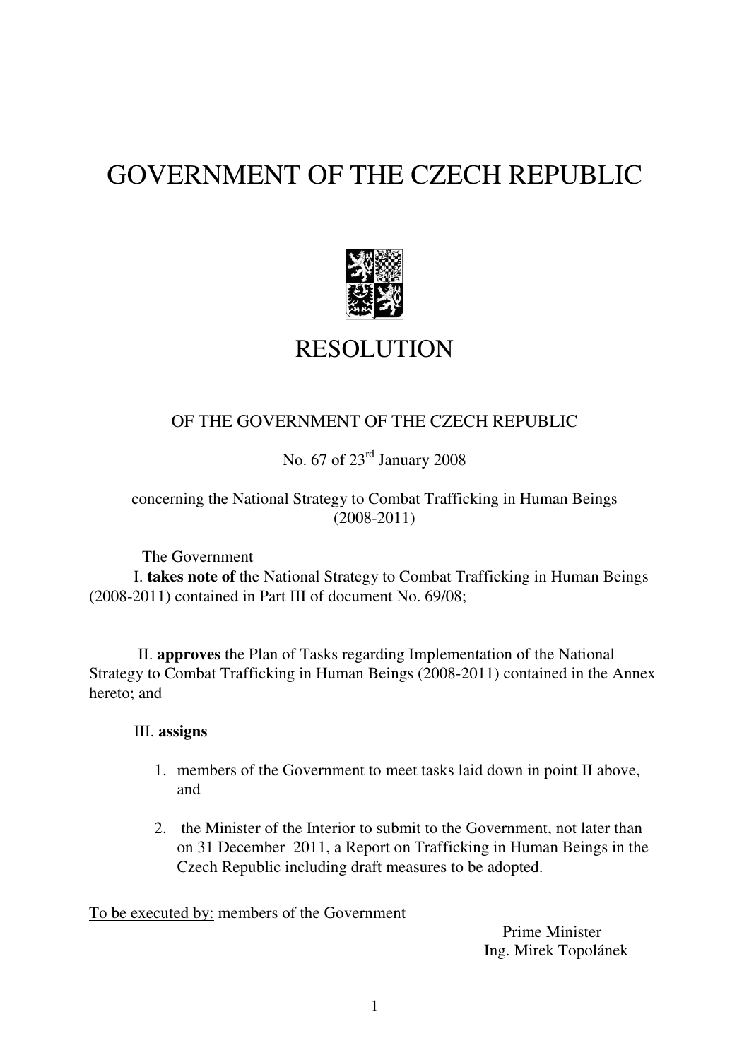# GOVERNMENT OF THE CZECH REPUBLIC

# RESOLUTION

## OF THE GOVERNMENT OF THE CZECH REPUBLIC

No. 67 of 23rd January 2008

concerning the National Strategy to Combat Trafficking in Human Beings (2008-2011)

The Government

I. **takes note of** the National Strategy to Combat Trafficking in Human Beings (2008-2011) contained in Part III of document No. 69/08;

II. **approves** the Plan of Tasks regarding Implementation of the National Strategy to Combat Trafficking in Human Beings (2008-2011) contained in the Annex hereto; and

III. **assigns**

1. members of the Government to meet tasks laid down in point II above, and
2. the Minister of the Interior to submit to the Government, not later than on 31 December 2011, a Report on Trafficking in Human Beings in the Czech Republic including draft measures to be adopted.

To be executed by: members of the Government

Prime Minister
Ing. Mirek Topolánek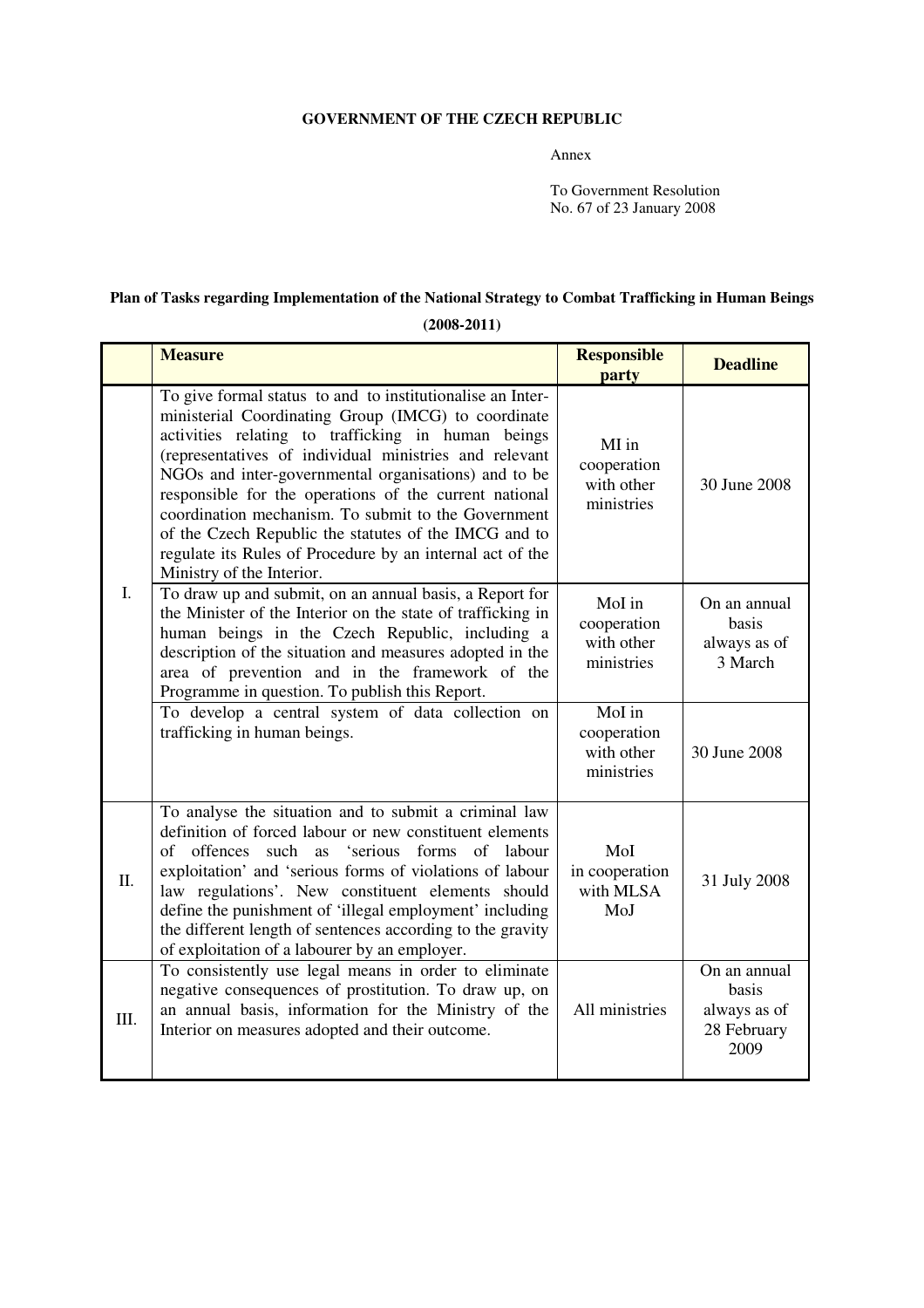**GOVERNMENT OF THE CZECH REPUBLIC**

Annex

To Government Resolution
No. 67 of 23 January 2008

**Plan of Tasks regarding Implementation of the National Strategy to Combat Trafficking in Human Beings (2008-2011)**

| | **Measure** | **Responsible party** | **Deadline** |
|---|---|---|---|
| I. | To give formal status to and to institutionalise an Inter-ministerial Coordinating Group (IMCG) to coordinate activities relating to trafficking in human beings (representatives of individual ministries and relevant NGOs and inter-governmental organisations) and to be responsible for the operations of the current national coordination mechanism. To submit to the Government of the Czech Republic the statutes of the IMCG and to regulate its Rules of Procedure by an internal act of the Ministry of the Interior. | MI in cooperation with other ministries | 30 June 2008 |
| | To draw up and submit, on an annual basis, a Report for the Minister of the Interior on the state of trafficking in human beings in the Czech Republic, including a description of the situation and measures adopted in the area of prevention and in the framework of the Programme in question. To publish this Report. | MoI in cooperation with other ministries | On an annual basis always as of 3 March |
| | To develop a central system of data collection on trafficking in human beings. | MoI in cooperation with other ministries | 30 June 2008 |
| II. | To analyse the situation and to submit a criminal law definition of forced labour or new constituent elements of offences such as 'serious forms of labour exploitation' and 'serious forms of violations of labour law regulations'. New constituent elements should define the punishment of 'illegal employment' including the different length of sentences according to the gravity of exploitation of a labourer by an employer. | MoI in cooperation with MLSA MoJ | 31 July 2008 |
| III. | To consistently use legal means in order to eliminate negative consequences of prostitution. To draw up, on an annual basis, information for the Ministry of the Interior on measures adopted and their outcome. | All ministries | On an annual basis always as of 28 February 2009 |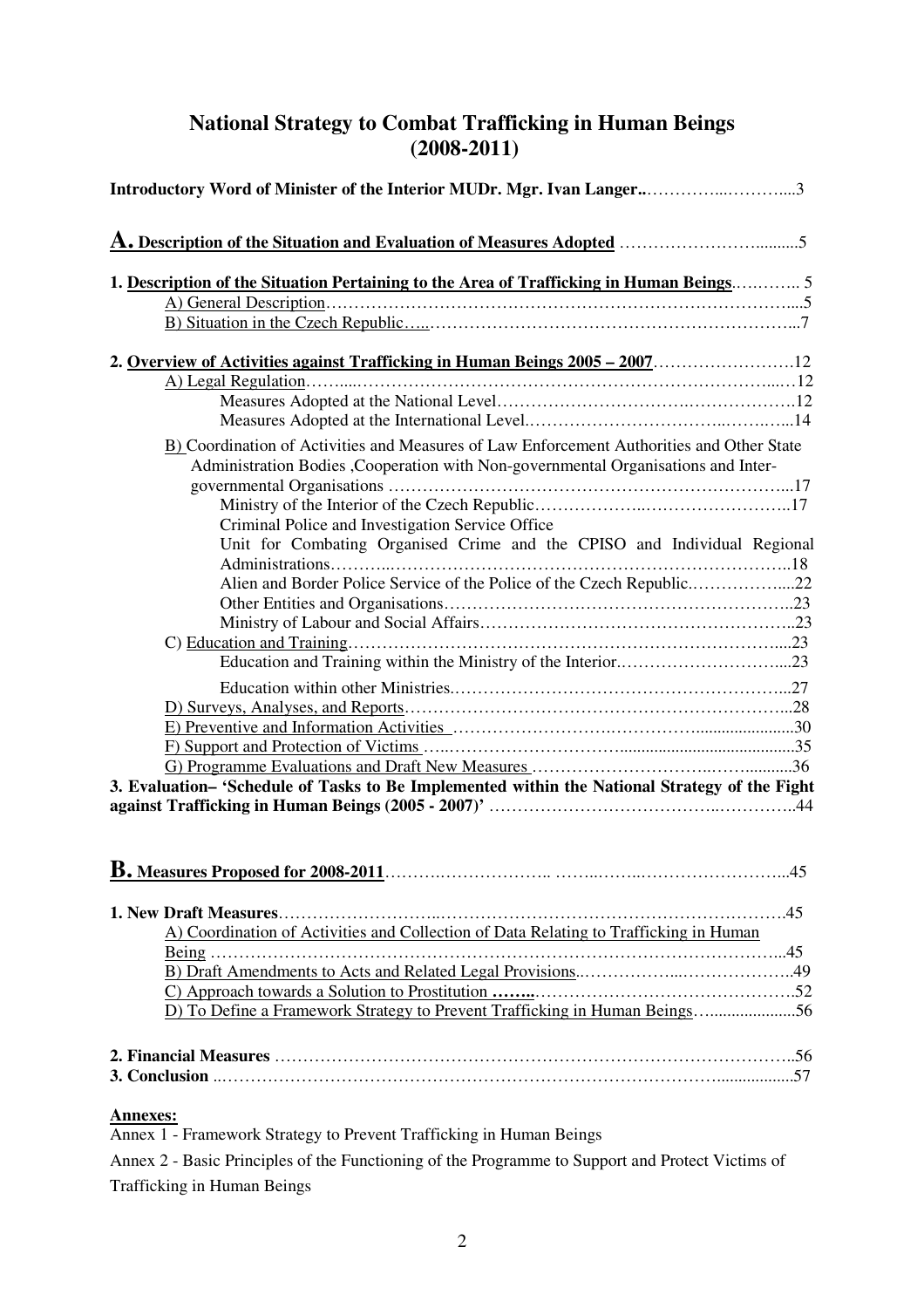# National Strategy to Combat Trafficking in Human Beings (2008-2011)

**Introductory Word of Minister of the Interior MUDr. Mgr. Ivan Langer..**…………...………....3

**A. Description of the Situation and Evaluation of Measures Adopted** ……………………..........5

**1. Description of the Situation Pertaining to the Area of Trafficking in Human Beings**…………. 5
- A) General Description…………………………………………………………………………....5
- B) Situation in the Czech Republic…..………………………………………………………...7

**2. Overview of Activities against Trafficking in Human Beings 2005 – 2007**…………………….12
- A) Legal Regulation……....……………………………………………………………...…12
  - Measures Adopted at the National Level……………………………….……………….12
  - Measures Adopted at the International Level.…………………………….…….…...14
- B) Coordination of Activities and Measures of Law Enforcement Authorities and Other State Administration Bodies ,Cooperation with Non-governmental Organisations and Inter-governmental Organisations ……………………………………………………………...17
  - Ministry of the Interior of the Czech Republic………………..……………………..17
  - Criminal Police and Investigation Service Office
  - Unit for Combating Organised Crime and the CPISO and Individual Regional Administrations………..……………………………………………………………..18
  - Alien and Border Service of the Police of the Czech Republic.……………....22
  - Other Entities and Organisations……………………………………………………..23
  - Ministry of Labour and Social Affairs………………………………………………..23
- C) Education and Training……………………………………………………………….....23
  - Education and Training within the Ministry of the Interior.………………………....23
  - Education within other Ministries.…………………………………………………...27
- D) Surveys, Analyses, and Reports……………………………………………………...28
- E) Preventive and Information Activities ……………………….……………......................30
- F) Support and Protection of Victims …..………………………........................................35
- G) Programme Evaluations and Draft New Measures ………………………..……...........36

**3. Evaluation– 'Schedule of Tasks to Be Implemented within the National Strategy of the Fight against Trafficking in Human Beings (2005 - 2007)'** ……………………………..…………..44

**B. Measures Proposed for 2008-2011**………..……………….. ……..……..……………………...45

**1. New Draft Measures**……………………..……………………………………………………….45
- A) Coordination of Activities and Collection of Data Relating to Trafficking in Human Being ………………………………………………………………………………………..45
- B) Draft Amendments to Acts and Related Legal Provisions..……………...………………..49
- C) Approach towards a Solution to Prostitution **……..**……………………………………….52
- D) To Define a Framework Strategy to Prevent Trafficking in Human Beings…....................56

**2. Financial Measures** ………………………………………………………………………………..56

**3. Conclusion** ..…………………………………………………………………………….................57

**Annexes:**

Annex 1 - Framework Strategy to Prevent Trafficking in Human Beings

Annex 2 - Basic Principles of the Functioning of the Programme to Support and Protect Victims of Trafficking in Human Beings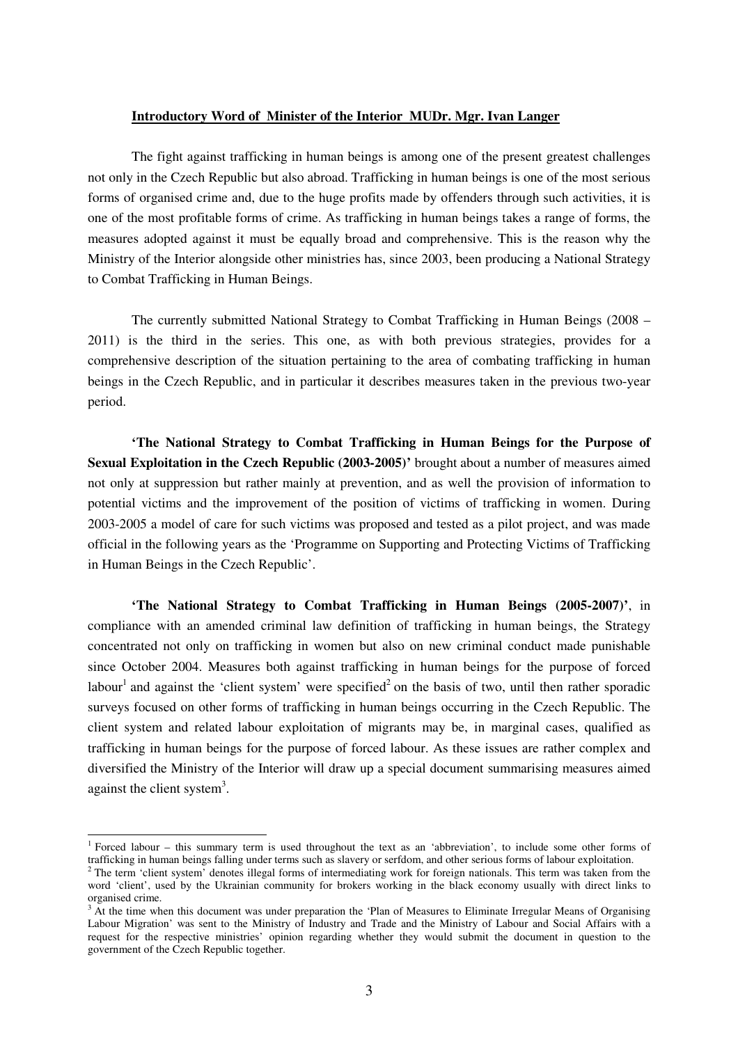## Introductory Word of Minister of the Interior MUDr. Mgr. Ivan Langer

The fight against trafficking in human beings is among one of the present greatest challenges not only in the Czech Republic but also abroad. Trafficking in human beings is one of the most serious forms of organised crime and, due to the huge profits made by offenders through such activities, it is one of the most profitable forms of crime. As trafficking in human beings takes a range of forms, the measures adopted against it must be equally broad and comprehensive. This is the reason why the Ministry of the Interior alongside other ministries has, since 2003, been producing a National Strategy to Combat Trafficking in Human Beings.

The currently submitted National Strategy to Combat Trafficking in Human Beings (2008 – 2011) is the third in the series. This one, as with both previous strategies, provides for a comprehensive description of the situation pertaining to the area of combating trafficking in human beings in the Czech Republic, and in particular it describes measures taken in the previous two-year period.

**'The National Strategy to Combat Trafficking in Human Beings for the Purpose of Sexual Exploitation in the Czech Republic (2003-2005)'** brought about a number of measures aimed not only at suppression but rather mainly at prevention, and as well the provision of information to potential victims and the improvement of the position of victims of trafficking in women. During 2003-2005 a model of care for such victims was proposed and tested as a pilot project, and was made official in the following years as the 'Programme on Supporting and Protecting Victims of Trafficking in Human Beings in the Czech Republic'.

**'The National Strategy to Combat Trafficking in Human Beings (2005-2007)'**, in compliance with an amended criminal law definition of trafficking in human beings, the Strategy concentrated not only on trafficking in women but also on new criminal conduct made punishable since October 2004. Measures both against trafficking in human beings for the purpose of forced labour[1] and against the 'client system' were specified[2] on the basis of two, until then rather sporadic surveys focused on other forms of trafficking in human beings occurring in the Czech Republic. The client system and related labour exploitation of migrants may be, in marginal cases, qualified as trafficking in human beings for the purpose of forced labour. As these issues are rather complex and diversified the Ministry of the Interior will draw up a special document summarising measures aimed against the client system[3].

---

[1] Forced labour – this summary term is used throughout the text as an 'abbreviation', to include some other forms of trafficking in human beings falling under terms such as slavery or serfdom, and other serious forms of labour exploitation.

[2] The term 'client system' denotes illegal forms of intermediating work for foreign nationals. This term was taken from the word 'client', used by the Ukrainian community for brokers working in the black economy usually with direct links to organised crime.

[3] At the time when this document was under preparation the 'Plan of Measures to Eliminate Irregular Means of Organising Labour Migration' was sent to the Ministry of Industry and Trade and the Ministry of Labour and Social Affairs with a request for the respective ministries' opinion regarding whether they would submit the document in question to the government of the Czech Republic together.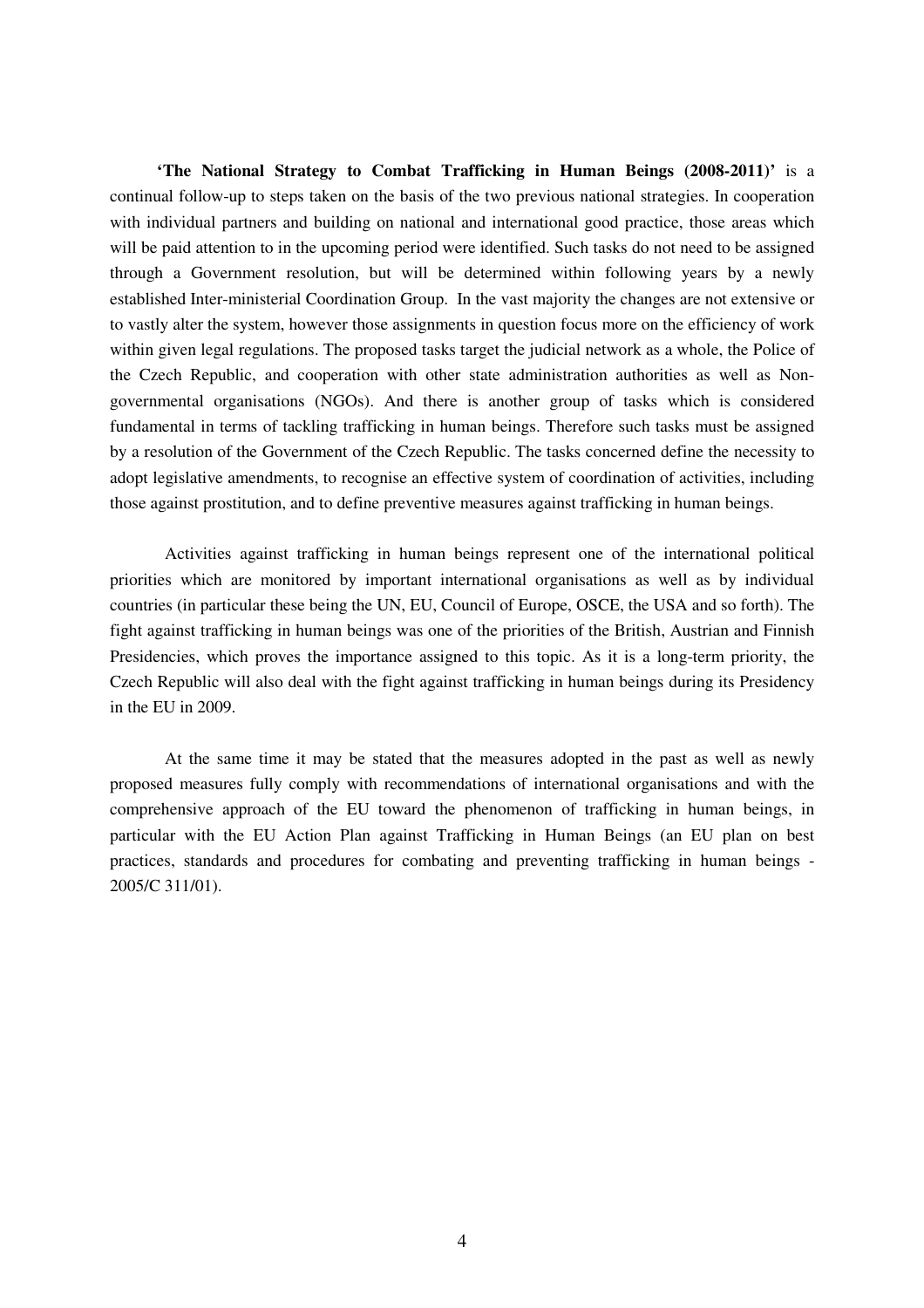**'The National Strategy to Combat Trafficking in Human Beings (2008-2011)'** is a continual follow-up to steps taken on the basis of the two previous national strategies. In cooperation with individual partners and building on national and international good practice, those areas which will be paid attention to in the upcoming period were identified. Such tasks do not need to be assigned through a Government resolution, but will be determined within following years by a newly established Inter-ministerial Coordination Group. In the vast majority the changes are not extensive or to vastly alter the system, however those assignments in question focus more on the efficiency of work within given legal regulations. The proposed tasks target the judicial network as a whole, the Police of the Czech Republic, and cooperation with other state administration authorities as well as Non-governmental organisations (NGOs). And there is another group of tasks which is considered fundamental in terms of tackling trafficking in human beings. Therefore such tasks must be assigned by a resolution of the Government of the Czech Republic. The tasks concerned define the necessity to adopt legislative amendments, to recognise an effective system of coordination of activities, including those against prostitution, and to define preventive measures against trafficking in human beings.

Activities against trafficking in human beings represent one of the international political priorities which are monitored by important international organisations as well as by individual countries (in particular these being the UN, EU, Council of Europe, OSCE, the USA and so forth). The fight against trafficking in human beings was one of the priorities of the British, Austrian and Finnish Presidencies, which proves the importance assigned to this topic. As it is a long-term priority, the Czech Republic will also deal with the fight against trafficking in human beings during its Presidency in the EU in 2009.

At the same time it may be stated that the measures adopted in the past as well as newly proposed measures fully comply with recommendations of international organisations and with the comprehensive approach of the EU toward the phenomenon of trafficking in human beings, in particular with the EU Action Plan against Trafficking in Human Beings (an EU plan on best practices, standards and procedures for combating and preventing trafficking in human beings - 2005/C 311/01).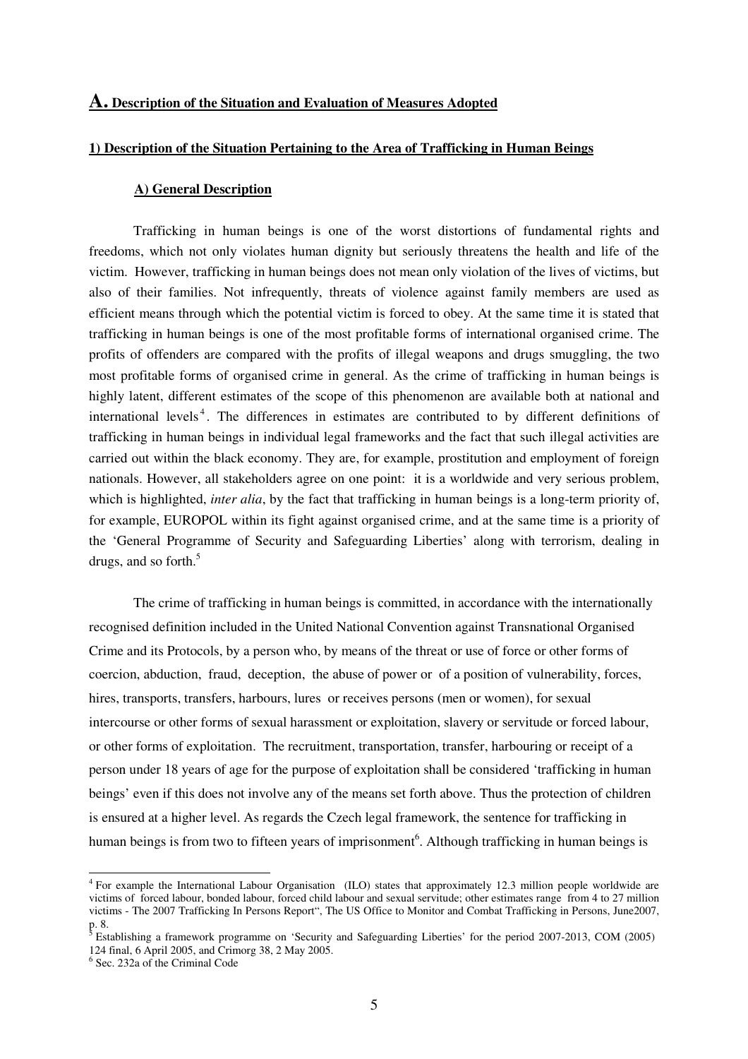# A. Description of the Situation and Evaluation of Measures Adopted

## 1) Description of the Situation Pertaining to the Area of Trafficking in Human Beings

### A) General Description

Trafficking in human beings is one of the worst distortions of fundamental rights and freedoms, which not only violates human dignity but seriously threatens the health and life of the victim. However, trafficking in human beings does not mean only violation of the lives of victims, but also of their families. Not infrequently, threats of violence against family members are used as efficient means through which the potential victim is forced to obey. At the same time it is stated that trafficking in human beings is one of the most profitable forms of international organised crime. The profits of offenders are compared with the profits of illegal weapons and drugs smuggling, the two most profitable forms of organised crime in general. As the crime of trafficking in human beings is highly latent, different estimates of the scope of this phenomenon are available both at national and international levels[4]. The differences in estimates are contributed to by different definitions of trafficking in human beings in individual legal frameworks and the fact that such illegal activities are carried out within the black economy. They are, for example, prostitution and employment of foreign nationals. However, all stakeholders agree on one point: it is a worldwide and very serious problem, which is highlighted, *inter alia*, by the fact that trafficking in human beings is a long-term priority of, for example, EUROPOL within its fight against organised crime, and at the same time is a priority of the 'General Programme of Security and Safeguarding Liberties' along with terrorism, dealing in drugs, and so forth.[5]

The crime of trafficking in human beings is committed, in accordance with the internationally recognised definition included in the United National Convention against Transnational Organised Crime and its Protocols, by a person who, by means of the threat or use of force or other forms of coercion, abduction, fraud, deception, the abuse of power or of a position of vulnerability, forces, hires, transports, transfers, harbours, lures or receives persons (men or women), for sexual intercourse or other forms of sexual harassment or exploitation, slavery or servitude or forced labour, or other forms of exploitation. The recruitment, transportation, transfer, harbouring or receipt of a person under 18 years of age for the purpose of exploitation shall be considered 'trafficking in human beings' even if this does not involve any of the means set forth above. Thus the protection of children is ensured at a higher level. As regards the Czech legal framework, the sentence for trafficking in human beings is from two to fifteen years of imprisonment[6]. Although trafficking in human beings is

---

[4] For example the International Labour Organisation (ILO) states that approximately 12.3 million people worldwide are victims of forced labour, bonded labour, forced child labour and sexual servitude; other estimates range from 4 to 27 million victims - The 2007 Trafficking In Persons Report", The US Office to Monitor and Combat Trafficking in Persons, June2007, p. 8.

[5] Establishing a framework programme on 'Security and Safeguarding Liberties' for the period 2007-2013, COM (2005) 124 final, 6 April 2005, and Crimorg 38, 2 May 2005.

[6] Sec. 232a of the Criminal Code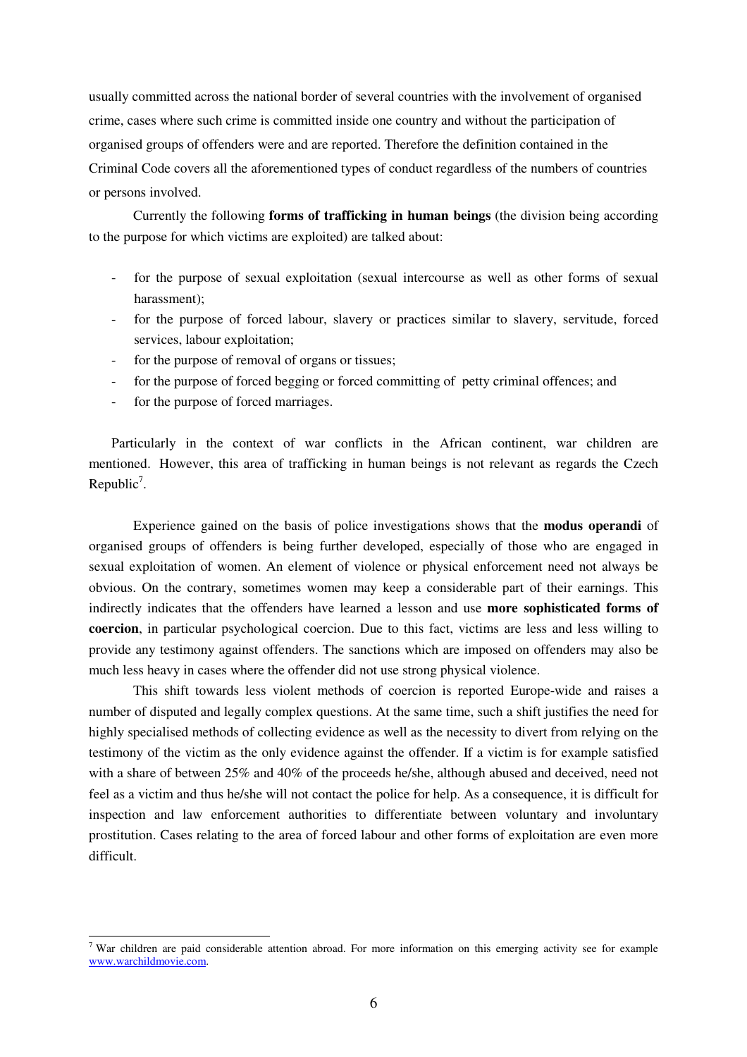usually committed across the national border of several countries with the involvement of organised crime, cases where such crime is committed inside one country and without the participation of organised groups of offenders were and are reported. Therefore the definition contained in the Criminal Code covers all the aforementioned types of conduct regardless of the numbers of countries or persons involved.

Currently the following **forms of trafficking in human beings** (the division being according to the purpose for which victims are exploited) are talked about:

- for the purpose of sexual exploitation (sexual intercourse as well as other forms of sexual harassment);
- for the purpose of forced labour, slavery or practices similar to slavery, servitude, forced services, labour exploitation;
- for the purpose of removal of organs or tissues;
- for the purpose of forced begging or forced committing of petty criminal offences; and
- for the purpose of forced marriages.

Particularly in the context of war conflicts in the African continent, war children are mentioned. However, this area of trafficking in human beings is not relevant as regards the Czech Republic[7].

Experience gained on the basis of police investigations shows that the **modus operandi** of organised groups of offenders is being further developed, especially of those who are engaged in sexual exploitation of women. An element of violence or physical enforcement need not always be obvious. On the contrary, sometimes women may keep a considerable part of their earnings. This indirectly indicates that the offenders have learned a lesson and use **more sophisticated forms of coercion**, in particular psychological coercion. Due to this fact, victims are less and less willing to provide any testimony against offenders. The sanctions which are imposed on offenders may also be much less heavy in cases where the offender did not use strong physical violence.

This shift towards less violent methods of coercion is reported Europe-wide and raises a number of disputed and legally complex questions. At the same time, such a shift justifies the need for highly specialised methods of collecting evidence as well as the necessity to divert from relying on the testimony of the victim as the only evidence against the offender. If a victim is for example satisfied with a share of between 25% and 40% of the proceeds he/she, although abused and deceived, need not feel as a victim and thus he/she will not contact the police for help. As a consequence, it is difficult for inspection and law enforcement authorities to differentiate between voluntary and involuntary prostitution. Cases relating to the area of forced labour and other forms of exploitation are even more difficult.

[7] War children are paid considerable attention abroad. For more information on this emerging activity see for example www.warchildmovie.com.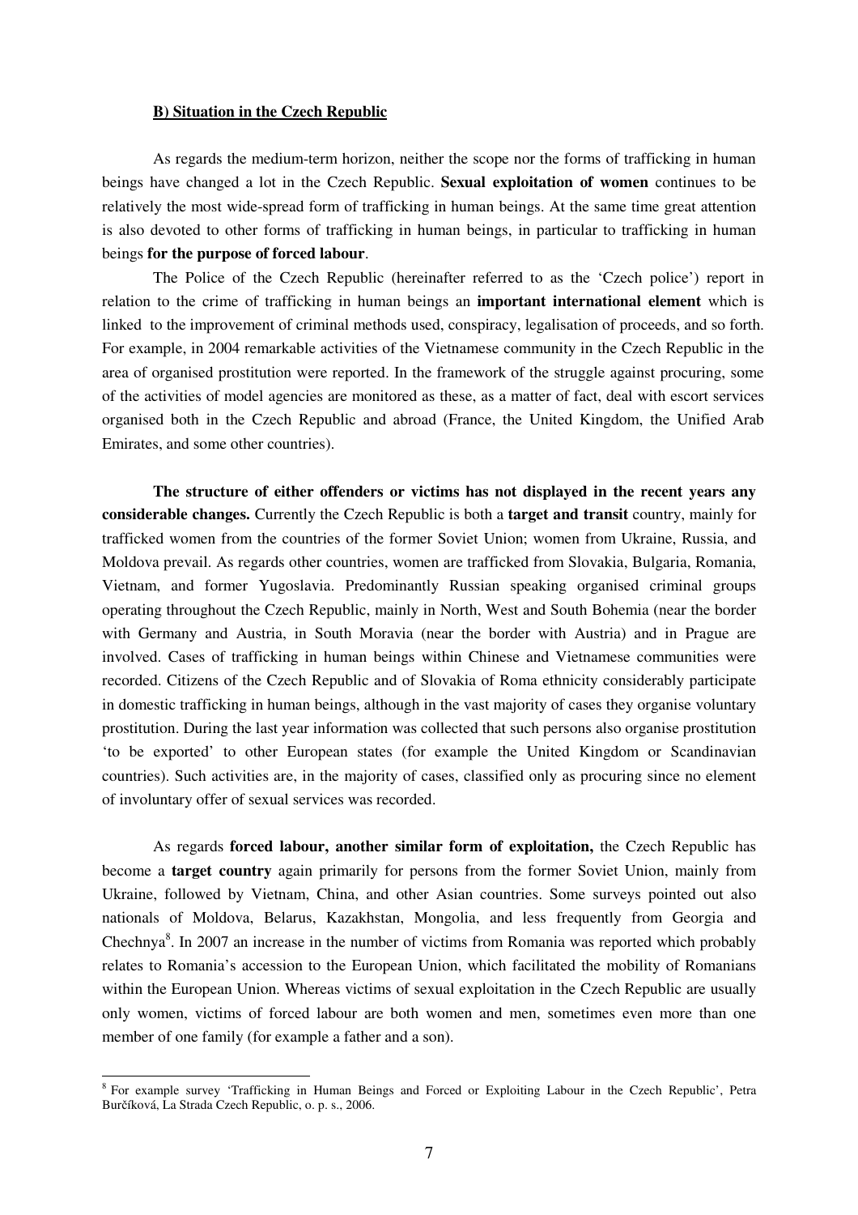**B) Situation in the Czech Republic**

As regards the medium-term horizon, neither the scope nor the forms of trafficking in human beings have changed a lot in the Czech Republic. **Sexual exploitation of women** continues to be relatively the most wide-spread form of trafficking in human beings. At the same time great attention is also devoted to other forms of trafficking in human beings, in particular to trafficking in human beings **for the purpose of forced labour**.

The Police of the Czech Republic (hereinafter referred to as the 'Czech police') report in relation to the crime of trafficking in human beings an **important international element** which is linked to the improvement of criminal methods used, conspiracy, legalisation of proceeds, and so forth. For example, in 2004 remarkable activities of the Vietnamese community in the Czech Republic in the area of organised prostitution were reported. In the framework of the struggle against procuring, some of the activities of model agencies are monitored as these, as a matter of fact, deal with escort services organised both in the Czech Republic and abroad (France, the United Kingdom, the Unified Arab Emirates, and some other countries).

**The structure of either offenders or victims has not displayed in the recent years any considerable changes.** Currently the Czech Republic is both a **target and transit** country, mainly for trafficked women from the countries of the former Soviet Union; women from Ukraine, Russia, and Moldova prevail. As regards other countries, women are trafficked from Slovakia, Bulgaria, Romania, Vietnam, and former Yugoslavia. Predominantly Russian speaking organised criminal groups operating throughout the Czech Republic, mainly in North, West and South Bohemia (near the border with Germany and Austria, in South Moravia (near the border with Austria) and in Prague are involved. Cases of trafficking in human beings within Chinese and Vietnamese communities were recorded. Citizens of the Czech Republic and of Slovakia of Roma ethnicity considerably participate in domestic trafficking in human beings, although in the vast majority of cases they organise voluntary prostitution. During the last year information was collected that such persons also organise prostitution 'to be exported' to other European states (for example the United Kingdom or Scandinavian countries). Such activities are, in the majority of cases, classified only as procuring since no element of involuntary offer of sexual services was recorded.

As regards **forced labour, another similar form of exploitation,** the Czech Republic has become a **target country** again primarily for persons from the former Soviet Union, mainly from Ukraine, followed by Vietnam, China, and other Asian countries. Some surveys pointed out also nationals of Moldova, Belarus, Kazakhstan, Mongolia, and less frequently from Georgia and Chechnya[8]. In 2007 an increase in the number of victims from Romania was reported which probably relates to Romania's accession to the European Union, which facilitated the mobility of Romanians within the European Union. Whereas victims of sexual exploitation in the Czech Republic are usually only women, victims of forced labour are both women and men, sometimes even more than one member of one family (for example a father and a son).

---

[8] For example survey 'Trafficking in Human Beings and Forced or Exploiting Labour in the Czech Republic', Petra Burčíková, La Strada Czech Republic, o. p. s., 2006.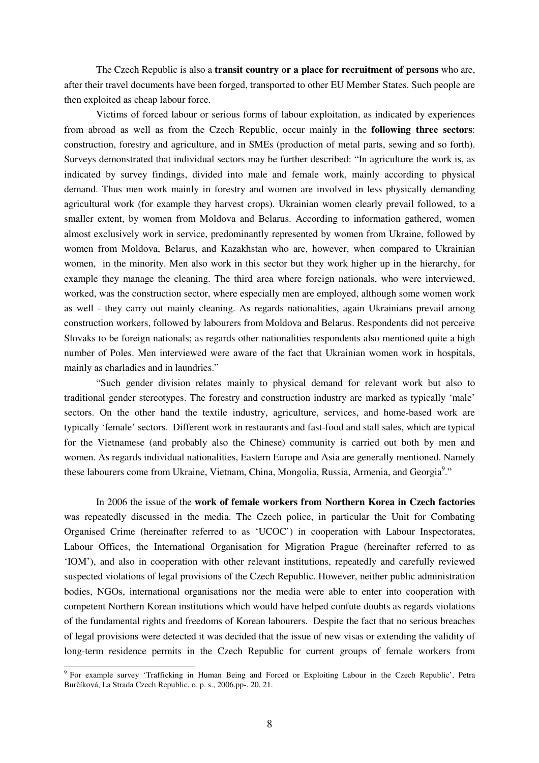The Czech Republic is also a **transit country or a place for recruitment of persons** who are, after their travel documents have been forged, transported to other EU Member States. Such people are then exploited as cheap labour force.

Victims of forced labour or serious forms of labour exploitation, as indicated by experiences from abroad as well as from the Czech Republic, occur mainly in the **following three sectors**: construction, forestry and agriculture, and in SMEs (production of metal parts, sewing and so forth). Surveys demonstrated that individual sectors may be further described: "In agriculture the work is, as indicated by survey findings, divided into male and female work, mainly according to physical demand. Thus men work mainly in forestry and women are involved in less physically demanding agricultural work (for example they harvest crops). Ukrainian women clearly prevail followed, to a smaller extent, by women from Moldova and Belarus. According to information gathered, women almost exclusively work in service, predominantly represented by women from Ukraine, followed by women from Moldova, Belarus, and Kazakhstan who are, however, when compared to Ukrainian women, in the minority. Men also work in this sector but they work higher up in the hierarchy, for example they manage the cleaning. The third area where foreign nationals, who were interviewed, worked, was the construction sector, where especially men are employed, although some women work as well - they carry out mainly cleaning. As regards nationalities, again Ukrainians prevail among construction workers, followed by labourers from Moldova and Belarus. Respondents did not perceive Slovaks to be foreign nationals; as regards other nationalities respondents also mentioned quite a high number of Poles. Men interviewed were aware of the fact that Ukrainian women work in hospitals, mainly as charladies and in laundries."

"Such gender division relates mainly to physical demand for relevant work but also to traditional gender stereotypes. The forestry and construction industry are marked as typically 'male' sectors. On the other hand the textile industry, agriculture, services, and home-based work are typically 'female' sectors. Different work in restaurants and fast-food and stall sales, which are typical for the Vietnamese (and probably also the Chinese) community is carried out both by men and women. As regards individual nationalities, Eastern Europe and Asia are generally mentioned. Namely these labourers come from Ukraine, Vietnam, China, Mongolia, Russia, Armenia, and Georgia[9]."

In 2006 the issue of the **work of female workers from Northern Korea in Czech factories** was repeatedly discussed in the media. The Czech police, in particular the Unit for Combating Organised Crime (hereinafter referred to as 'UCOC') in cooperation with Labour Inspectorates, Labour Offices, the International Organisation for Migration Prague (hereinafter referred to as 'IOM'), and also in cooperation with other relevant institutions, repeatedly and carefully reviewed suspected violations of legal provisions of the Czech Republic. However, neither public administration bodies, NGOs, international organisations nor the media were able to enter into cooperation with competent Northern Korean institutions which would have helped confute doubts as regards violations of the fundamental rights and freedoms of Korean labourers. Despite the fact that no serious breaches of legal provisions were detected it was decided that the issue of new visas or extending the validity of long-term residence permits in the Czech Republic for current groups of female workers from

[9] For example survey 'Trafficking in Human Being and Forced or Exploiting Labour in the Czech Republic', Petra Burčíková, La Strada Czech Republic, o. p. s., 2006.pp-. 20, 21.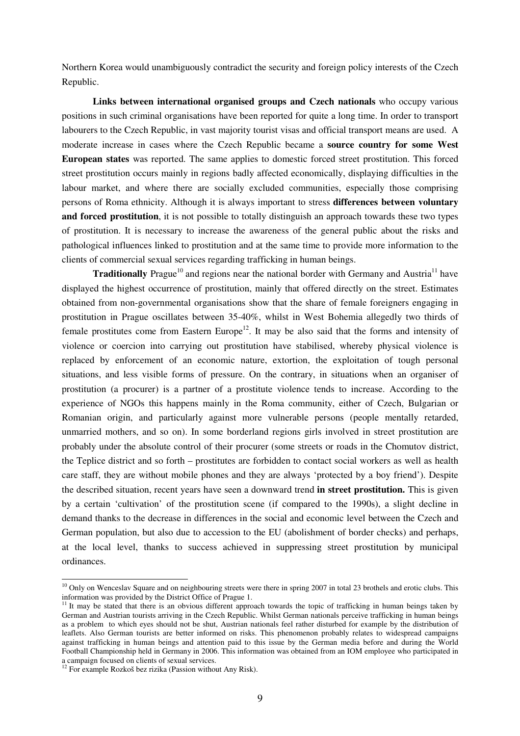Northern Korea would unambiguously contradict the security and foreign policy interests of the Czech Republic.

**Links between international organised groups and Czech nationals** who occupy various positions in such criminal organisations have been reported for quite a long time. In order to transport labourers to the Czech Republic, in vast majority tourist visas and official transport means are used. A moderate increase in cases where the Czech Republic became a **source country for some West European states** was reported. The same applies to domestic forced street prostitution. This forced street prostitution occurs mainly in regions badly affected economically, displaying difficulties in the labour market, and where there are socially excluded communities, especially those comprising persons of Roma ethnicity. Although it is always important to stress **differences between voluntary and forced prostitution**, it is not possible to totally distinguish an approach towards these two types of prostitution. It is necessary to increase the awareness of the general public about the risks and pathological influences linked to prostitution and at the same time to provide more information to the clients of commercial sexual services regarding trafficking in human beings.

**Traditionally** Prague[10] and regions near the national border with Germany and Austria[11] have displayed the highest occurrence of prostitution, mainly that offered directly on the street. Estimates obtained from non-governmental organisations show that the share of female foreigners engaging in prostitution in Prague oscillates between 35-40%, whilst in West Bohemia allegedly two thirds of female prostitutes come from Eastern Europe[12]. It may be also said that the forms and intensity of violence or coercion into carrying out prostitution have stabilised, whereby physical violence is replaced by enforcement of an economic nature, extortion, the exploitation of tough personal situations, and less visible forms of pressure. On the contrary, in situations when an organiser of prostitution (a procurer) is a partner of a prostitute violence tends to increase. According to the experience of NGOs this happens mainly in the Roma community, either of Czech, Bulgarian or Romanian origin, and particularly against more vulnerable persons (people mentally retarded, unmarried mothers, and so on). In some borderland regions girls involved in street prostitution are probably under the absolute control of their procurer (some streets or roads in the Chomutov district, the Teplice district and so forth – prostitutes are forbidden to contact social workers as well as health care staff, they are without mobile phones and they are always 'protected by a boy friend'). Despite the described situation, recent years have seen a downward trend **in street prostitution.** This is given by a certain 'cultivation' of the prostitution scene (if compared to the 1990s), a slight decline in demand thanks to the decrease in differences in the social and economic level between the Czech and German population, but also due to accession to the EU (abolishment of border checks) and perhaps, at the local level, thanks to success achieved in suppressing street prostitution by municipal ordinances.

---

[10] Only on Wenceslav Square and on neighbouring streets were there in spring 2007 in total 23 brothels and erotic clubs. This information was provided by the District Office of Prague 1.

[11] It may be stated that there is an obvious different approach towards the topic of trafficking in human beings taken by German and Austrian tourists arriving in the Czech Republic. Whilst German nationals perceive trafficking in human beings as a problem to which eyes should not be shut, Austrian nationals feel rather disturbed for example by the distribution of leaflets. Also German tourists are better informed on risks. This phenomenon probably relates to widespread campaigns against trafficking in human beings and attention paid to this issue by the German media before and during the World Football Championship held in Germany in 2006. This information was obtained from an IOM employee who participated in a campaign focused on clients of sexual services.

[12] For example Rozkoš bez rizika (Passion without Any Risk).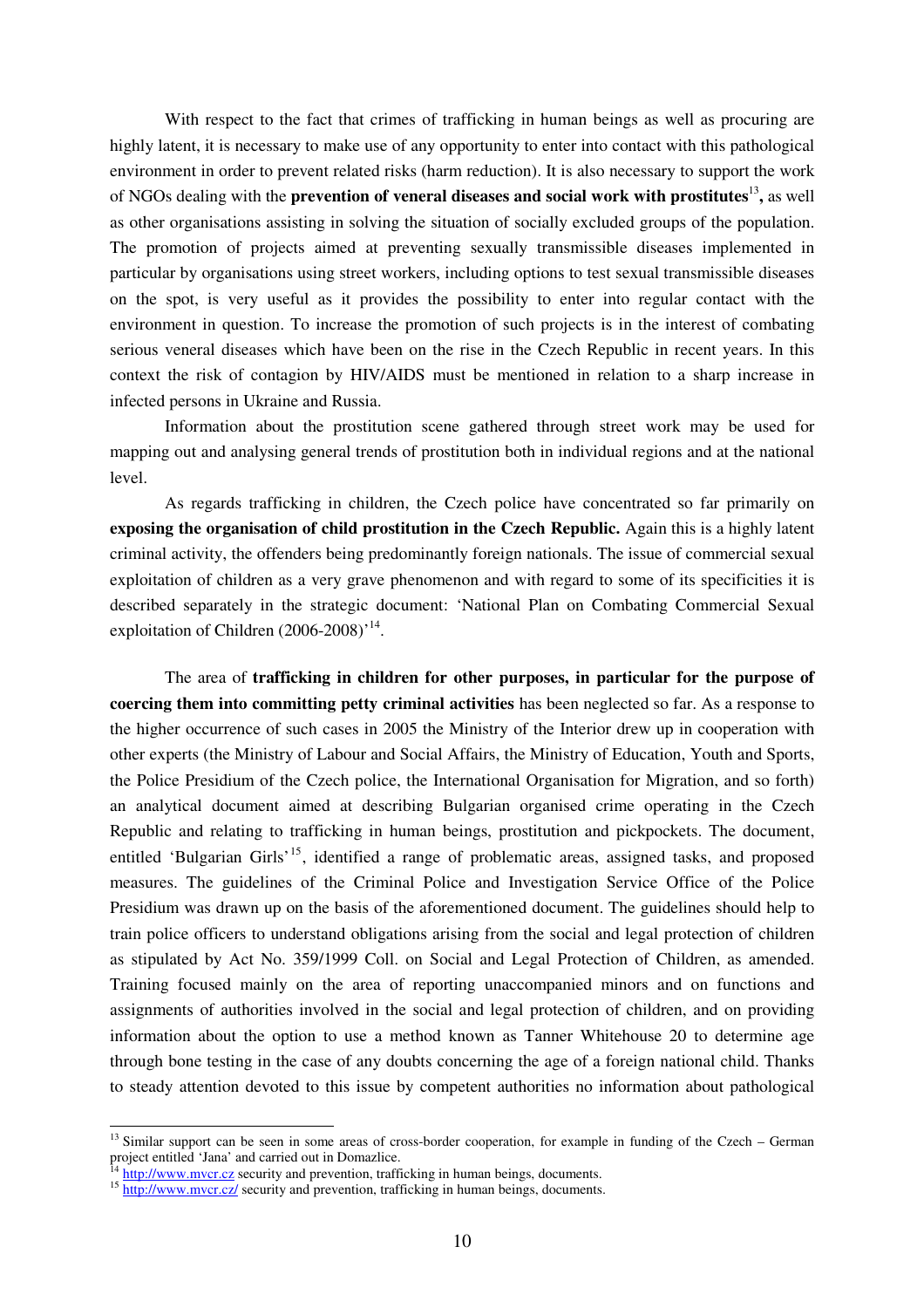With respect to the fact that crimes of trafficking in human beings as well as procuring are highly latent, it is necessary to make use of any opportunity to enter into contact with this pathological environment in order to prevent related risks (harm reduction). It is also necessary to support the work of NGOs dealing with the **prevention of veneral diseases and social work with prostitutes**[13]**,** as well as other organisations assisting in solving the situation of socially excluded groups of the population. The promotion of projects aimed at preventing sexually transmissible diseases implemented in particular by organisations using street workers, including options to test sexual transmissible diseases on the spot, is very useful as it provides the possibility to enter into regular contact with the environment in question. To increase the promotion of such projects is in the interest of combating serious veneral diseases which have been on the rise in the Czech Republic in recent years. In this context the risk of contagion by HIV/AIDS must be mentioned in relation to a sharp increase in infected persons in Ukraine and Russia.

Information about the prostitution scene gathered through street work may be used for mapping out and analysing general trends of prostitution both in individual regions and at the national level.

As regards trafficking in children, the Czech police have concentrated so far primarily on **exposing the organisation of child prostitution in the Czech Republic.** Again this is a highly latent criminal activity, the offenders being predominantly foreign nationals. The issue of commercial sexual exploitation of children as a very grave phenomenon and with regard to some of its specificities it is described separately in the strategic document: 'National Plan on Combating Commercial Sexual exploitation of Children (2006-2008)'[14].

The area of **trafficking in children for other purposes, in particular for the purpose of coercing them into committing petty criminal activities** has been neglected so far. As a response to the higher occurrence of such cases in 2005 the Ministry of the Interior drew up in cooperation with other experts (the Ministry of Labour and Social Affairs, the Ministry of Education, Youth and Sports, the Police Presidium of the Czech police, the International Organisation for Migration, and so forth) an analytical document aimed at describing Bulgarian organised crime operating in the Czech Republic and relating to trafficking in human beings, prostitution and pickpockets. The document, entitled 'Bulgarian Girls'[15], identified a range of problematic areas, assigned tasks, and proposed measures. The guidelines of the Criminal Police and Investigation Service Office of the Police Presidium was drawn up on the basis of the aforementioned document. The guidelines should help to train police officers to understand obligations arising from the social and legal protection of children as stipulated by Act No. 359/1999 Coll. on Social and Legal Protection of Children, as amended. Training focused mainly on the area of reporting unaccompanied minors and on functions and assignments of authorities involved in the social and legal protection of children, and on providing information about the option to use a method known as Tanner Whitehouse 20 to determine age through bone testing in the case of any doubts concerning the age of a foreign national child. Thanks to steady attention devoted to this issue by competent authorities no information about pathological

---

[13] Similar support can be seen in some areas of cross-border cooperation, for example in funding of the Czech – German project entitled 'Jana' and carried out in Domazlice.

[14] http://www.mvcr.cz security and prevention, trafficking in human beings, documents.

[15] http://www.mvcr.cz/ security and prevention, trafficking in human beings, documents.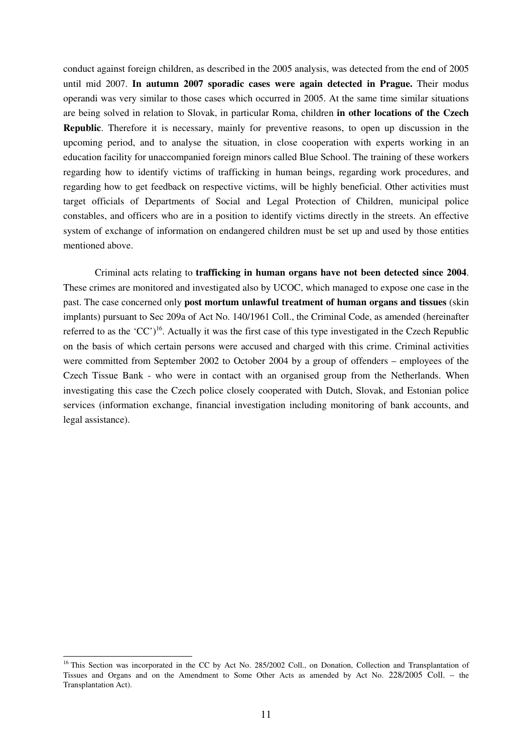conduct against foreign children, as described in the 2005 analysis, was detected from the end of 2005 until mid 2007. **In autumn 2007 sporadic cases were again detected in Prague.** Their modus operandi was very similar to those cases which occurred in 2005. At the same time similar situations are being solved in relation to Slovak, in particular Roma, children **in other locations of the Czech Republic**. Therefore it is necessary, mainly for preventive reasons, to open up discussion in the upcoming period, and to analyse the situation, in close cooperation with experts working in an education facility for unaccompanied foreign minors called Blue School. The training of these workers regarding how to identify victims of trafficking in human beings, regarding work procedures, and regarding how to get feedback on respective victims, will be highly beneficial. Other activities must target officials of Departments of Social and Legal Protection of Children, municipal police constables, and officers who are in a position to identify victims directly in the streets. An effective system of exchange of information on endangered children must be set up and used by those entities mentioned above.

Criminal acts relating to **trafficking in human organs have not been detected since 2004**. These crimes are monitored and investigated also by UCOC, which managed to expose one case in the past. The case concerned only **post mortum unlawful treatment of human organs and tissues** (skin implants) pursuant to Sec 209a of Act No. 140/1961 Coll., the Criminal Code, as amended (hereinafter referred to as the 'CC')[16]. Actually it was the first case of this type investigated in the Czech Republic on the basis of which certain persons were accused and charged with this crime. Criminal activities were committed from September 2002 to October 2004 by a group of offenders – employees of the Czech Tissue Bank - who were in contact with an organised group from the Netherlands. When investigating this case the Czech police closely cooperated with Dutch, Slovak, and Estonian police services (information exchange, financial investigation including monitoring of bank accounts, and legal assistance).

[16] This Section was incorporated in the CC by Act No. 285/2002 Coll., on Donation, Collection and Transplantation of Tissues and Organs and on the Amendment to Some Other Acts as amended by Act No. 228/2005 Coll. – the Transplantation Act).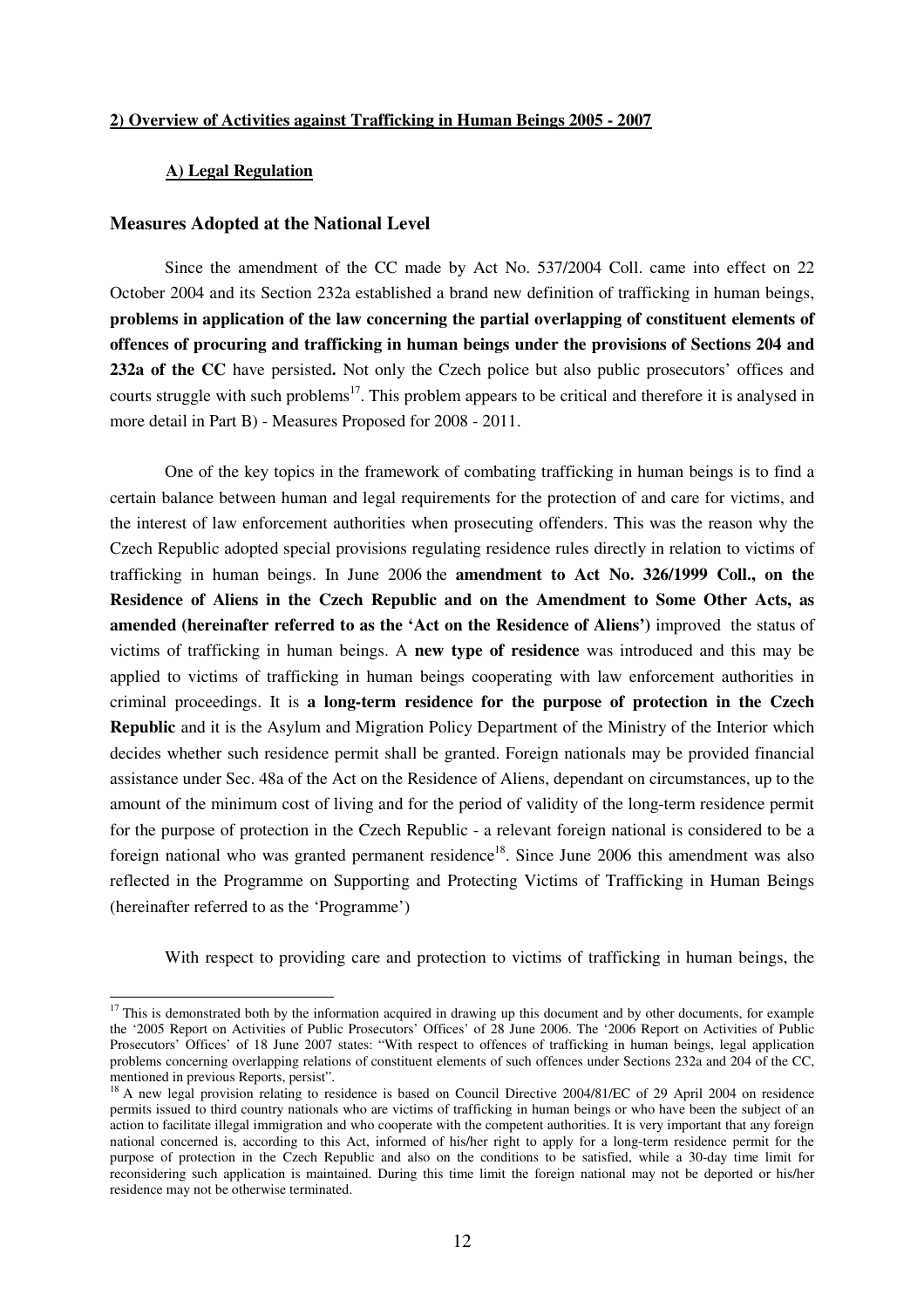**2) Overview of Activities against Trafficking in Human Beings 2005 - 2007**

**A) Legal Regulation**

### Measures Adopted at the National Level

Since the amendment of the CC made by Act No. 537/2004 Coll. came into effect on 22 October 2004 and its Section 232a established a brand new definition of trafficking in human beings, **problems in application of the law concerning the partial overlapping of constituent elements of offences of procuring and trafficking in human beings under the provisions of Sections 204 and 232a of the CC** have persisted**.** Not only the Czech police but also public prosecutors' offices and courts struggle with such problems[17]. This problem appears to be critical and therefore it is analysed in more detail in Part B) - Measures Proposed for 2008 - 2011.

One of the key topics in the framework of combating trafficking in human beings is to find a certain balance between human and legal requirements for the protection of and care for victims, and the interest of law enforcement authorities when prosecuting offenders. This was the reason why the Czech Republic adopted special provisions regulating residence rules directly in relation to victims of trafficking in human beings. In June 2006 the **amendment to Act No. 326/1999 Coll., on the Residence of Aliens in the Czech Republic and on the Amendment to Some Other Acts, as amended (hereinafter referred to as the 'Act on the Residence of Aliens')** improved the status of victims of trafficking in human beings. A **new type of residence** was introduced and this may be applied to victims of trafficking in human beings cooperating with law enforcement authorities in criminal proceedings. It is **a long-term residence for the purpose of protection in the Czech Republic** and it is the Asylum and Migration Policy Department of the Ministry of the Interior which decides whether such residence permit shall be granted. Foreign nationals may be provided financial assistance under Sec. 48a of the Act on the Residence of Aliens, dependant on circumstances, up to the amount of the minimum cost of living and for the period of validity of the long-term residence permit for the purpose of protection in the Czech Republic - a relevant foreign national is considered to be a foreign national who was granted permanent residence[18]. Since June 2006 this amendment was also reflected in the Programme on Supporting and Protecting Victims of Trafficking in Human Beings (hereinafter referred to as the 'Programme')

With respect to providing care and protection to victims of trafficking in human beings, the

---

[17] This is demonstrated both by the information acquired in drawing up this document and by other documents, for example the '2005 Report on Activities of Public Prosecutors' Offices' of 28 June 2006. The '2006 Report on Activities of Public Prosecutors' Offices' of 18 June 2007 states: "With respect to offences of trafficking in human beings, legal application problems concerning overlapping relations of constituent elements of such offences under Sections 232a and 204 of the CC, mentioned in previous Reports, persist".

[18] A new legal provision relating to residence is based on Council Directive 2004/81/EC of 29 April 2004 on residence permits issued to third country nationals who are victims of trafficking in human beings or who have been the subject of an action to facilitate illegal immigration and who cooperate with the competent authorities. It is very important that any foreign national concerned is, according to this Act, informed of his/her right to apply for a long-term residence permit for the purpose of protection in the Czech Republic and also on the conditions to be satisfied, while a 30-day time limit for reconsidering such application is maintained. During this time limit the foreign national may not be deported or his/her residence may not be otherwise terminated.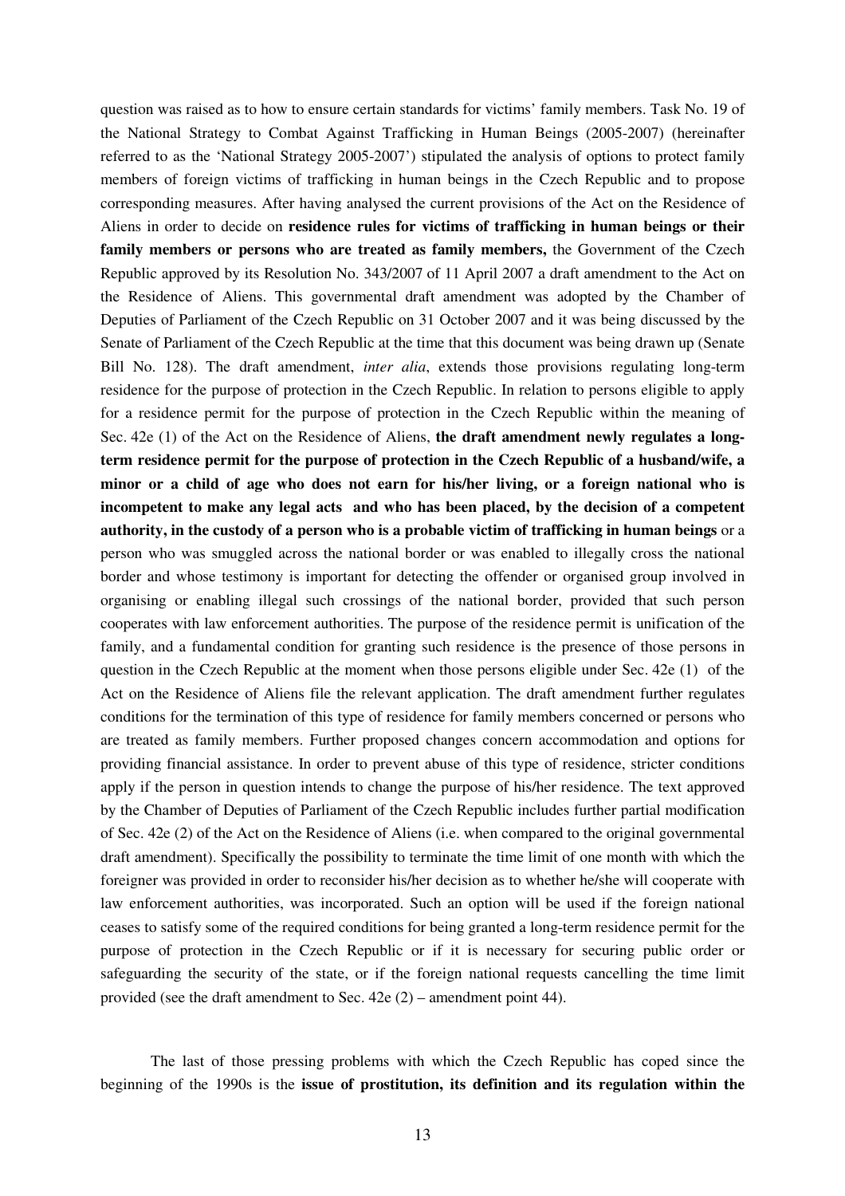question was raised as to how to ensure certain standards for victims' family members. Task No. 19 of the National Strategy to Combat Against Trafficking in Human Beings (2005-2007) (hereinafter referred to as the 'National Strategy 2005-2007') stipulated the analysis of options to protect family members of foreign victims of trafficking in human beings in the Czech Republic and to propose corresponding measures. After having analysed the current provisions of the Act on the Residence of Aliens in order to decide on **residence rules for victims of trafficking in human beings or their family members or persons who are treated as family members,** the Government of the Czech Republic approved by its Resolution No. 343/2007 of 11 April 2007 a draft amendment to the Act on the Residence of Aliens. This governmental draft amendment was adopted by the Chamber of Deputies of Parliament of the Czech Republic on 31 October 2007 and it was being discussed by the Senate of Parliament of the Czech Republic at the time that this document was being drawn up (Senate Bill No. 128). The draft amendment, *inter alia*, extends those provisions regulating long-term residence for the purpose of protection in the Czech Republic. In relation to persons eligible to apply for a residence permit for the purpose of protection in the Czech Republic within the meaning of Sec. 42e (1) of the Act on the Residence of Aliens, **the draft amendment newly regulates a long-term residence permit for the purpose of protection in the Czech Republic of a husband/wife, a minor or a child of age who does not earn for his/her living, or a foreign national who is incompetent to make any legal acts and who has been placed, by the decision of a competent authority, in the custody of a person who is a probable victim of trafficking in human beings** or a person who was smuggled across the national border or was enabled to illegally cross the national border and whose testimony is important for detecting the offender or organised group involved in organising or enabling illegal such crossings of the national border, provided that such person cooperates with law enforcement authorities. The purpose of the residence permit is unification of the family, and a fundamental condition for granting such residence is the presence of those persons in question in the Czech Republic at the moment when those persons eligible under Sec. 42e (1) of the Act on the Residence of Aliens file the relevant application. The draft amendment further regulates conditions for the termination of this type of residence for family members concerned or persons who are treated as family members. Further proposed changes concern accommodation and options for providing financial assistance. In order to prevent abuse of this type of residence, stricter conditions apply if the person in question intends to change the purpose of his/her residence. The text approved by the Chamber of Deputies of Parliament of the Czech Republic includes further partial modification of Sec. 42e (2) of the Act on the Residence of Aliens (i.e. when compared to the original governmental draft amendment). Specifically the possibility to terminate the time limit of one month with which the foreigner was provided in order to reconsider his/her decision as to whether he/she will cooperate with law enforcement authorities, was incorporated. Such an option will be used if the foreign national ceases to satisfy some of the required conditions for being granted a long-term residence permit for the purpose of protection in the Czech Republic or if it is necessary for securing public order or safeguarding the security of the state, or if the foreign national requests cancelling the time limit provided (see the draft amendment to Sec. 42e (2) – amendment point 44).

The last of those pressing problems with which the Czech Republic has coped since the beginning of the 1990s is the **issue of prostitution, its definition and its regulation within the**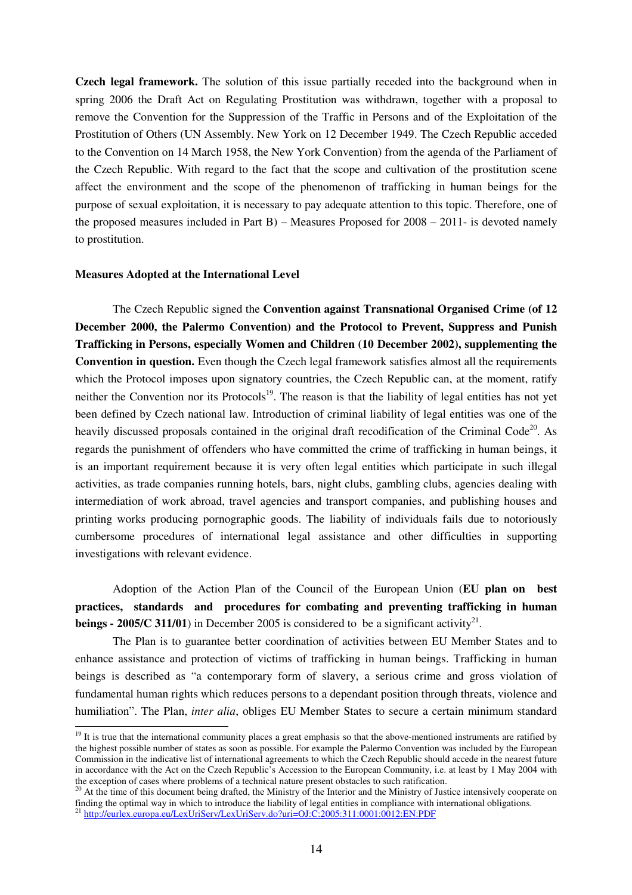**Czech legal framework.** The solution of this issue partially receded into the background when in spring 2006 the Draft Act on Regulating Prostitution was withdrawn, together with a proposal to remove the Convention for the Suppression of the Traffic in Persons and of the Exploitation of the Prostitution of Others (UN Assembly. New York on 12 December 1949. The Czech Republic acceded to the Convention on 14 March 1958, the New York Convention) from the agenda of the Parliament of the Czech Republic. With regard to the fact that the scope and cultivation of the prostitution scene affect the environment and the scope of the phenomenon of trafficking in human beings for the purpose of sexual exploitation, it is necessary to pay adequate attention to this topic. Therefore, one of the proposed measures included in Part B) – Measures Proposed for 2008 – 2011- is devoted namely to prostitution.

**Measures Adopted at the International Level**

The Czech Republic signed the **Convention against Transnational Organised Crime (of 12 December 2000, the Palermo Convention) and the Protocol to Prevent, Suppress and Punish Trafficking in Persons, especially Women and Children (10 December 2002), supplementing the Convention in question.** Even though the Czech legal framework satisfies almost all the requirements which the Protocol imposes upon signatory countries, the Czech Republic can, at the moment, ratify neither the Convention nor its Protocols[19]. The reason is that the liability of legal entities has not yet been defined by Czech national law. Introduction of criminal liability of legal entities was one of the heavily discussed proposals contained in the original draft recodification of the Criminal Code[20]. As regards the punishment of offenders who have committed the crime of trafficking in human beings, it is an important requirement because it is very often legal entities which participate in such illegal activities, as trade companies running hotels, bars, night clubs, gambling clubs, agencies dealing with intermediation of work abroad, travel agencies and transport companies, and publishing houses and printing works producing pornographic goods. The liability of individuals fails due to notoriously cumbersome procedures of international legal assistance and other difficulties in supporting investigations with relevant evidence.

Adoption of the Action Plan of the Council of the European Union (**EU plan on best practices, standards and procedures for combating and preventing trafficking in human beings - 2005/C 311/01**) in December 2005 is considered to be a significant activity[21].

The Plan is to guarantee better coordination of activities between EU Member States and to enhance assistance and protection of victims of trafficking in human beings. Trafficking in human beings is described as "a contemporary form of slavery, a serious crime and gross violation of fundamental human rights which reduces persons to a dependant position through threats, violence and humiliation". The Plan, *inter alia*, obliges EU Member States to secure a certain minimum standard

---

[19] It is true that the international community places a great emphasis so that the above-mentioned instruments are ratified by the highest possible number of states as soon as possible. For example the Palermo Convention was included by the European Commission in the indicative list of international agreements to which the Czech Republic should accede in the nearest future in accordance with the Act on the Czech Republic's Accession to the European Community, i.e. at least by 1 May 2004 with the exception of cases where problems of a technical nature present obstacles to such ratification.

[20] At the time of this document being drafted, the Ministry of the Interior and the Ministry of Justice intensively cooperate on finding the optimal way in which to introduce the liability of legal entities in compliance with international obligations.

[21] http://eurlex.europa.eu/LexUriServ/LexUriServ.do?uri=OJ:C:2005:311:0001:0012:EN:PDF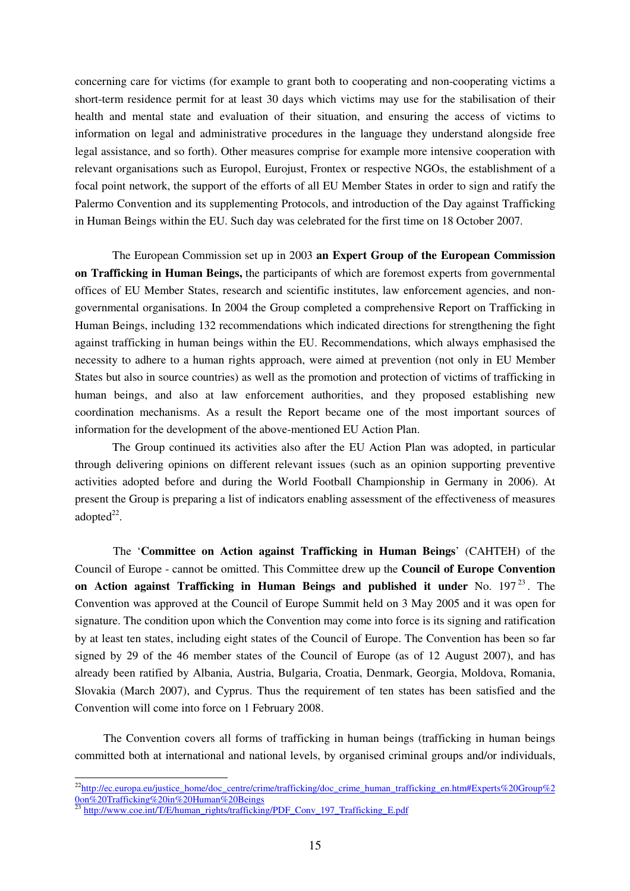concerning care for victims (for example to grant both to cooperating and non-cooperating victims a short-term residence permit for at least 30 days which victims may use for the stabilisation of their health and mental state and evaluation of their situation, and ensuring the access of victims to information on legal and administrative procedures in the language they understand alongside free legal assistance, and so forth). Other measures comprise for example more intensive cooperation with relevant organisations such as Europol, Eurojust, Frontex or respective NGOs, the establishment of a focal point network, the support of the efforts of all EU Member States in order to sign and ratify the Palermo Convention and its supplementing Protocols, and introduction of the Day against Trafficking in Human Beings within the EU. Such day was celebrated for the first time on 18 October 2007.

The European Commission set up in 2003 **an Expert Group of the European Commission on Trafficking in Human Beings,** the participants of which are foremost experts from governmental offices of EU Member States, research and scientific institutes, law enforcement agencies, and non-governmental organisations. In 2004 the Group completed a comprehensive Report on Trafficking in Human Beings, including 132 recommendations which indicated directions for strengthening the fight against trafficking in human beings within the EU. Recommendations, which always emphasised the necessity to adhere to a human rights approach, were aimed at prevention (not only in EU Member States but also in source countries) as well as the promotion and protection of victims of trafficking in human beings, and also at law enforcement authorities, and they proposed establishing new coordination mechanisms. As a result the Report became one of the most important sources of information for the development of the above-mentioned EU Action Plan.

The Group continued its activities also after the EU Action Plan was adopted, in particular through delivering opinions on different relevant issues (such as an opinion supporting preventive activities adopted before and during the World Football Championship in Germany in 2006). At present the Group is preparing a list of indicators enabling assessment of the effectiveness of measures adopted[22].

The '**Committee on Action against Trafficking in Human Beings**' (CAHTEH) of the Council of Europe - cannot be omitted. This Committee drew up the **Council of Europe Convention on Action against Trafficking in Human Beings and published it under** No. 197[23]. The Convention was approved at the Council of Europe Summit held on 3 May 2005 and it was open for signature. The condition upon which the Convention may come into force is its signing and ratification by at least ten states, including eight states of the Council of Europe. The Convention has been so far signed by 29 of the 46 member states of the Council of Europe (as of 12 August 2007), and has already been ratified by Albania, Austria, Bulgaria, Croatia, Denmark, Georgia, Moldova, Romania, Slovakia (March 2007), and Cyprus. Thus the requirement of ten states has been satisfied and the Convention will come into force on 1 February 2008.

The Convention covers all forms of trafficking in human beings (trafficking in human beings committed both at international and national levels, by organised criminal groups and/or individuals,

---

[22] http://ec.europa.eu/justice_home/doc_centre/crime/trafficking/doc_crime_human_trafficking_en.htm#Experts%20Group%20on%20Trafficking%20in%20Human%20Beings

[23] http://www.coe.int/T/E/human_rights/trafficking/PDF_Conv_197_Trafficking_E.pdf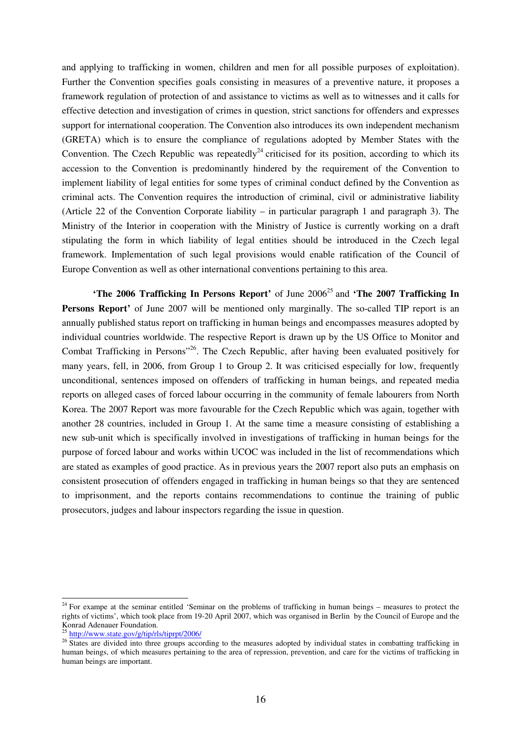and applying to trafficking in women, children and men for all possible purposes of exploitation). Further the Convention specifies goals consisting in measures of a preventive nature, it proposes a framework regulation of protection of and assistance to victims as well as to witnesses and it calls for effective detection and investigation of crimes in question, strict sanctions for offenders and expresses support for international cooperation. The Convention also introduces its own independent mechanism (GRETA) which is to ensure the compliance of regulations adopted by Member States with the Convention. The Czech Republic was repeatedly[24] criticised for its position, according to which its accession to the Convention is predominantly hindered by the requirement of the Convention to implement liability of legal entities for some types of criminal conduct defined by the Convention as criminal acts. The Convention requires the introduction of criminal, civil or administrative liability (Article 22 of the Convention Corporate liability – in particular paragraph 1 and paragraph 3). The Ministry of the Interior in cooperation with the Ministry of Justice is currently working on a draft stipulating the form in which liability of legal entities should be introduced in the Czech legal framework. Implementation of such legal provisions would enable ratification of the Council of Europe Convention as well as other international conventions pertaining to this area.

**'The 2006 Trafficking In Persons Report'** of June 2006[25] and **'The 2007 Trafficking In Persons Report'** of June 2007 will be mentioned only marginally. The so-called TIP report is an annually published status report on trafficking in human beings and encompasses measures adopted by individual countries worldwide. The respective Report is drawn up by the US Office to Monitor and Combat Trafficking in Persons"[26]. The Czech Republic, after having been evaluated positively for many years, fell, in 2006, from Group 1 to Group 2. It was criticised especially for low, frequently unconditional, sentences imposed on offenders of trafficking in human beings, and repeated media reports on alleged cases of forced labour occurring in the community of female labourers from North Korea. The 2007 Report was more favourable for the Czech Republic which was again, together with another 28 countries, included in Group 1. At the same time a measure consisting of establishing a new sub-unit which is specifically involved in investigations of trafficking in human beings for the purpose of forced labour and works within UCOC was included in the list of recommendations which are stated as examples of good practice. As in previous years the 2007 report also puts an emphasis on consistent prosecution of offenders engaged in trafficking in human beings so that they are sentenced to imprisonment, and the reports contains recommendations to continue the training of public prosecutors, judges and labour inspectors regarding the issue in question.

---

[24] For exampe at the seminar entitled 'Seminar on the problems of trafficking in human beings – measures to protect the rights of victims', which took place from 19-20 April 2007, which was organised in Berlin by the Council of Europe and the Konrad Adenauer Foundation.

[25] http://www.state.gov/g/tip/rls/tiprpt/2006/

[26] States are divided into three groups according to the measures adopted by individual states in combatting trafficking in human beings, of which measures pertaining to the area of repression, prevention, and care for the victims of trafficking in human beings are important.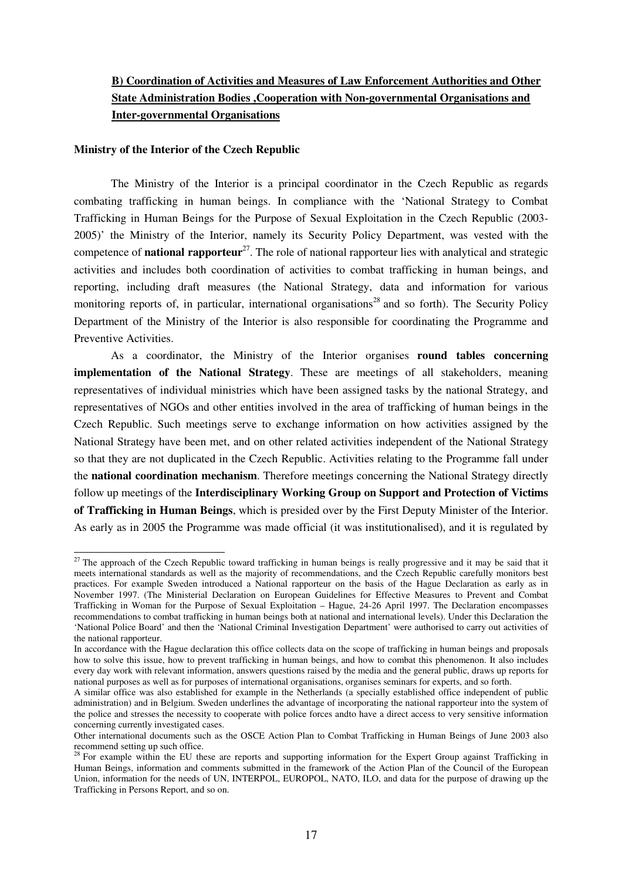## B) Coordination of Activities and Measures of Law Enforcement Authorities and Other State Administration Bodies ,Cooperation with Non-governmental Organisations and Inter-governmental Organisations

**Ministry of the Interior of the Czech Republic**

The Ministry of the Interior is a principal coordinator in the Czech Republic as regards combating trafficking in human beings. In compliance with the 'National Strategy to Combat Trafficking in Human Beings for the Purpose of Sexual Exploitation in the Czech Republic (2003-2005)' the Ministry of the Interior, namely its Security Policy Department, was vested with the competence of **national rapporteur**[27]. The role of national rapporteur lies with analytical and strategic activities and includes both coordination of activities to combat trafficking in human beings, and reporting, including draft measures (the National Strategy, data and information for various monitoring reports of, in particular, international organisations[28] and so forth). The Security Policy Department of the Ministry of the Interior is also responsible for coordinating the Programme and Preventive Activities.

As a coordinator, the Ministry of the Interior organises **round tables concerning implementation of the National Strategy**. These are meetings of all stakeholders, meaning representatives of individual ministries which have been assigned tasks by the national Strategy, and representatives of NGOs and other entities involved in the area of trafficking of human beings in the Czech Republic. Such meetings serve to exchange information on how activities assigned by the National Strategy have been met, and on other related activities independent of the National Strategy so that they are not duplicated in the Czech Republic. Activities relating to the Programme fall under the **national coordination mechanism**. Therefore meetings concerning the National Strategy directly follow up meetings of the **Interdisciplinary Working Group on Support and Protection of Victims of Trafficking in Human Beings**, which is presided over by the First Deputy Minister of the Interior. As early as in 2005 the Programme was made official (it was institutionalised), and it is regulated by

---

[27] The approach of the Czech Republic toward trafficking in human beings is really progressive and it may be said that it meets international standards as well as the majority of recommendations, and the Czech Republic carefully monitors best practices. For example Sweden introduced a National rapporteur on the basis of the Hague Declaration as early as in November 1997. (The Ministerial Declaration on European Guidelines for Effective Measures to Prevent and Combat Trafficking in Woman for the Purpose of Sexual Exploitation – Hague, 24-26 April 1997. The Declaration encompasses recommendations to combat trafficking in human beings both at national and international levels). Under this Declaration the 'National Police Board' and then the 'National Criminal Investigation Department' were authorised to carry out activities of the national rapporteur.

In accordance with the Hague declaration this office collects data on the scope of trafficking in human beings and proposals how to solve this issue, how to prevent trafficking in human beings, and how to combat this phenomenon. It also includes every day work with relevant information, answers questions raised by the media and the general public, draws up reports for national purposes as well as for purposes of international organisations, organises seminars for experts, and so forth.

A similar office was also established for example in the Netherlands (a specially established office independent of public administration) and in Belgium. Sweden underlines the advantage of incorporating the national rapporteur into the system of the police and stresses the necessity to cooperate with police forces andto have a direct access to very sensitive information concerning currently investigated cases.

Other international documents such as the OSCE Action Plan to Combat Trafficking in Human Beings of June 2003 also recommend setting up such office.

[28] For example within the EU these are reports and supporting information for the Expert Group against Trafficking in Human Beings, information and comments submitted in the framework of the Action Plan of the Council of the European Union, information for the needs of UN, INTERPOL, EUROPOL, NATO, ILO, and data for the purpose of drawing up the Trafficking in Persons Report, and so on.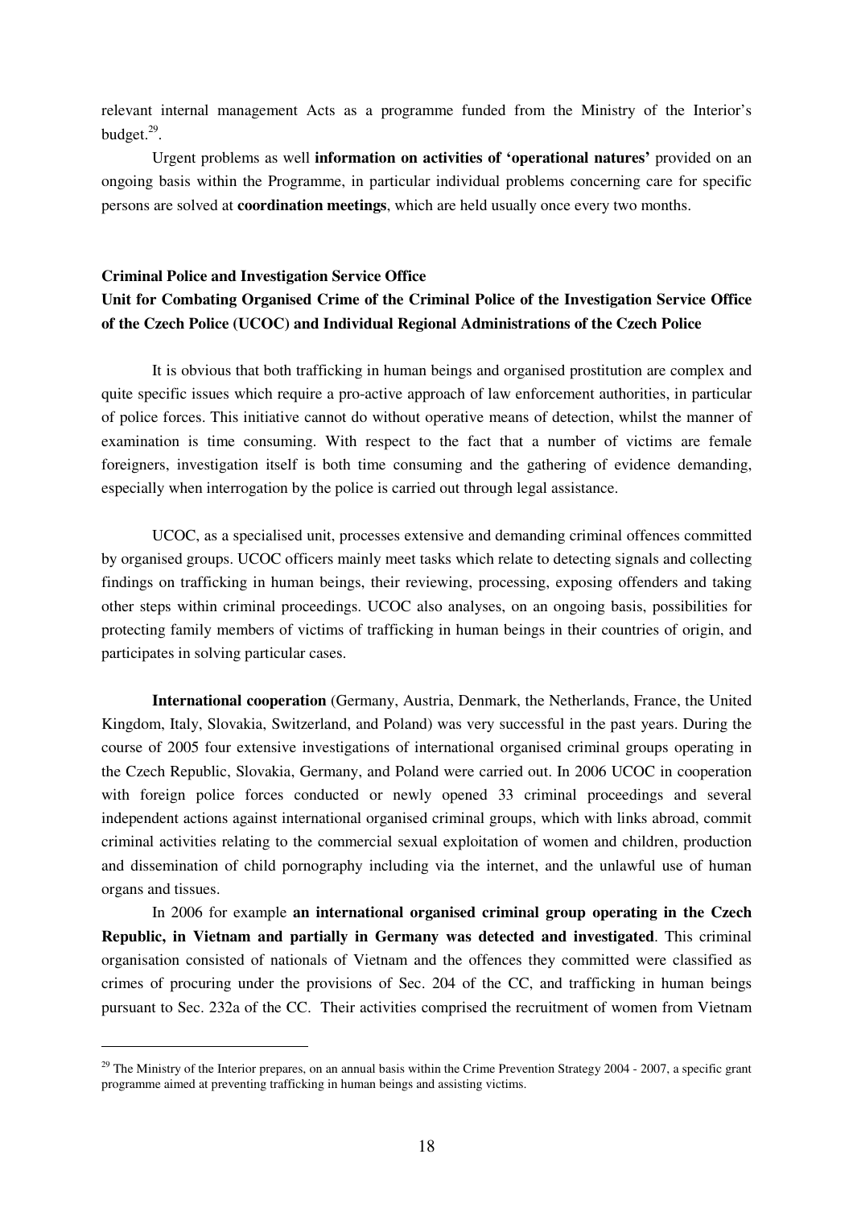relevant internal management Acts as a programme funded from the Ministry of the Interior's budget.[29].

Urgent problems as well **information on activities of 'operational natures'** provided on an ongoing basis within the Programme, in particular individual problems concerning care for specific persons are solved at **coordination meetings**, which are held usually once every two months.

**Criminal Police and Investigation Service Office**

**Unit for Combating Organised Crime of the Criminal Police of the Investigation Service Office of the Czech Police (UCOC) and Individual Regional Administrations of the Czech Police**

It is obvious that both trafficking in human beings and organised prostitution are complex and quite specific issues which require a pro-active approach of law enforcement authorities, in particular of police forces. This initiative cannot do without operative means of detection, whilst the manner of examination is time consuming. With respect to the fact that a number of victims are female foreigners, investigation itself is both time consuming and the gathering of evidence demanding, especially when interrogation by the police is carried out through legal assistance.

UCOC, as a specialised unit, processes extensive and demanding criminal offences committed by organised groups. UCOC officers mainly meet tasks which relate to detecting signals and collecting findings on trafficking in human beings, their reviewing, processing, exposing offenders and taking other steps within criminal proceedings. UCOC also analyses, on an ongoing basis, possibilities for protecting family members of victims of trafficking in human beings in their countries of origin, and participates in solving particular cases.

**International cooperation** (Germany, Austria, Denmark, the Netherlands, France, the United Kingdom, Italy, Slovakia, Switzerland, and Poland) was very successful in the past years. During the course of 2005 four extensive investigations of international organised criminal groups operating in the Czech Republic, Slovakia, Germany, and Poland were carried out. In 2006 UCOC in cooperation with foreign police forces conducted or newly opened 33 criminal proceedings and several independent actions against international organised criminal groups, which with links abroad, commit criminal activities relating to the commercial sexual exploitation of women and children, production and dissemination of child pornography including via the internet, and the unlawful use of human organs and tissues.

In 2006 for example **an international organised criminal group operating in the Czech Republic, in Vietnam and partially in Germany was detected and investigated**. This criminal organisation consisted of nationals of Vietnam and the offences they committed were classified as crimes of procuring under the provisions of Sec. 204 of the CC, and trafficking in human beings pursuant to Sec. 232a of the CC. Their activities comprised the recruitment of women from Vietnam

[29] The Ministry of the Interior prepares, on an annual basis within the Crime Prevention Strategy 2004 - 2007, a specific grant programme aimed at preventing trafficking in human beings and assisting victims.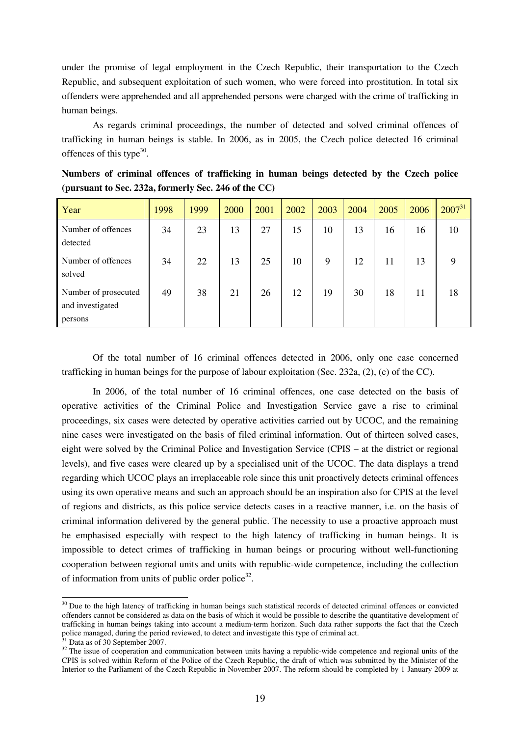under the promise of legal employment in the Czech Republic, their transportation to the Czech Republic, and subsequent exploitation of such women, who were forced into prostitution. In total six offenders were apprehended and all apprehended persons were charged with the crime of trafficking in human beings.

As regards criminal proceedings, the number of detected and solved criminal offences of trafficking in human beings is stable. In 2006, as in 2005, the Czech police detected 16 criminal offences of this type[30].

**Numbers of criminal offences of trafficking in human beings detected by the Czech police (pursuant to Sec. 232a, formerly Sec. 246 of the CC)**

| Year | 1998 | 1999 | 2000 | 2001 | 2002 | 2003 | 2004 | 2005 | 2006 | 2007[31] |
|---|---|---|---|---|---|---|---|---|---|---|
| Number of offences detected | 34 | 23 | 13 | 27 | 15 | 10 | 13 | 16 | 16 | 10 |
| Number of offences solved | 34 | 22 | 13 | 25 | 10 | 9 | 12 | 11 | 13 | 9 |
| Number of prosecuted and investigated persons | 49 | 38 | 21 | 26 | 12 | 19 | 30 | 18 | 11 | 18 |

Of the total number of 16 criminal offences detected in 2006, only one case concerned trafficking in human beings for the purpose of labour exploitation (Sec. 232a, (2), (c) of the CC).

In 2006, of the total number of 16 criminal offences, one case detected on the basis of operative activities of the Criminal Police and Investigation Service gave a rise to criminal proceedings, six cases were detected by operative activities carried out by UCOC, and the remaining nine cases were investigated on the basis of filed criminal information. Out of thirteen solved cases, eight were solved by the Criminal Police and Investigation Service (CPIS – at the district or regional levels), and five cases were cleared up by a specialised unit of the UCOC. The data displays a trend regarding which UCOC plays an irreplaceable role since this unit proactively detects criminal offences using its own operative means and such an approach should be an inspiration also for CPIS at the level of regions and districts, as this police service detects cases in a reactive manner, i.e. on the basis of criminal information delivered by the general public. The necessity to use a proactive approach must be emphasised especially with respect to the high latency of trafficking in human beings. It is impossible to detect crimes of trafficking in human beings or procuring without well-functioning cooperation between regional units and units with republic-wide competence, including the collection of information from units of public order police[32].

---

[30] Due to the high latency of trafficking in human beings such statistical records of detected criminal offences or convicted offenders cannot be considered as data on the basis of which it would be possible to describe the quantitative development of trafficking in human beings taking into account a medium-term horizon. Such data rather supports the fact that the Czech police managed, during the period reviewed, to detect and investigate this type of criminal act.

[31] Data as of 30 September 2007.

[32] The issue of cooperation and communication between units having a republic-wide competence and regional units of the CPIS is solved within Reform of the Police of the Czech Republic, the draft of which was submitted by the Minister of the Interior to the Parliament of the Czech Republic in November 2007. The reform should be completed by 1 January 2009 at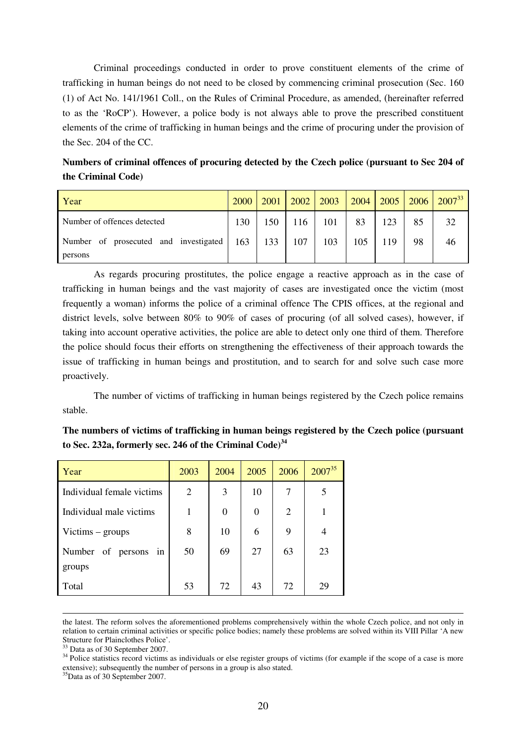Criminal proceedings conducted in order to prove constituent elements of the crime of trafficking in human beings do not need to be closed by commencing criminal prosecution (Sec. 160 (1) of Act No. 141/1961 Coll., on the Rules of Criminal Procedure, as amended, (hereinafter referred to as the 'RoCP'). However, a police body is not always able to prove the prescribed constituent elements of the crime of trafficking in human beings and the crime of procuring under the provision of the Sec. 204 of the CC.

**Numbers of criminal offences of procuring detected by the Czech police (pursuant to Sec 204 of the Criminal Code)**

| Year | 2000 | 2001 | 2002 | 2003 | 2004 | 2005 | 2006 | 2007[33] |
|---|---|---|---|---|---|---|---|---|
| Number of offences detected | 130 | 150 | 116 | 101 | 83 | 123 | 85 | 32 |
| Number of prosecuted and investigated persons | 163 | 133 | 107 | 103 | 105 | 119 | 98 | 46 |

As regards procuring prostitutes, the police engage a reactive approach as in the case of trafficking in human beings and the vast majority of cases are investigated once the victim (most frequently a woman) informs the police of a criminal offence The CPIS offices, at the regional and district levels, solve between 80% to 90% of cases of procuring (of all solved cases), however, if taking into account operative activities, the police are able to detect only one third of them. Therefore the police should focus their efforts on strengthening the effectiveness of their approach towards the issue of trafficking in human beings and prostitution, and to search for and solve such case more proactively.

The number of victims of trafficking in human beings registered by the Czech police remains stable.

**The numbers of victims of trafficking in human beings registered by the Czech police (pursuant to Sec. 232a, formerly sec. 246 of the Criminal Code)[34]**

| Year | 2003 | 2004 | 2005 | 2006 | 2007[35] |
|---|---|---|---|---|---|
| Individual female victims | 2 | 3 | 10 | 7 | 5 |
| Individual male victims | 1 | 0 | 0 | 2 | 1 |
| Victims – groups | 8 | 10 | 6 | 9 | 4 |
| Number of persons in groups | 50 | 69 | 27 | 63 | 23 |
| Total | 53 | 72 | 43 | 72 | 29 |

---

the latest. The reform solves the aforementioned problems comprehensively within the whole Czech police, and not only in relation to certain criminal activities or specific police bodies; namely these problems are solved within its VIII Pillar 'A new Structure for Plainclothes Police'.

[33] Data as of 30 September 2007.

[34] Police statistics record victims as individuals or else register groups of victims (for example if the scope of a case is more extensive); subsequently the number of persons in a group is also stated.

[35] Data as of 30 September 2007.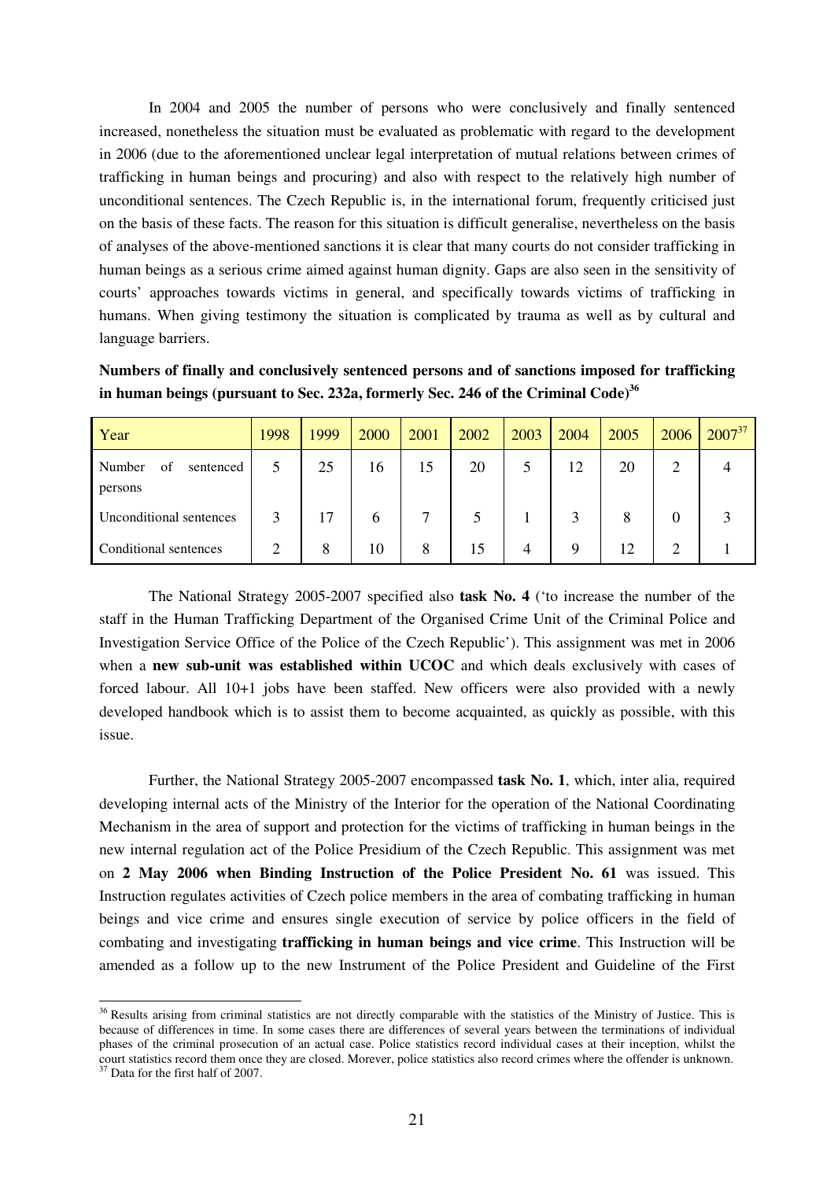In 2004 and 2005 the number of persons who were conclusively and finally sentenced increased, nonetheless the situation must be evaluated as problematic with regard to the development in 2006 (due to the aforementioned unclear legal interpretation of mutual relations between crimes of trafficking in human beings and procuring) and also with respect to the relatively high number of unconditional sentences. The Czech Republic is, in the international forum, frequently criticised just on the basis of these facts. The reason for this situation is difficult generalise, nevertheless on the basis of analyses of the above-mentioned sanctions it is clear that many courts do not consider trafficking in human beings as a serious crime aimed against human dignity. Gaps are also seen in the sensitivity of courts' approaches towards victims in general, and specifically towards victims of trafficking in humans. When giving testimony the situation is complicated by trauma as well as by cultural and language barriers.

**Numbers of finally and conclusively sentenced persons and of sanctions imposed for trafficking in human beings (pursuant to Sec. 232a, formerly Sec. 246 of the Criminal Code)[36]**

| Year | 1998 | 1999 | 2000 | 2001 | 2002 | 2003 | 2004 | 2005 | 2006 | 2007[37] |
|---|---|---|---|---|---|---|---|---|---|---|
| Number of sentenced persons | 5 | 25 | 16 | 15 | 20 | 5 | 12 | 20 | 2 | 4 |
| Unconditional sentences | 3 | 17 | 6 | 7 | 5 | 1 | 3 | 8 | 0 | 3 |
| Conditional sentences | 2 | 8 | 10 | 8 | 15 | 4 | 9 | 12 | 2 | 1 |

The National Strategy 2005-2007 specified also **task No. 4** ('to increase the number of the staff in the Human Trafficking Department of the Organised Crime Unit of the Criminal Police and Investigation Service Office of the Police of the Czech Republic'). This assignment was met in 2006 when a **new sub-unit was established within UCOC** and which deals exclusively with cases of forced labour. All 10+1 jobs have been staffed. New officers were also provided with a newly developed handbook which is to assist them to become acquainted, as quickly as possible, with this issue.

Further, the National Strategy 2005-2007 encompassed **task No. 1**, which, inter alia, required developing internal acts of the Ministry of the Interior for the operation of the National Coordinating Mechanism in the area of support and protection for the victims of trafficking in human beings in the new internal regulation act of the Police Presidium of the Czech Republic. This assignment was met on **2 May 2006 when Binding Instruction of the Police President No. 61** was issued. This Instruction regulates activities of Czech police members in the area of combating trafficking in human beings and vice crime and ensures single execution of service by police officers in the field of combating and investigating **trafficking in human beings and vice crime**. This Instruction will be amended as a follow up to the new Instrument of the Police President and Guideline of the First

---

[36] Results arising from criminal statistics are not directly comparable with the statistics of the Ministry of Justice. This is because of differences in time. In some cases there are differences of several years between the terminations of individual phases of the criminal prosecution of an actual case. Police statistics record individual cases at their inception, whilst the court statistics record them once they are closed. Morever, police statistics also record crimes where the offender is unknown.

[37] Data for the first half of 2007.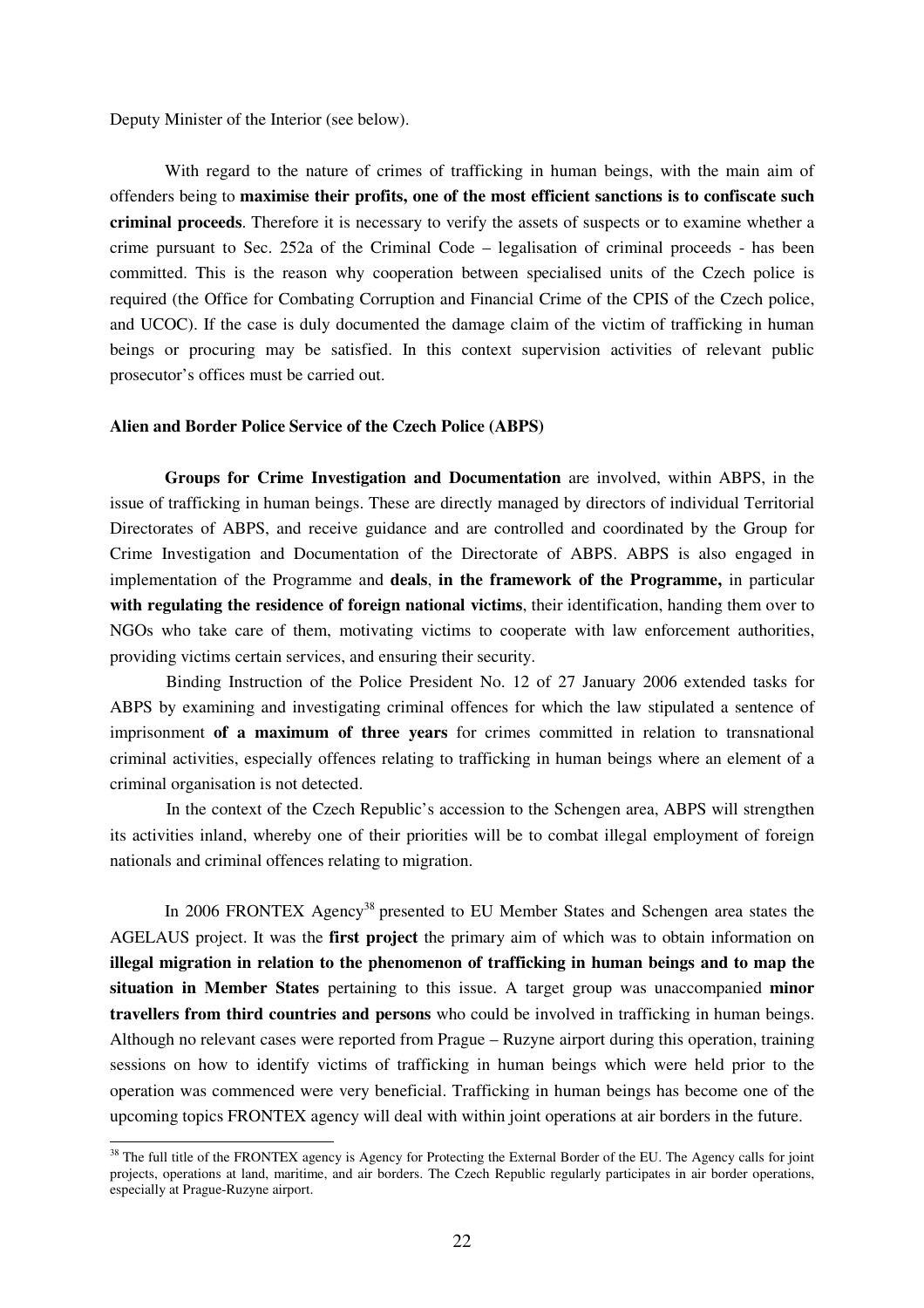Deputy Minister of the Interior (see below).

With regard to the nature of crimes of trafficking in human beings, with the main aim of offenders being to **maximise their profits, one of the most efficient sanctions is to confiscate such criminal proceeds**. Therefore it is necessary to verify the assets of suspects or to examine whether a crime pursuant to Sec. 252a of the Criminal Code – legalisation of criminal proceeds - has been committed. This is the reason why cooperation between specialised units of the Czech police is required (the Office for Combating Corruption and Financial Crime of the CPIS of the Czech police, and UCOC). If the case is duly documented the damage claim of the victim of trafficking in human beings or procuring may be satisfied. In this context supervision activities of relevant public prosecutor's offices must be carried out.

**Alien and Border Police Service of the Czech Police (ABPS)**

**Groups for Crime Investigation and Documentation** are involved, within ABPS, in the issue of trafficking in human beings. These are directly managed by directors of individual Territorial Directorates of ABPS, and receive guidance and are controlled and coordinated by the Group for Crime Investigation and Documentation of the Directorate of ABPS. ABPS is also engaged in implementation of the Programme and **deals**, **in the framework of the Programme,** in particular **with regulating the residence of foreign national victims**, their identification, handing them over to NGOs who take care of them, motivating victims to cooperate with law enforcement authorities, providing victims certain services, and ensuring their security.

Binding Instruction of the Police President No. 12 of 27 January 2006 extended tasks for ABPS by examining and investigating criminal offences for which the law stipulated a sentence of imprisonment **of a maximum of three years** for crimes committed in relation to transnational criminal activities, especially offences relating to trafficking in human beings where an element of a criminal organisation is not detected.

In the context of the Czech Republic's accession to the Schengen area, ABPS will strengthen its activities inland, whereby one of their priorities will be to combat illegal employment of foreign nationals and criminal offences relating to migration.

In 2006 FRONTEX Agency[38] presented to EU Member States and Schengen area states the AGELAUS project. It was the **first project** the primary aim of which was to obtain information on **illegal migration in relation to the phenomenon of trafficking in human beings and to map the situation in Member States** pertaining to this issue. A target group was unaccompanied **minor travellers from third countries and persons** who could be involved in trafficking in human beings. Although no relevant cases were reported from Prague – Ruzyne airport during this operation, training sessions on how to identify victims of trafficking in human beings which were held prior to the operation was commenced were very beneficial. Trafficking in human beings has become one of the upcoming topics FRONTEX agency will deal with within joint operations at air borders in the future.

[38] The full title of the FRONTEX agency is Agency for Protecting the External Border of the EU. The Agency calls for joint projects, operations at land, maritime, and air borders. The Czech Republic regularly participates in air border operations, especially at Prague-Ruzyne airport.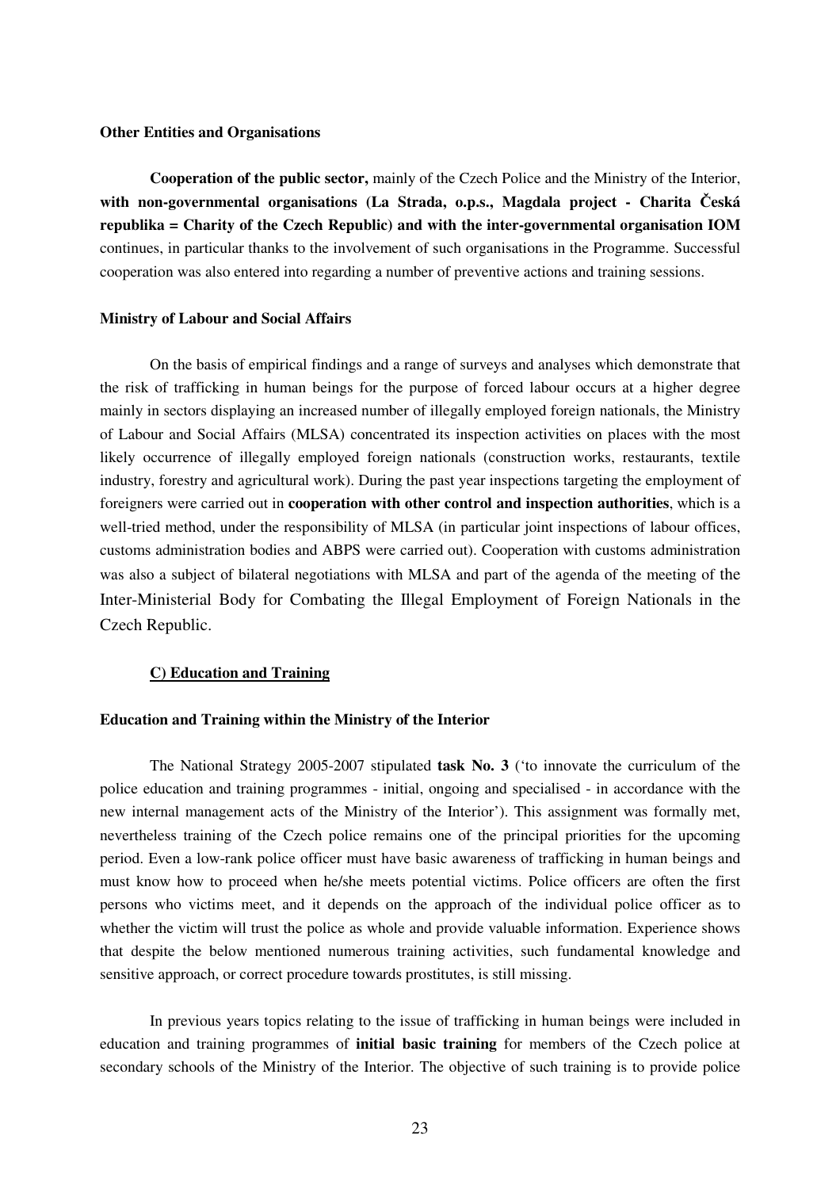**Other Entities and Organisations**

**Cooperation of the public sector,** mainly of the Czech Police and the Ministry of the Interior, **with non-governmental organisations (La Strada, o.p.s., Magdala project - Charita Česká republika = Charity of the Czech Republic) and with the inter-governmental organisation IOM** continues, in particular thanks to the involvement of such organisations in the Programme. Successful cooperation was also entered into regarding a number of preventive actions and training sessions.

**Ministry of Labour and Social Affairs**

On the basis of empirical findings and a range of surveys and analyses which demonstrate that the risk of trafficking in human beings for the purpose of forced labour occurs at a higher degree mainly in sectors displaying an increased number of illegally employed foreign nationals, the Ministry of Labour and Social Affairs (MLSA) concentrated its inspection activities on places with the most likely occurrence of illegally employed foreign nationals (construction works, restaurants, textile industry, forestry and agricultural work). During the past year inspections targeting the employment of foreigners were carried out in **cooperation with other control and inspection authorities**, which is a well-tried method, under the responsibility of MLSA (in particular joint inspections of labour offices, customs administration bodies and ABPS were carried out). Cooperation with customs administration was also a subject of bilateral negotiations with MLSA and part of the agenda of the meeting of the Inter-Ministerial Body for Combating the Illegal Employment of Foreign Nationals in the Czech Republic.

## C) Education and Training

**Education and Training within the Ministry of the Interior**

The National Strategy 2005-2007 stipulated **task No. 3** ('to innovate the curriculum of the police education and training programmes - initial, ongoing and specialised - in accordance with the new internal management acts of the Ministry of the Interior'). This assignment was formally met, nevertheless training of the Czech police remains one of the principal priorities for the upcoming period. Even a low-rank police officer must have basic awareness of trafficking in human beings and must know how to proceed when he/she meets potential victims. Police officers are often the first persons who victims meet, and it depends on the approach of the individual police officer as to whether the victim will trust the police as whole and provide valuable information. Experience shows that despite the below mentioned numerous training activities, such fundamental knowledge and sensitive approach, or correct procedure towards prostitutes, is still missing.

In previous years topics relating to the issue of trafficking in human beings were included in education and training programmes of **initial basic training** for members of the Czech police at secondary schools of the Ministry of the Interior. The objective of such training is to provide police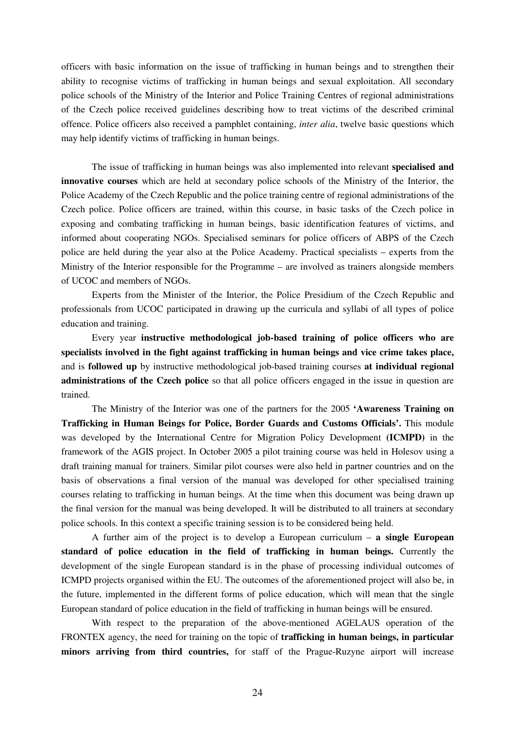officers with basic information on the issue of trafficking in human beings and to strengthen their ability to recognise victims of trafficking in human beings and sexual exploitation. All secondary police schools of the Ministry of the Interior and Police Training Centres of regional administrations of the Czech police received guidelines describing how to treat victims of the described criminal offence. Police officers also received a pamphlet containing, *inter alia*, twelve basic questions which may help identify victims of trafficking in human beings.

The issue of trafficking in human beings was also implemented into relevant **specialised and innovative courses** which are held at secondary police schools of the Ministry of the Interior, the Police Academy of the Czech Republic and the police training centre of regional administrations of the Czech police. Police officers are trained, within this course, in basic tasks of the Czech police in exposing and combating trafficking in human beings, basic identification features of victims, and informed about cooperating NGOs. Specialised seminars for police officers of ABPS of the Czech police are held during the year also at the Police Academy. Practical specialists – experts from the Ministry of the Interior responsible for the Programme – are involved as trainers alongside members of UCOC and members of NGOs.

Experts from the Minister of the Interior, the Police Presidium of the Czech Republic and professionals from UCOC participated in drawing up the curricula and syllabi of all types of police education and training.

Every year **instructive methodological job-based training of police officers who are specialists involved in the fight against trafficking in human beings and vice crime takes place,** and is **followed up** by instructive methodological job-based training courses **at individual regional administrations of the Czech police** so that all police officers engaged in the issue in question are trained.

The Ministry of the Interior was one of the partners for the 2005 **'Awareness Training on Trafficking in Human Beings for Police, Border Guards and Customs Officials'.** This module was developed by the International Centre for Migration Policy Development **(ICMPD)** in the framework of the AGIS project. In October 2005 a pilot training course was held in Holesov using a draft training manual for trainers. Similar pilot courses were also held in partner countries and on the basis of observations a final version of the manual was developed for other specialised training courses relating to trafficking in human beings. At the time when this document was being drawn up the final version for the manual was being developed. It will be distributed to all trainers at secondary police schools. In this context a specific training session is to be considered being held.

A further aim of the project is to develop a European curriculum – **a single European standard of police education in the field of trafficking in human beings.** Currently the development of the single European standard is in the phase of processing individual outcomes of ICMPD projects organised within the EU. The outcomes of the aforementioned project will also be, in the future, implemented in the different forms of police education, which will mean that the single European standard of police education in the field of trafficking in human beings will be ensured.

With respect to the preparation of the above-mentioned AGELAUS operation of the FRONTEX agency, the need for training on the topic of **trafficking in human beings, in particular minors arriving from third countries,** for staff of the Prague-Ruzyne airport will increase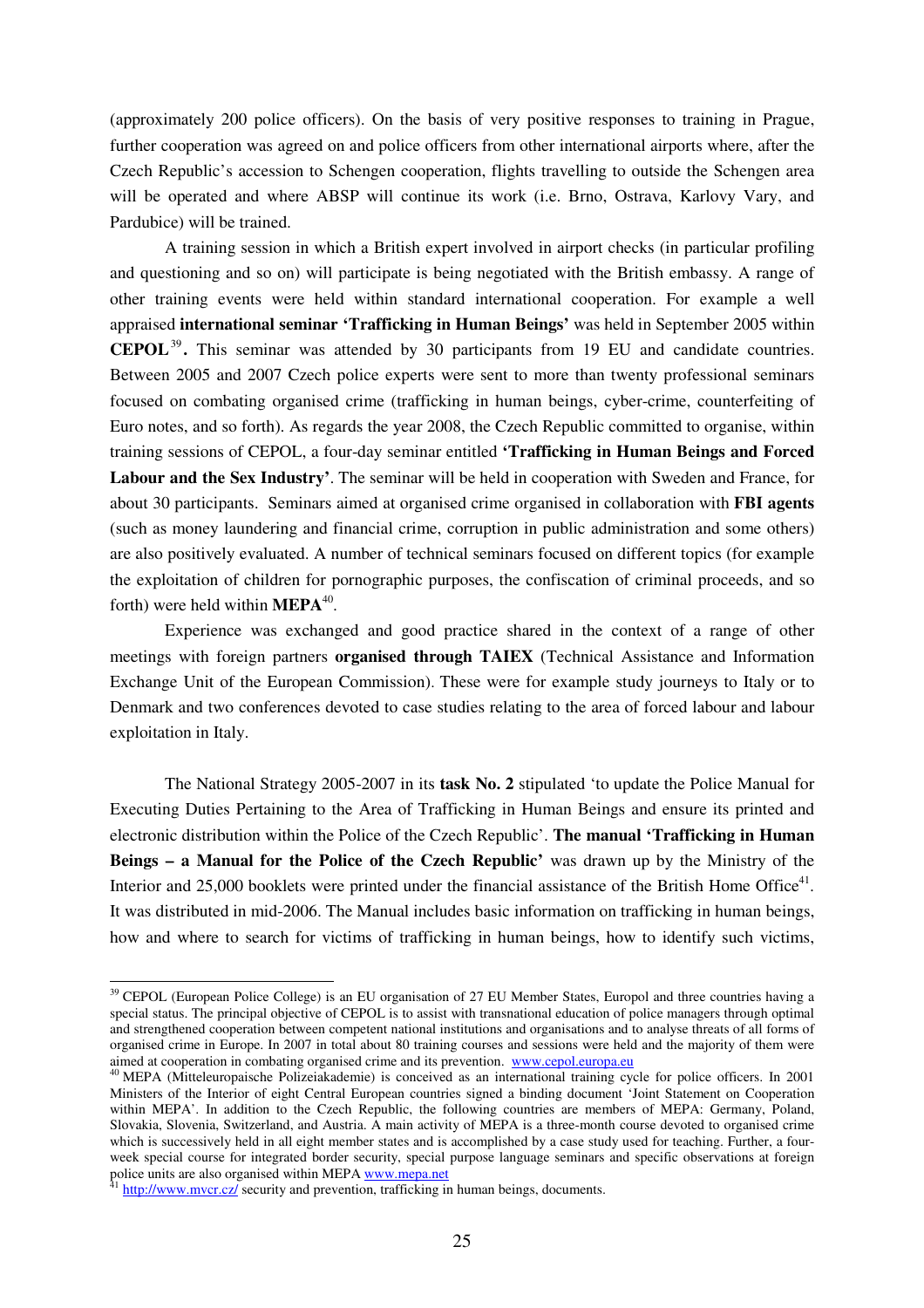(approximately 200 police officers). On the basis of very positive responses to training in Prague, further cooperation was agreed on and police officers from other international airports where, after the Czech Republic's accession to Schengen cooperation, flights travelling to outside the Schengen area will be operated and where ABSP will continue its work (i.e. Brno, Ostrava, Karlovy Vary, and Pardubice) will be trained.

A training session in which a British expert involved in airport checks (in particular profiling and questioning and so on) will participate is being negotiated with the British embassy. A range of other training events were held within standard international cooperation. For example a well appraised **international seminar 'Trafficking in Human Beings'** was held in September 2005 within **CEPOL**[39]**.** This seminar was attended by 30 participants from 19 EU and candidate countries. Between 2005 and 2007 Czech police experts were sent to more than twenty professional seminars focused on combating organised crime (trafficking in human beings, cyber-crime, counterfeiting of Euro notes, and so forth). As regards the year 2008, the Czech Republic committed to organise, within training sessions of CEPOL, a four-day seminar entitled **'Trafficking in Human Beings and Forced Labour and the Sex Industry'**. The seminar will be held in cooperation with Sweden and France, for about 30 participants. Seminars aimed at organised crime organised in collaboration with **FBI agents** (such as money laundering and financial crime, corruption in public administration and some others) are also positively evaluated. A number of technical seminars focused on different topics (for example the exploitation of children for pornographic purposes, the confiscation of criminal proceeds, and so forth) were held within **MEPA**[40].

Experience was exchanged and good practice shared in the context of a range of other meetings with foreign partners **organised through TAIEX** (Technical Assistance and Information Exchange Unit of the European Commission). These were for example study journeys to Italy or to Denmark and two conferences devoted to case studies relating to the area of forced labour and labour exploitation in Italy.

The National Strategy 2005-2007 in its **task No. 2** stipulated 'to update the Police Manual for Executing Duties Pertaining to the Area of Trafficking in Human Beings and ensure its printed and electronic distribution within the Police of the Czech Republic'. **The manual 'Trafficking in Human Beings – a Manual for the Police of the Czech Republic'** was drawn up by the Ministry of the Interior and 25,000 booklets were printed under the financial assistance of the British Home Office[41]. It was distributed in mid-2006. The Manual includes basic information on trafficking in human beings, how and where to search for victims of trafficking in human beings, how to identify such victims,

---

[39] CEPOL (European Police College) is an EU organisation of 27 EU Member States, Europol and three countries having a special status. The principal objective of CEPOL is to assist with transnational education of police managers through optimal and strengthened cooperation between competent national institutions and organisations and to analyse threats of all forms of organised crime in Europe. In 2007 in total about 80 training courses and sessions were held and the majority of them were aimed at cooperation in combating organised crime and its prevention. www.cepol.europa.eu

[40] MEPA (Mitteleuropaische Polizeiakademie) is conceived as an international training cycle for police officers. In 2001 Ministers of the Interior of eight Central European countries signed a binding document 'Joint Statement on Cooperation within MEPA'. In addition to the Czech Republic, the following countries are members of MEPA: Germany, Poland, Slovakia, Slovenia, Switzerland, and Austria. A main activity of MEPA is a three-month course devoted to organised crime which is successively held in all eight member states and is accomplished by a case study used for teaching. Further, a four-week special course for integrated border security, special purpose language seminars and specific observations at foreign police units are also organised within MEPA www.mepa.net

[41] http://www.mvcr.cz/ security and prevention, trafficking in human beings, documents.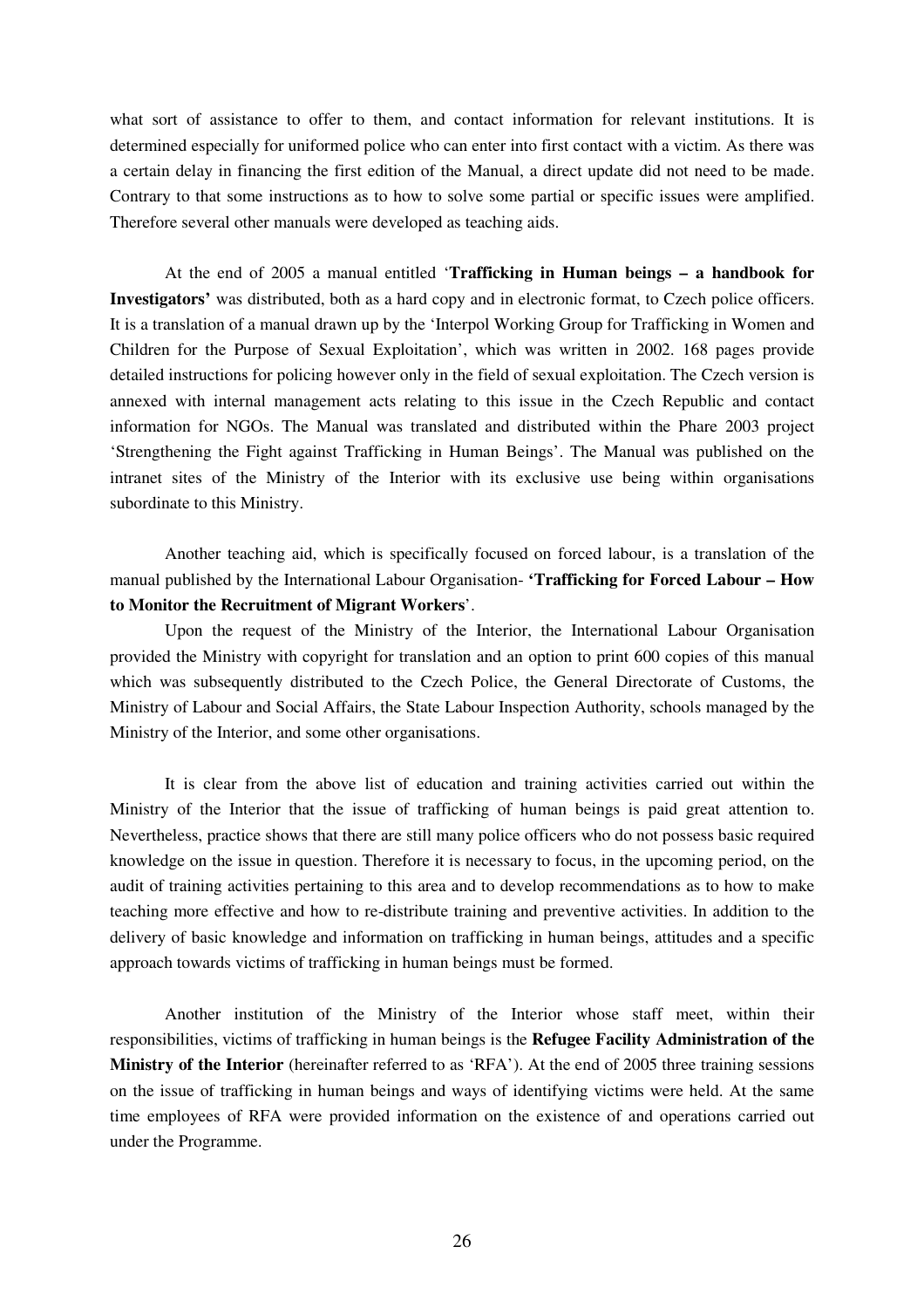what sort of assistance to offer to them, and contact information for relevant institutions. It is determined especially for uniformed police who can enter into first contact with a victim. As there was a certain delay in financing the first edition of the Manual, a direct update did not need to be made. Contrary to that some instructions as to how to solve some partial or specific issues were amplified. Therefore several other manuals were developed as teaching aids.

At the end of 2005 a manual entitled '**Trafficking in Human beings – a handbook for Investigators'** was distributed, both as a hard copy and in electronic format, to Czech police officers. It is a translation of a manual drawn up by the 'Interpol Working Group for Trafficking in Women and Children for the Purpose of Sexual Exploitation', which was written in 2002. 168 pages provide detailed instructions for policing however only in the field of sexual exploitation. The Czech version is annexed with internal management acts relating to this issue in the Czech Republic and contact information for NGOs. The Manual was translated and distributed within the Phare 2003 project 'Strengthening the Fight against Trafficking in Human Beings'. The Manual was published on the intranet sites of the Ministry of the Interior with its exclusive use being within organisations subordinate to this Ministry.

Another teaching aid, which is specifically focused on forced labour, is a translation of the manual published by the International Labour Organisation- **'Trafficking for Forced Labour – How to Monitor the Recruitment of Migrant Workers**'.

Upon the request of the Ministry of the Interior, the International Labour Organisation provided the Ministry with copyright for translation and an option to print 600 copies of this manual which was subsequently distributed to the Czech Police, the General Directorate of Customs, the Ministry of Labour and Social Affairs, the State Labour Inspection Authority, schools managed by the Ministry of the Interior, and some other organisations.

It is clear from the above list of education and training activities carried out within the Ministry of the Interior that the issue of trafficking of human beings is paid great attention to. Nevertheless, practice shows that there are still many police officers who do not possess basic required knowledge on the issue in question. Therefore it is necessary to focus, in the upcoming period, on the audit of training activities pertaining to this area and to develop recommendations as to how to make teaching more effective and how to re-distribute training and preventive activities. In addition to the delivery of basic knowledge and information on trafficking in human beings, attitudes and a specific approach towards victims of trafficking in human beings must be formed.

Another institution of the Ministry of the Interior whose staff meet, within their responsibilities, victims of trafficking in human beings is the **Refugee Facility Administration of the Ministry of the Interior** (hereinafter referred to as 'RFA'). At the end of 2005 three training sessions on the issue of trafficking in human beings and ways of identifying victims were held. At the same time employees of RFA were provided information on the existence of and operations carried out under the Programme.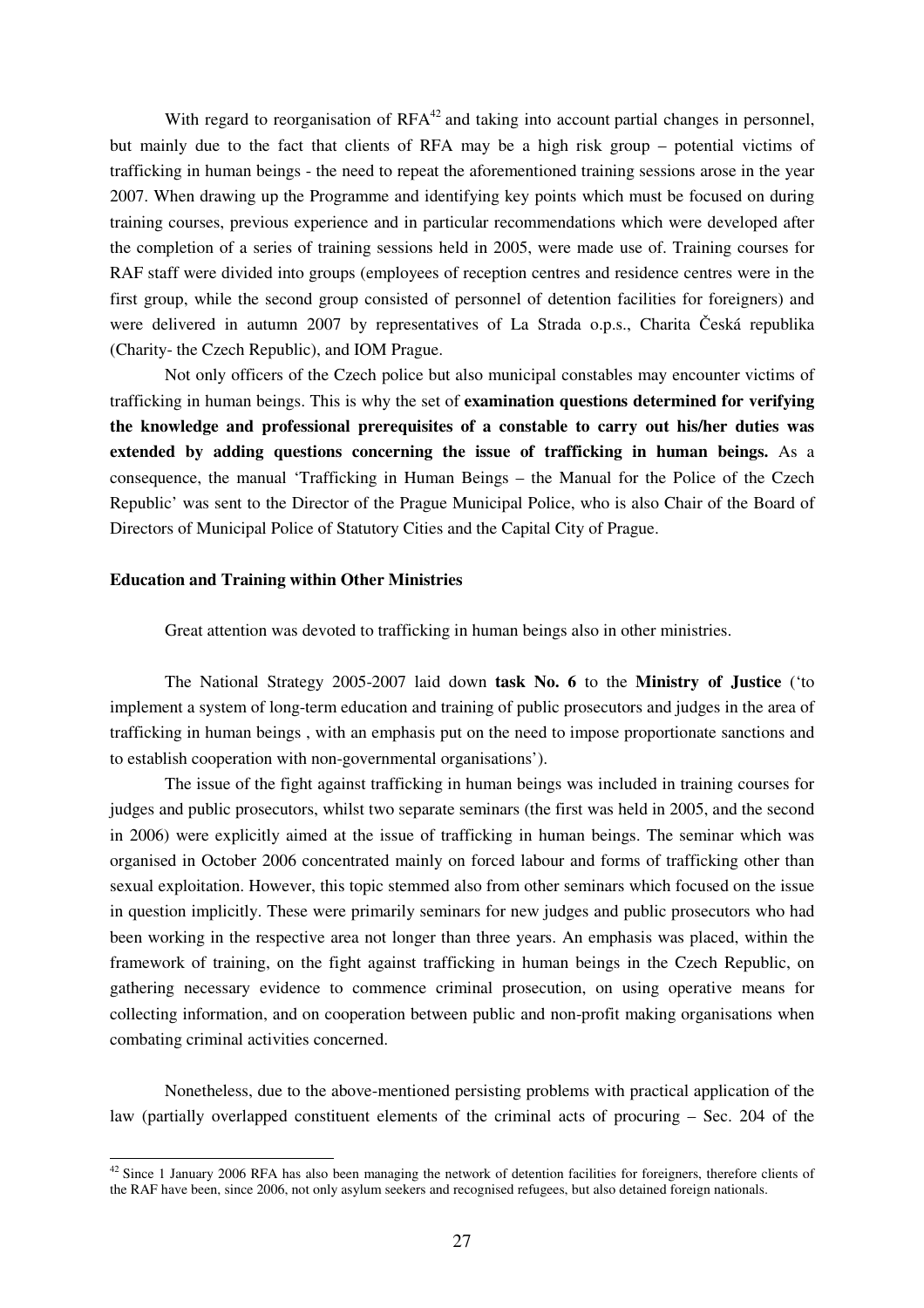With regard to reorganisation of RFA[42] and taking into account partial changes in personnel, but mainly due to the fact that clients of RFA may be a high risk group – potential victims of trafficking in human beings - the need to repeat the aforementioned training sessions arose in the year 2007. When drawing up the Programme and identifying key points which must be focused on during training courses, previous experience and in particular recommendations which were developed after the completion of a series of training sessions held in 2005, were made use of. Training courses for RAF staff were divided into groups (employees of reception centres and residence centres were in the first group, while the second group consisted of personnel of detention facilities for foreigners) and were delivered in autumn 2007 by representatives of La Strada o.p.s., Charita Česká republika (Charity- the Czech Republic), and IOM Prague.

Not only officers of the Czech police but also municipal constables may encounter victims of trafficking in human beings. This is why the set of **examination questions determined for verifying the knowledge and professional prerequisites of a constable to carry out his/her duties was extended by adding questions concerning the issue of trafficking in human beings.** As a consequence, the manual 'Trafficking in Human Beings – the Manual for the Police of the Czech Republic' was sent to the Director of the Prague Municipal Police, who is also Chair of the Board of Directors of Municipal Police of Statutory Cities and the Capital City of Prague.

**Education and Training within Other Ministries**

Great attention was devoted to trafficking in human beings also in other ministries.

The National Strategy 2005-2007 laid down **task No. 6** to the **Ministry of Justice** ('to implement a system of long-term education and training of public prosecutors and judges in the area of trafficking in human beings , with an emphasis put on the need to impose proportionate sanctions and to establish cooperation with non-governmental organisations').

The issue of the fight against trafficking in human beings was included in training courses for judges and public prosecutors, whilst two separate seminars (the first was held in 2005, and the second in 2006) were explicitly aimed at the issue of trafficking in human beings. The seminar which was organised in October 2006 concentrated mainly on forced labour and forms of trafficking other than sexual exploitation. However, this topic stemmed also from other seminars which focused on the issue in question implicitly. These were primarily seminars for new judges and public prosecutors who had been working in the respective area not longer than three years. An emphasis was placed, within the framework of training, on the fight against trafficking in human beings in the Czech Republic, on gathering necessary evidence to commence criminal prosecution, on using operative means for collecting information, and on cooperation between public and non-profit making organisations when combating criminal activities concerned.

Nonetheless, due to the above-mentioned persisting problems with practical application of the law (partially overlapped constituent elements of the criminal acts of procuring – Sec. 204 of the

[42] Since 1 January 2006 RFA has also been managing the network of detention facilities for foreigners, therefore clients of the RAF have been, since 2006, not only asylum seekers and recognised refugees, but also detained foreign nationals.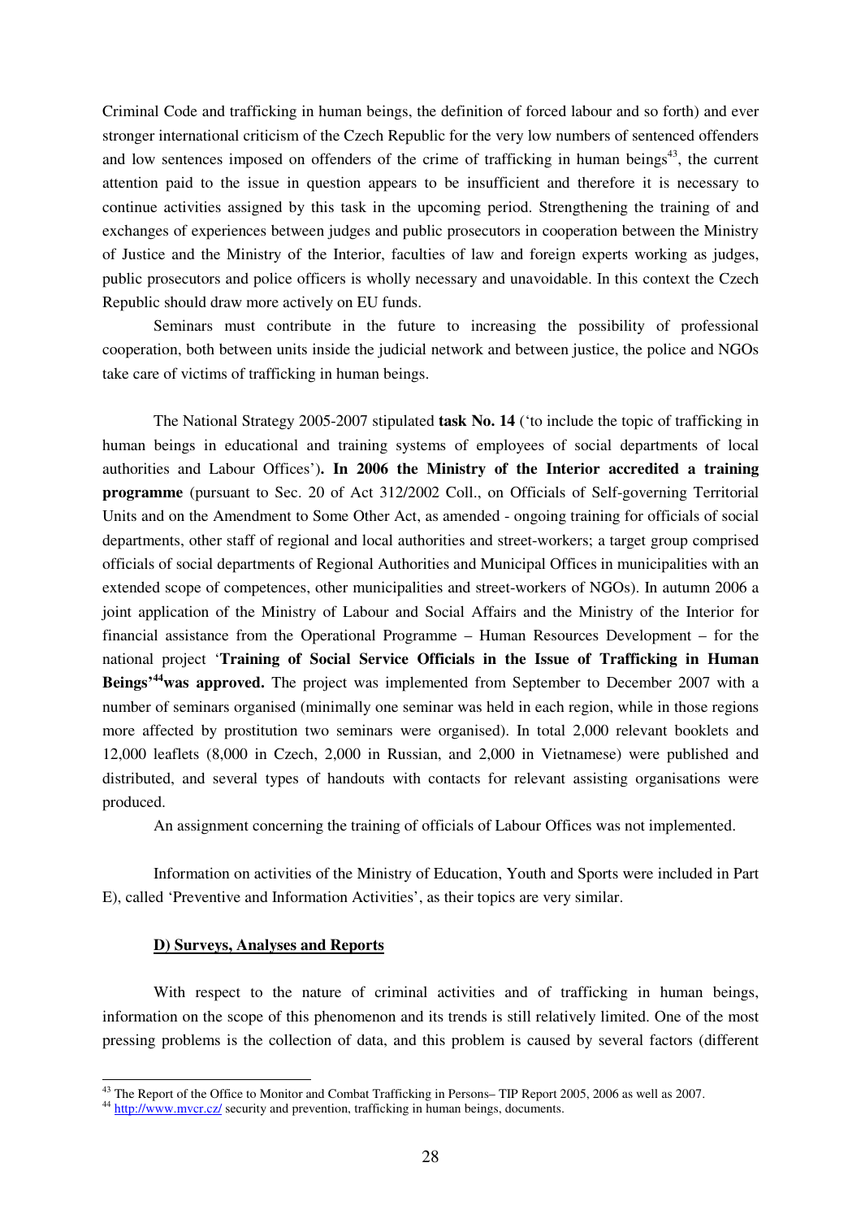Criminal Code and trafficking in human beings, the definition of forced labour and so forth) and ever stronger international criticism of the Czech Republic for the very low numbers of sentenced offenders and low sentences imposed on offenders of the crime of trafficking in human beings[43], the current attention paid to the issue in question appears to be insufficient and therefore it is necessary to continue activities assigned by this task in the upcoming period. Strengthening the training of and exchanges of experiences between judges and public prosecutors in cooperation between the Ministry of Justice and the Ministry of the Interior, faculties of law and foreign experts working as judges, public prosecutors and police officers is wholly necessary and unavoidable. In this context the Czech Republic should draw more actively on EU funds.

Seminars must contribute in the future to increasing the possibility of professional cooperation, both between units inside the judicial network and between justice, the police and NGOs take care of victims of trafficking in human beings.

The National Strategy 2005-2007 stipulated **task No. 14** ('to include the topic of trafficking in human beings in educational and training systems of employees of social departments of local authorities and Labour Offices')**. In 2006 the Ministry of the Interior accredited a training programme** (pursuant to Sec. 20 of Act 312/2002 Coll., on Officials of Self-governing Territorial Units and on the Amendment to Some Other Act, as amended - ongoing training for officials of social departments, other staff of regional and local authorities and street-workers; a target group comprised officials of social departments of Regional Authorities and Municipal Offices in municipalities with an extended scope of competences, other municipalities and street-workers of NGOs). In autumn 2006 a joint application of the Ministry of Labour and Social Affairs and the Ministry of the Interior for financial assistance from the Operational Programme – Human Resources Development – for the national project '**Training of Social Service Officials in the Issue of Trafficking in Human Beings'[44]was approved.** The project was implemented from September to December 2007 with a number of seminars organised (minimally one seminar was held in each region, while in those regions more affected by prostitution two seminars were organised). In total 2,000 relevant booklets and 12,000 leaflets (8,000 in Czech, 2,000 in Russian, and 2,000 in Vietnamese) were published and distributed, and several types of handouts with contacts for relevant assisting organisations were produced.

An assignment concerning the training of officials of Labour Offices was not implemented.

Information on activities of the Ministry of Education, Youth and Sports were included in Part E), called 'Preventive and Information Activities', as their topics are very similar.

### D) Surveys, Analyses and Reports

With respect to the nature of criminal activities and of trafficking in human beings, information on the scope of this phenomenon and its trends is still relatively limited. One of the most pressing problems is the collection of data, and this problem is caused by several factors (different

---

[43] The Report of the Office to Monitor and Combat Trafficking in Persons– TIP Report 2005, 2006 as well as 2007.

[44] http://www.mvcr.cz/ security and prevention, trafficking in human beings, documents.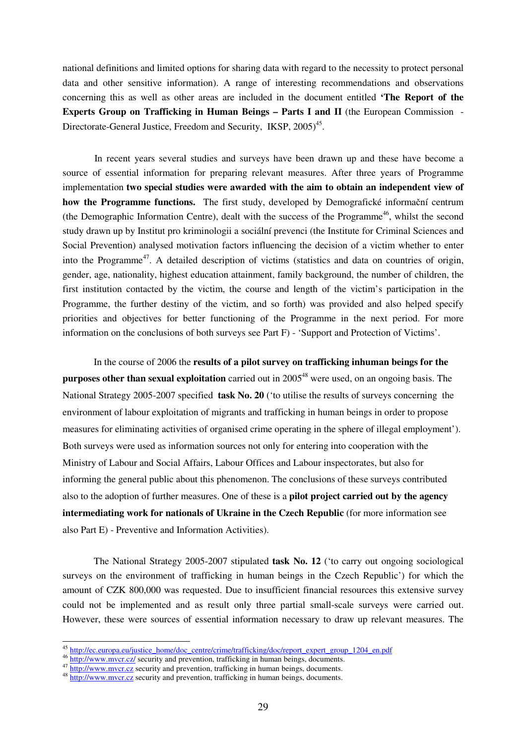national definitions and limited options for sharing data with regard to the necessity to protect personal data and other sensitive information). A range of interesting recommendations and observations concerning this as well as other areas are included in the document entitled **'The Report of the Experts Group on Trafficking in Human Beings – Parts I and II** (the European Commission - Directorate-General Justice, Freedom and Security, IKSP, 2005)[45].

In recent years several studies and surveys have been drawn up and these have become a source of essential information for preparing relevant measures. After three years of Programme implementation **two special studies were awarded with the aim to obtain an independent view of how the Programme functions.** The first study, developed by Demografické informační centrum (the Demographic Information Centre), dealt with the success of the Programme[46], whilst the second study drawn up by Institut pro kriminologii a sociální prevenci (the Institute for Criminal Sciences and Social Prevention) analysed motivation factors influencing the decision of a victim whether to enter into the Programme[47]. A detailed description of victims (statistics and data on countries of origin, gender, age, nationality, highest education attainment, family background, the number of children, the first institution contacted by the victim, the course and length of the victim's participation in the Programme, the further destiny of the victim, and so forth) was provided and also helped specify priorities and objectives for better functioning of the Programme in the next period. For more information on the conclusions of both surveys see Part F) - 'Support and Protection of Victims'.

In the course of 2006 the **results of a pilot survey on trafficking inhuman beings for the purposes other than sexual exploitation** carried out in 2005[48] were used, on an ongoing basis. The National Strategy 2005-2007 specified **task No. 20** ('to utilise the results of surveys concerning the environment of labour exploitation of migrants and trafficking in human beings in order to propose measures for eliminating activities of organised crime operating in the sphere of illegal employment'). Both surveys were used as information sources not only for entering into cooperation with the Ministry of Labour and Social Affairs, Labour Offices and Labour inspectorates, but also for informing the general public about this phenomenon. The conclusions of these surveys contributed also to the adoption of further measures. One of these is a **pilot project carried out by the agency intermediating work for nationals of Ukraine in the Czech Republic** (for more information see also Part E) - Preventive and Information Activities).

The National Strategy 2005-2007 stipulated **task No. 12** ('to carry out ongoing sociological surveys on the environment of trafficking in human beings in the Czech Republic') for which the amount of CZK 800,000 was requested. Due to insufficient financial resources this extensive survey could not be implemented and as result only three partial small-scale surveys were carried out. However, these were sources of essential information necessary to draw up relevant measures. The

---

[45] http://ec.europa.eu/justice_home/doc_centre/crime/trafficking/doc/report_expert_group_1204_en.pdf
[46] http://www.mvcr.cz/ security and prevention, trafficking in human beings, documents.
[47] http://www.mvcr.cz security and prevention, trafficking in human beings, documents.
[48] http://www.mvcr.cz security and prevention, trafficking in human beings, documents.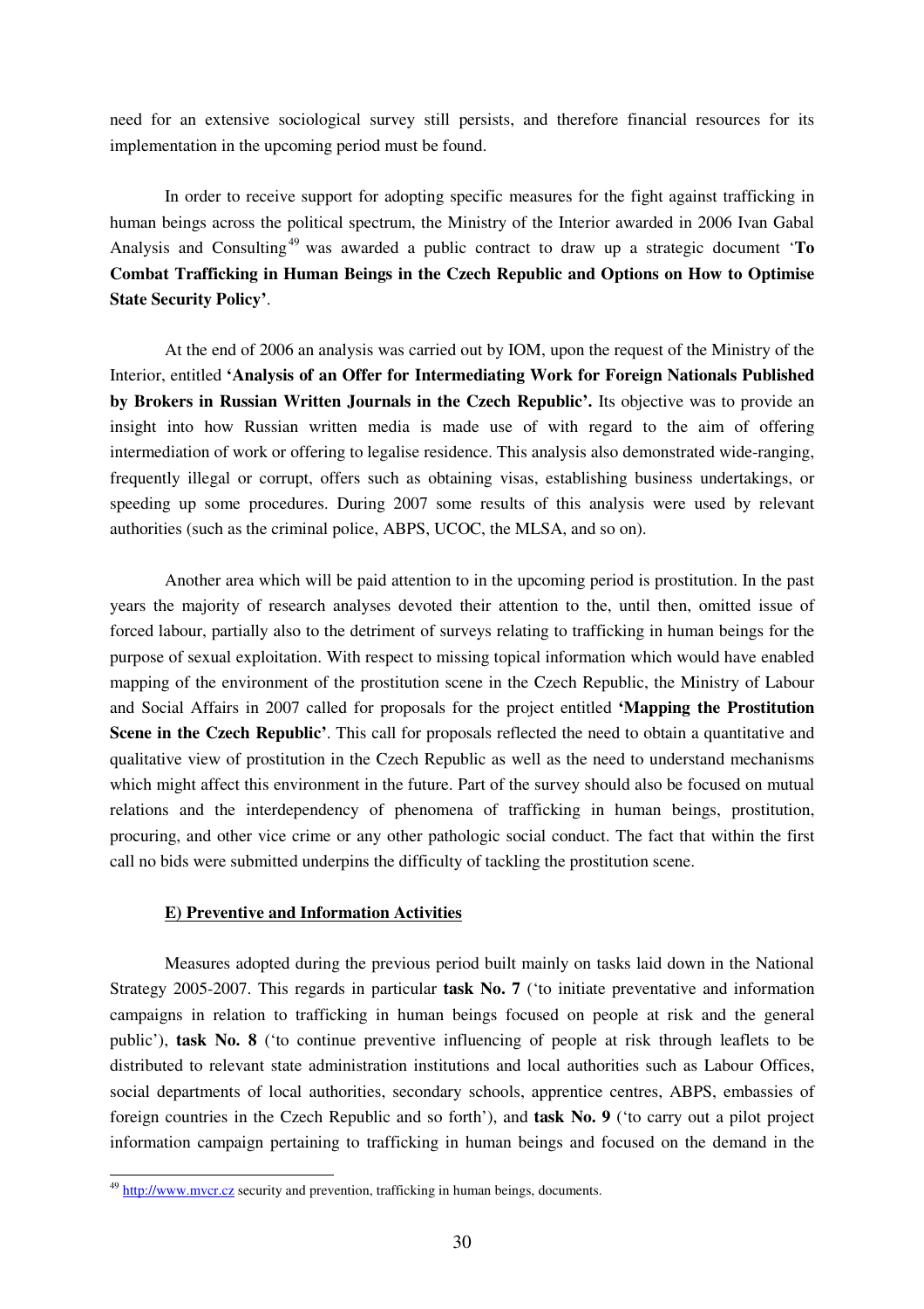need for an extensive sociological survey still persists, and therefore financial resources for its implementation in the upcoming period must be found.

In order to receive support for adopting specific measures for the fight against trafficking in human beings across the political spectrum, the Ministry of the Interior awarded in 2006 Ivan Gabal Analysis and Consulting[49] was awarded a public contract to draw up a strategic document '**To Combat Trafficking in Human Beings in the Czech Republic and Options on How to Optimise State Security Policy'**.

At the end of 2006 an analysis was carried out by IOM, upon the request of the Ministry of the Interior, entitled **'Analysis of an Offer for Intermediating Work for Foreign Nationals Published by Brokers in Russian Written Journals in the Czech Republic'.** Its objective was to provide an insight into how Russian written media is made use of with regard to the aim of offering intermediation of work or offering to legalise residence. This analysis also demonstrated wide-ranging, frequently illegal or corrupt, offers such as obtaining visas, establishing business undertakings, or speeding up some procedures. During 2007 some results of this analysis were used by relevant authorities (such as the criminal police, ABPS, UCOC, the MLSA, and so on).

Another area which will be paid attention to in the upcoming period is prostitution. In the past years the majority of research analyses devoted their attention to the, until then, omitted issue of forced labour, partially also to the detriment of surveys relating to trafficking in human beings for the purpose of sexual exploitation. With respect to missing topical information which would have enabled mapping of the environment of the prostitution scene in the Czech Republic, the Ministry of Labour and Social Affairs in 2007 called for proposals for the project entitled **'Mapping the Prostitution Scene in the Czech Republic'**. This call for proposals reflected the need to obtain a quantitative and qualitative view of prostitution in the Czech Republic as well as the need to understand mechanisms which might affect this environment in the future. Part of the survey should also be focused on mutual relations and the interdependency of phenomena of trafficking in human beings, prostitution, procuring, and other vice crime or any other pathologic social conduct. The fact that within the first call no bids were submitted underpins the difficulty of tackling the prostitution scene.

### E) Preventive and Information Activities

Measures adopted during the previous period built mainly on tasks laid down in the National Strategy 2005-2007. This regards in particular **task No. 7** ('to initiate preventative and information campaigns in relation to trafficking in human beings focused on people at risk and the general public'), **task No. 8** ('to continue preventive influencing of people at risk through leaflets to be distributed to relevant state administration institutions and local authorities such as Labour Offices, social departments of local authorities, secondary schools, apprentice centres, ABPS, embassies of foreign countries in the Czech Republic and so forth'), and **task No. 9** ('to carry out a pilot project information campaign pertaining to trafficking in human beings and focused on the demand in the

[49] http://www.mvcr.cz security and prevention, trafficking in human beings, documents.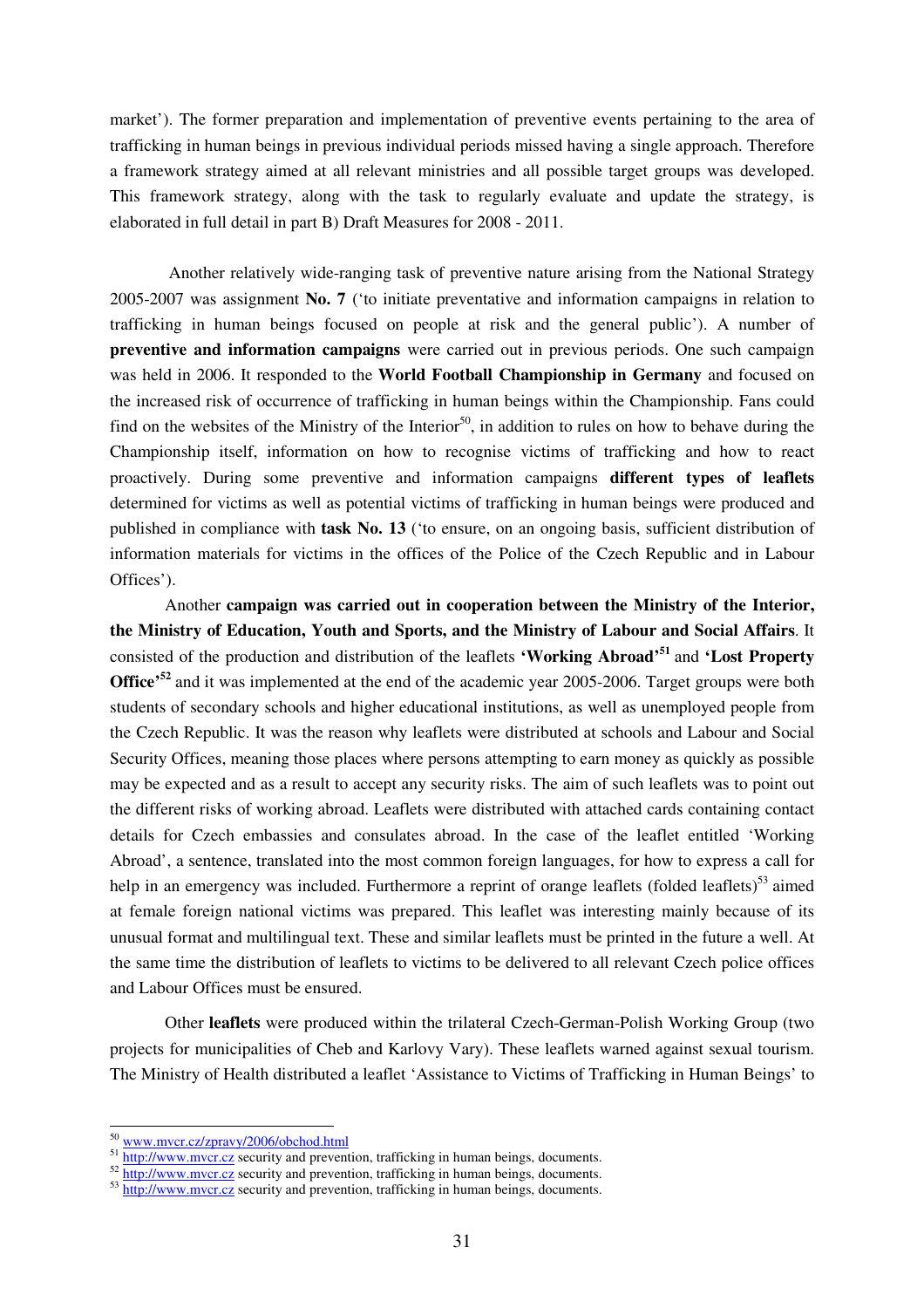market'). The former preparation and implementation of preventive events pertaining to the area of trafficking in human beings in previous individual periods missed having a single approach. Therefore a framework strategy aimed at all relevant ministries and all possible target groups was developed. This framework strategy, along with the task to regularly evaluate and update the strategy, is elaborated in full detail in part B) Draft Measures for 2008 - 2011.

Another relatively wide-ranging task of preventive nature arising from the National Strategy 2005-2007 was assignment **No. 7** ('to initiate preventative and information campaigns in relation to trafficking in human beings focused on people at risk and the general public'). A number of **preventive and information campaigns** were carried out in previous periods. One such campaign was held in 2006. It responded to the **World Football Championship in Germany** and focused on the increased risk of occurrence of trafficking in human beings within the Championship. Fans could find on the websites of the Ministry of the Interior[50], in addition to rules on how to behave during the Championship itself, information on how to recognise victims of trafficking and how to react proactively. During some preventive and information campaigns **different types of leaflets** determined for victims as well as potential victims of trafficking in human beings were produced and published in compliance with **task No. 13** ('to ensure, on an ongoing basis, sufficient distribution of information materials for victims in the offices of the Police of the Czech Republic and in Labour Offices').

Another **campaign was carried out in cooperation between the Ministry of the Interior, the Ministry of Education, Youth and Sports, and the Ministry of Labour and Social Affairs**. It consisted of the production and distribution of the leaflets **'Working Abroad'**[51] and **'Lost Property Office'**[52] and it was implemented at the end of the academic year 2005-2006. Target groups were both students of secondary schools and higher educational institutions, as well as unemployed people from the Czech Republic. It was the reason why leaflets were distributed at schools and Labour and Social Security Offices, meaning those places where persons attempting to earn money as quickly as possible may be expected and as a result to accept any security risks. The aim of such leaflets was to point out the different risks of working abroad. Leaflets were distributed with attached cards containing contact details for Czech embassies and consulates abroad. In the case of the leaflet entitled 'Working Abroad', a sentence, translated into the most common foreign languages, for how to express a call for help in an emergency was included. Furthermore a reprint of orange leaflets (folded leaflets)[53] aimed at female foreign national victims was prepared. This leaflet was interesting mainly because of its unusual format and multilingual text. These and similar leaflets must be printed in the future a well. At the same time the distribution of leaflets to victims to be delivered to all relevant Czech police offices and Labour Offices must be ensured.

Other **leaflets** were produced within the trilateral Czech-German-Polish Working Group (two projects for municipalities of Cheb and Karlovy Vary). These leaflets warned against sexual tourism. The Ministry of Health distributed a leaflet 'Assistance to Victims of Trafficking in Human Beings' to

---

[50] www.mvcr.cz/zpravy/2006/obchod.html
[51] http://www.mvcr.cz security and prevention, trafficking in human beings, documents.
[52] http://www.mvcr.cz security and prevention, trafficking in human beings, documents.
[53] http://www.mvcr.cz security and prevention, trafficking in human beings, documents.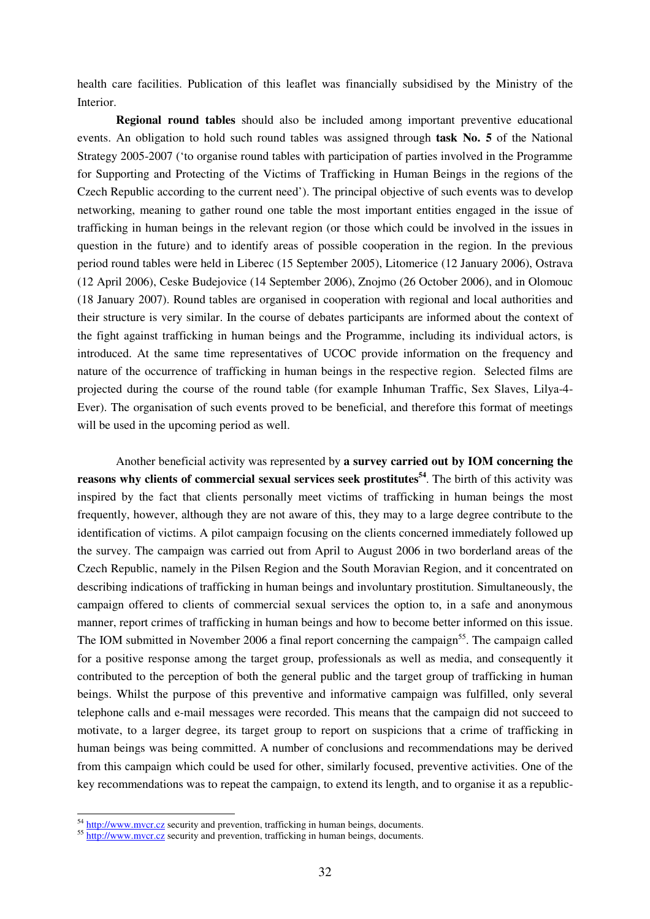health care facilities. Publication of this leaflet was financially subsidised by the Ministry of the Interior.

**Regional round tables** should also be included among important preventive educational events. An obligation to hold such round tables was assigned through **task No. 5** of the National Strategy 2005-2007 ('to organise round tables with participation of parties involved in the Programme for Supporting and Protecting of the Victims of Trafficking in Human Beings in the regions of the Czech Republic according to the current need'). The principal objective of such events was to develop networking, meaning to gather round one table the most important entities engaged in the issue of trafficking in human beings in the relevant region (or those which could be involved in the issues in question in the future) and to identify areas of possible cooperation in the region. In the previous period round tables were held in Liberec (15 September 2005), Litomerice (12 January 2006), Ostrava (12 April 2006), Ceske Budejovice (14 September 2006), Znojmo (26 October 2006), and in Olomouc (18 January 2007). Round tables are organised in cooperation with regional and local authorities and their structure is very similar. In the course of debates participants are informed about the context of the fight against trafficking in human beings and the Programme, including its individual actors, is introduced. At the same time representatives of UCOC provide information on the frequency and nature of the occurrence of trafficking in human beings in the respective region. Selected films are projected during the course of the round table (for example Inhuman Traffic, Sex Slaves, Lilya-4-Ever). The organisation of such events proved to be beneficial, and therefore this format of meetings will be used in the upcoming period as well.

Another beneficial activity was represented by **a survey carried out by IOM concerning the reasons why clients of commercial sexual services seek prostitutes**[54]. The birth of this activity was inspired by the fact that clients personally meet victims of trafficking in human beings the most frequently, however, although they are not aware of this, they may to a large degree contribute to the identification of victims. A pilot campaign focusing on the clients concerned immediately followed up the survey. The campaign was carried out from April to August 2006 in two borderland areas of the Czech Republic, namely in the Pilsen Region and the South Moravian Region, and it concentrated on describing indications of trafficking in human beings and involuntary prostitution. Simultaneously, the campaign offered to clients of commercial sexual services the option to, in a safe and anonymous manner, report crimes of trafficking in human beings and how to become better informed on this issue. The IOM submitted in November 2006 a final report concerning the campaign[55]. The campaign called for a positive response among the target group, professionals as well as media, and consequently it contributed to the perception of both the general public and the target group of trafficking in human beings. Whilst the purpose of this preventive and informative campaign was fulfilled, only several telephone calls and e-mail messages were recorded. This means that the campaign did not succeed to motivate, to a larger degree, its target group to report on suspicions that a crime of trafficking in human beings was being committed. A number of conclusions and recommendations may be derived from this campaign which could be used for other, similarly focused, preventive activities. One of the key recommendations was to repeat the campaign, to extend its length, and to organise it as a republic-

---

[54] http://www.mvcr.cz security and prevention, trafficking in human beings, documents.

[55] http://www.mvcr.cz security and prevention, trafficking in human beings, documents.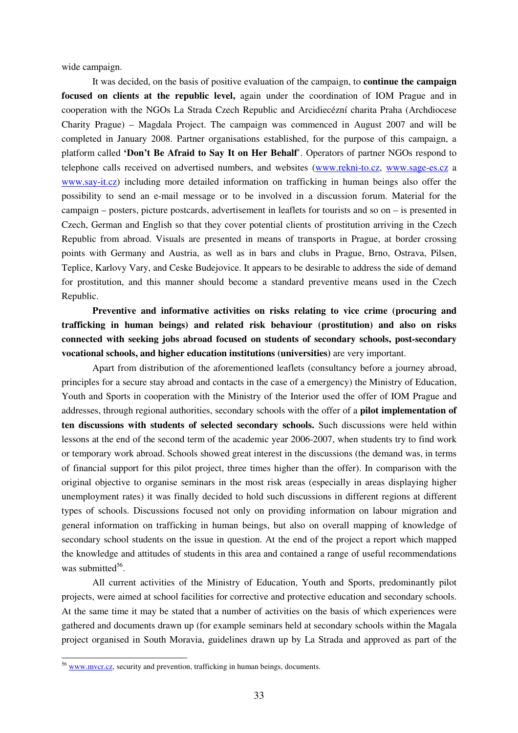wide campaign.

It was decided, on the basis of positive evaluation of the campaign, to **continue the campaign focused on clients at the republic level,** again under the coordination of IOM Prague and in cooperation with the NGOs La Strada Czech Republic and Arcidiecézní charita Praha (Archdiocese Charity Prague) – Magdala Project. The campaign was commenced in August 2007 and will be completed in January 2008. Partner organisations established, for the purpose of this campaign, a platform called **'Don't Be Afraid to Say It on Her Behalf**'. Operators of partner NGOs respond to telephone calls received on advertised numbers, and websites (www.rekni-to.cz, www.sage-es.cz a www.say-it.cz) including more detailed information on trafficking in human beings also offer the possibility to send an e-mail message or to be involved in a discussion forum. Material for the campaign – posters, picture postcards, advertisement in leaflets for tourists and so on – is presented in Czech, German and English so that they cover potential clients of prostitution arriving in the Czech Republic from abroad. Visuals are presented in means of transports in Prague, at border crossing points with Germany and Austria, as well as in bars and clubs in Prague, Brno, Ostrava, Pilsen, Teplice, Karlovy Vary, and Ceske Budejovice. It appears to be desirable to address the side of demand for prostitution, and this manner should become a standard preventive means used in the Czech Republic.

**Preventive and informative activities on risks relating to vice crime (procuring and trafficking in human beings) and related risk behaviour (prostitution) and also on risks connected with seeking jobs abroad focused on students of secondary schools, post-secondary vocational schools, and higher education institutions (universities)** are very important.

Apart from distribution of the aforementioned leaflets (consultancy before a journey abroad, principles for a secure stay abroad and contacts in the case of a emergency) the Ministry of Education, Youth and Sports in cooperation with the Ministry of the Interior used the offer of IOM Prague and addresses, through regional authorities, secondary schools with the offer of a **pilot implementation of ten discussions with students of selected secondary schools.** Such discussions were held within lessons at the end of the second term of the academic year 2006-2007, when students try to find work or temporary work abroad. Schools showed great interest in the discussions (the demand was, in terms of financial support for this pilot project, three times higher than the offer). In comparison with the original objective to organise seminars in the most risk areas (especially in areas displaying higher unemployment rates) it was finally decided to hold such discussions in different regions at different types of schools. Discussions focused not only on providing information on labour migration and general information on trafficking in human beings, but also on overall mapping of knowledge of secondary school students on the issue in question. At the end of the project a report which mapped the knowledge and attitudes of students in this area and contained a range of useful recommendations was submitted[56].

All current activities of the Ministry of Education, Youth and Sports, predominantly pilot projects, were aimed at school facilities for corrective and protective education and secondary schools. At the same time it may be stated that a number of activities on the basis of which experiences were gathered and documents drawn up (for example seminars held at secondary schools within the Magala project organised in South Moravia, guidelines drawn up by La Strada and approved as part of the

[56] www.mvcr.cz, security and prevention, trafficking in human beings, documents.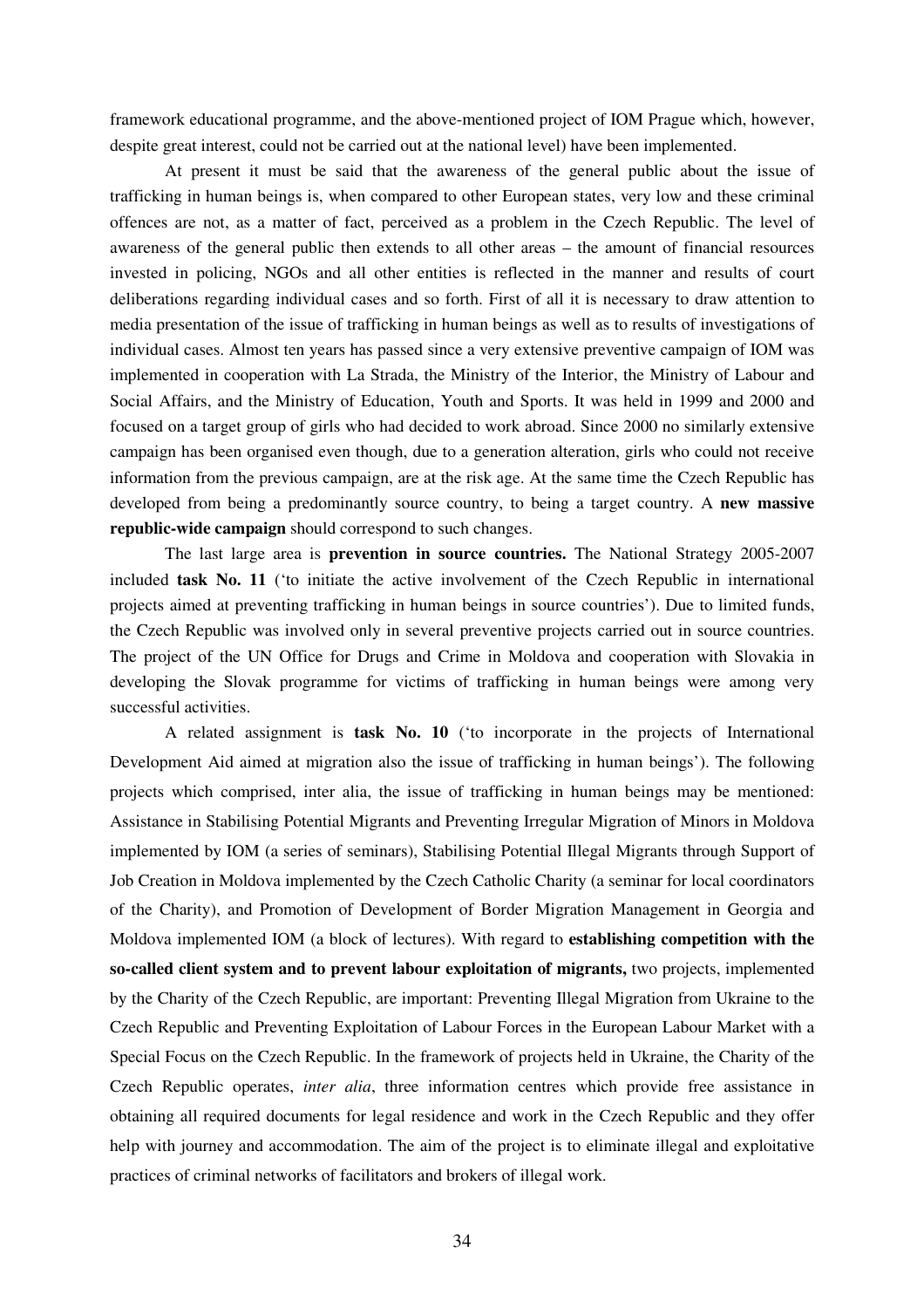framework educational programme, and the above-mentioned project of IOM Prague which, however, despite great interest, could not be carried out at the national level) have been implemented.

At present it must be said that the awareness of the general public about the issue of trafficking in human beings is, when compared to other European states, very low and these criminal offences are not, as a matter of fact, perceived as a problem in the Czech Republic. The level of awareness of the general public then extends to all other areas – the amount of financial resources invested in policing, NGOs and all other entities is reflected in the manner and results of court deliberations regarding individual cases and so forth. First of all it is necessary to draw attention to media presentation of the issue of trafficking in human beings as well as to results of investigations of individual cases. Almost ten years has passed since a very extensive preventive campaign of IOM was implemented in cooperation with La Strada, the Ministry of the Interior, the Ministry of Labour and Social Affairs, and the Ministry of Education, Youth and Sports. It was held in 1999 and 2000 and focused on a target group of girls who had decided to work abroad. Since 2000 no similarly extensive campaign has been organised even though, due to a generation alteration, girls who could not receive information from the previous campaign, are at the risk age. At the same time the Czech Republic has developed from being a predominantly source country, to being a target country. A **new massive republic-wide campaign** should correspond to such changes.

The last large area is **prevention in source countries.** The National Strategy 2005-2007 included **task No. 11** ('to initiate the active involvement of the Czech Republic in international projects aimed at preventing trafficking in human beings in source countries'). Due to limited funds, the Czech Republic was involved only in several preventive projects carried out in source countries. The project of the UN Office for Drugs and Crime in Moldova and cooperation with Slovakia in developing the Slovak programme for victims of trafficking in human beings were among very successful activities.

A related assignment is **task No. 10** ('to incorporate in the projects of International Development Aid aimed at migration also the issue of trafficking in human beings'). The following projects which comprised, inter alia, the issue of trafficking in human beings may be mentioned: Assistance in Stabilising Potential Migrants and Preventing Irregular Migration of Minors in Moldova implemented by IOM (a series of seminars), Stabilising Potential Illegal Migrants through Support of Job Creation in Moldova implemented by the Czech Catholic Charity (a seminar for local coordinators of the Charity), and Promotion of Development of Border Migration Management in Georgia and Moldova implemented IOM (a block of lectures). With regard to **establishing competition with the so-called client system and to prevent labour exploitation of migrants,** two projects, implemented by the Charity of the Czech Republic, are important: Preventing Illegal Migration from Ukraine to the Czech Republic and Preventing Exploitation of Labour Forces in the European Labour Market with a Special Focus on the Czech Republic. In the framework of projects held in Ukraine, the Charity of the Czech Republic operates, *inter alia*, three information centres which provide free assistance in obtaining all required documents for legal residence and work in the Czech Republic and they offer help with journey and accommodation. The aim of the project is to eliminate illegal and exploitative practices of criminal networks of facilitators and brokers of illegal work.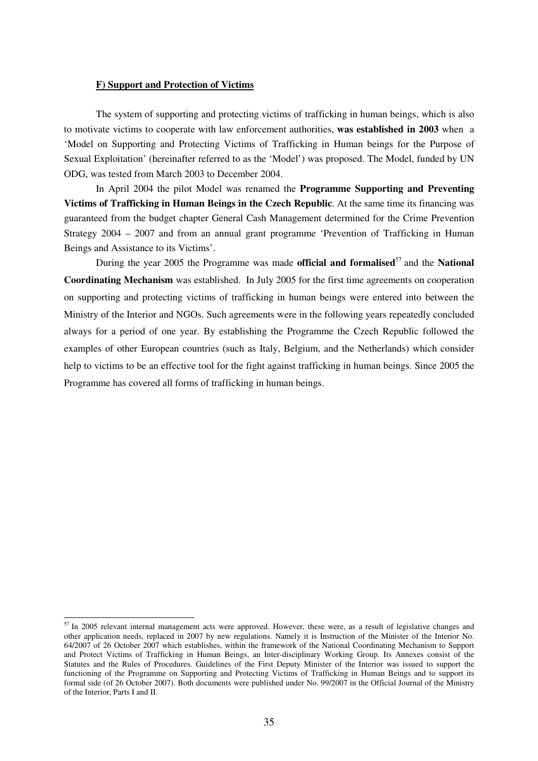**F) Support and Protection of Victims**

The system of supporting and protecting victims of trafficking in human beings, which is also to motivate victims to cooperate with law enforcement authorities, **was established in 2003** when a 'Model on Supporting and Protecting Victims of Trafficking in Human beings for the Purpose of Sexual Exploitation' (hereinafter referred to as the 'Model') was proposed. The Model, funded by UN ODG, was tested from March 2003 to December 2004.

In April 2004 the pilot Model was renamed the **Programme Supporting and Preventing Victims of Trafficking in Human Beings in the Czech Republic**. At the same time its financing was guaranteed from the budget chapter General Cash Management determined for the Crime Prevention Strategy 2004 – 2007 and from an annual grant programme 'Prevention of Trafficking in Human Beings and Assistance to its Victims'.

During the year 2005 the Programme was made **official and formalised**[57] and the **National Coordinating Mechanism** was established. In July 2005 for the first time agreements on cooperation on supporting and protecting victims of trafficking in human beings were entered into between the Ministry of the Interior and NGOs. Such agreements were in the following years repeatedly concluded always for a period of one year. By establishing the Programme the Czech Republic followed the examples of other European countries (such as Italy, Belgium, and the Netherlands) which consider help to victims to be an effective tool for the fight against trafficking in human beings. Since 2005 the Programme has covered all forms of trafficking in human beings.

[57] In 2005 relevant internal management acts were approved. However, these were, as a result of legislative changes and other application needs, replaced in 2007 by new regulations. Namely it is Instruction of the Minister of the Interior No. 64/2007 of 26 October 2007 which establishes, within the framework of the National Coordinating Mechanism to Support and Protect Victims of Trafficking in Human Beings, an Inter-disciplinary Working Group. Its Annexes consist of the Statutes and the Rules of Procedures. Guidelines of the First Deputy Minister of the Interior was issued to support the functioning of the Programme on Supporting and Protecting Victims of Trafficking in Human Beings and to support its formal side (of 26 October 2007). Both documents were published under No. 99/2007 in the Official Journal of the Ministry of the Interior, Parts I and II.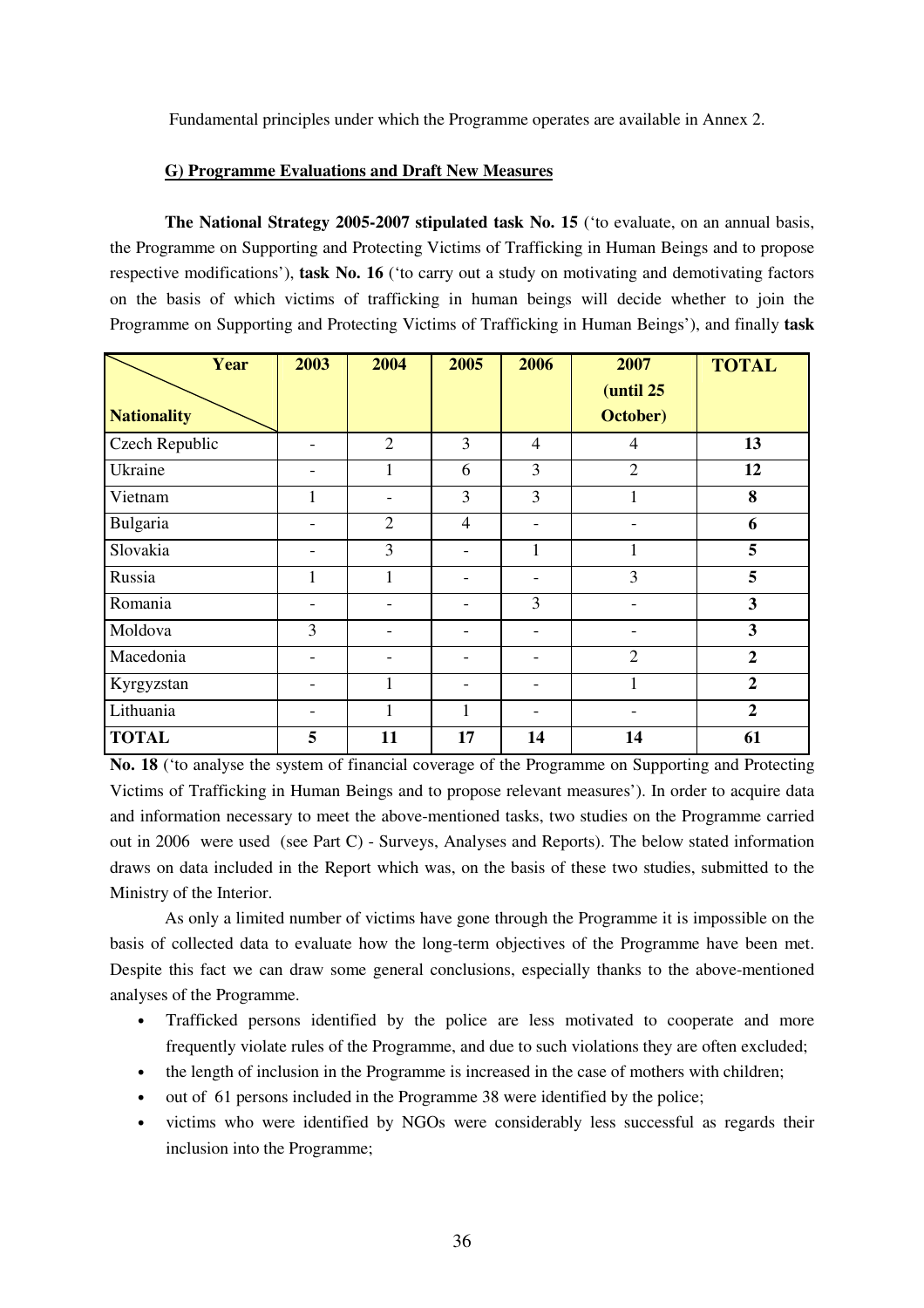Fundamental principles under which the Programme operates are available in Annex 2.

**G) Programme Evaluations and Draft New Measures**

**The National Strategy 2005-2007 stipulated task No. 15** ('to evaluate, on an annual basis, the Programme on Supporting and Protecting Victims of Trafficking in Human Beings and to propose respective modifications'), **task No. 16** ('to carry out a study on motivating and demotivating factors on the basis of which victims of trafficking in human beings will decide whether to join the Programme on Supporting and Protecting Victims of Trafficking in Human Beings'), and finally **task No. 18** ('to analyse the system of financial coverage of the Programme on Supporting and Protecting Victims of Trafficking in Human Beings and to propose relevant measures'). In order to acquire data and information necessary to meet the above-mentioned tasks, two studies on the Programme carried out in 2006 were used (see Part C) - Surveys, Analyses and Reports). The below stated information draws on data included in the Report which was, on the basis of these two studies, submitted to the Ministry of the Interior.

| Year / Nationality | 2003 | 2004 | 2005 | 2006 | 2007 (until 25 October) | TOTAL |
|---|---|---|---|---|---|---|
| Czech Republic | - | 2 | 3 | 4 | 4 | **13** |
| Ukraine | - | 1 | 6 | 3 | 2 | **12** |
| Vietnam | 1 | - | 3 | 3 | 1 | **8** |
| Bulgaria | - | 2 | 4 | - | - | **6** |
| Slovakia | - | 3 | - | 1 | 1 | **5** |
| Russia | 1 | 1 | - | - | 3 | **5** |
| Romania | - | - | - | 3 | - | **3** |
| Moldova | 3 | - | - | - | - | **3** |
| Macedonia | - | - | - | - | 2 | **2** |
| Kyrgyzstan | - | 1 | - | - | 1 | **2** |
| Lithuania | - | 1 | 1 | - | - | **2** |
| **TOTAL** | **5** | **11** | **17** | **14** | **14** | **61** |

As only a limited number of victims have gone through the Programme it is impossible on the basis of collected data to evaluate how the long-term objectives of the Programme have been met. Despite this fact we can draw some general conclusions, especially thanks to the above-mentioned analyses of the Programme.

- Trafficked persons identified by the police are less motivated to cooperate and more frequently violate rules of the Programme, and due to such violations they are often excluded;
- the length of inclusion in the Programme is increased in the case of mothers with children;
- out of 61 persons included in the Programme 38 were identified by the police;
- victims who were identified by NGOs were considerably less successful as regards their inclusion into the Programme;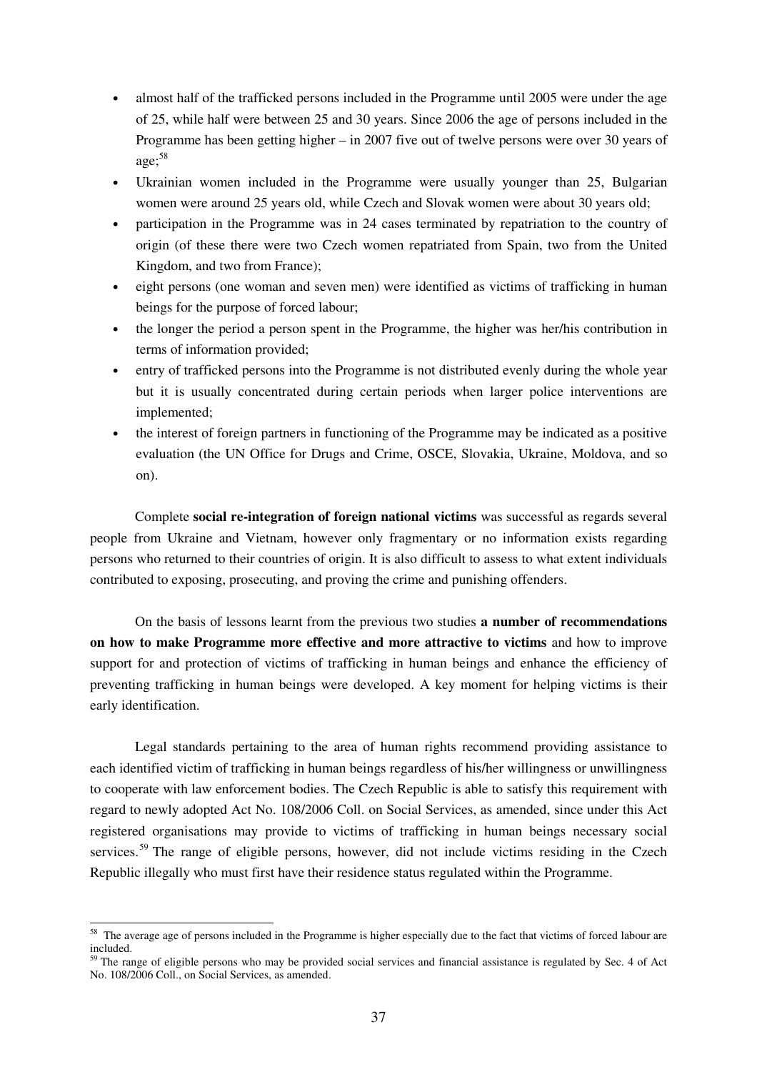- almost half of the trafficked persons included in the Programme until 2005 were under the age of 25, while half were between 25 and 30 years. Since 2006 the age of persons included in the Programme has been getting higher – in 2007 five out of twelve persons were over 30 years of age;[58]
- Ukrainian women included in the Programme were usually younger than 25, Bulgarian women were around 25 years old, while Czech and Slovak women were about 30 years old;
- participation in the Programme was in 24 cases terminated by repatriation to the country of origin (of these there were two Czech women repatriated from Spain, two from the United Kingdom, and two from France);
- eight persons (one woman and seven men) were identified as victims of trafficking in human beings for the purpose of forced labour;
- the longer the period a person spent in the Programme, the higher was her/his contribution in terms of information provided;
- entry of trafficked persons into the Programme is not distributed evenly during the whole year but it is usually concentrated during certain periods when larger police interventions are implemented;
- the interest of foreign partners in functioning of the Programme may be indicated as a positive evaluation (the UN Office for Drugs and Crime, OSCE, Slovakia, Ukraine, Moldova, and so on).

Complete **social re-integration of foreign national victims** was successful as regards several people from Ukraine and Vietnam, however only fragmentary or no information exists regarding persons who returned to their countries of origin. It is also difficult to assess to what extent individuals contributed to exposing, prosecuting, and proving the crime and punishing offenders.

On the basis of lessons learnt from the previous two studies **a number of recommendations on how to make Programme more effective and more attractive to victims** and how to improve support for and protection of victims of trafficking in human beings and enhance the efficiency of preventing trafficking in human beings were developed. A key moment for helping victims is their early identification.

Legal standards pertaining to the area of human rights recommend providing assistance to each identified victim of trafficking in human beings regardless of his/her willingness or unwillingness to cooperate with law enforcement bodies. The Czech Republic is able to satisfy this requirement with regard to newly adopted Act No. 108/2006 Coll. on Social Services, as amended, since under this Act registered organisations may provide to victims of trafficking in human beings necessary social services.[59] The range of eligible persons, however, did not include victims residing in the Czech Republic illegally who must first have their residence status regulated within the Programme.

---

[58] The average age of persons included in the Programme is higher especially due to the fact that victims of forced labour are included.

[59] The range of eligible persons who may be provided social services and financial assistance is regulated by Sec. 4 of Act No. 108/2006 Coll., on Social Services, as amended.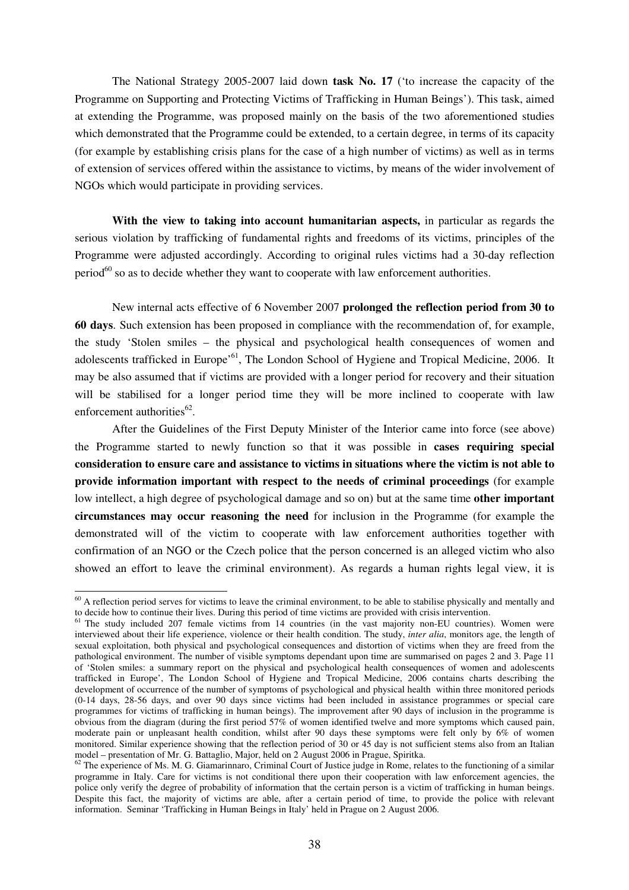The National Strategy 2005-2007 laid down **task No. 17** ('to increase the capacity of the Programme on Supporting and Protecting Victims of Trafficking in Human Beings'). This task, aimed at extending the Programme, was proposed mainly on the basis of the two aforementioned studies which demonstrated that the Programme could be extended, to a certain degree, in terms of its capacity (for example by establishing crisis plans for the case of a high number of victims) as well as in terms of extension of services offered within the assistance to victims, by means of the wider involvement of NGOs which would participate in providing services.

**With the view to taking into account humanitarian aspects,** in particular as regards the serious violation by trafficking of fundamental rights and freedoms of its victims, principles of the Programme were adjusted accordingly. According to original rules victims had a 30-day reflection period[60] so as to decide whether they want to cooperate with law enforcement authorities.

New internal acts effective of 6 November 2007 **prolonged the reflection period from 30 to 60 days**. Such extension has been proposed in compliance with the recommendation of, for example, the study 'Stolen smiles – the physical and psychological health consequences of women and adolescents trafficked in Europe'[61], The London School of Hygiene and Tropical Medicine, 2006. It may be also assumed that if victims are provided with a longer period for recovery and their situation will be stabilised for a longer period time they will be more inclined to cooperate with law enforcement authorities[62].

After the Guidelines of the First Deputy Minister of the Interior came into force (see above) the Programme started to newly function so that it was possible in **cases requiring special consideration to ensure care and assistance to victims in situations where the victim is not able to provide information important with respect to the needs of criminal proceedings** (for example low intellect, a high degree of psychological damage and so on) but at the same time **other important circumstances may occur reasoning the need** for inclusion in the Programme (for example the demonstrated will of the victim to cooperate with law enforcement authorities together with confirmation of an NGO or the Czech police that the person concerned is an alleged victim who also showed an effort to leave the criminal environment). As regards a human rights legal view, it is

---

[60] A reflection period serves for victims to leave the criminal environment, to be able to stabilise physically and mentally and to decide how to continue their lives. During this period of time victims are provided with crisis intervention.

[61] The study included 207 female victims from 14 countries (in the vast majority non-EU countries). Women were interviewed about their life experience, violence or their health condition. The study, *inter alia*, monitors age, the length of sexual exploitation, both physical and psychological consequences and distortion of victims when they are freed from the pathological environment. The number of visible symptoms dependant upon time are summarised on pages 2 and 3. Page 11 of 'Stolen smiles: a summary report on the physical and psychological health consequences of women and adolescents trafficked in Europe', The London School of Hygiene and Tropical Medicine, 2006 contains charts describing the development of occurrence of the number of symptoms of psychological and physical health within three monitored periods (0-14 days, 28-56 days, and over 90 days since victims had been included in assistance programmes or special care programmes for victims of trafficking in human beings). The improvement after 90 days of inclusion in the programme is obvious from the diagram (during the first period 57% of women identified twelve and more symptoms which caused pain, moderate pain or unpleasant health condition, whilst after 90 days these symptoms were felt only by 6% of women monitored. Similar experience showing that the reflection period of 30 or 45 day is not sufficient stems also from an Italian model – presentation of Mr. G. Battaglio, Major, held on 2 August 2006 in Prague, Spiritka.

[62] The experience of Ms. M. G. Giamarinnaro, Criminal Court of Justice judge in Rome, relates to the functioning of a similar programme in Italy. Care for victims is not conditional there upon their cooperation with law enforcement agencies, the police only verify the degree of probability of information that the certain person is a victim of trafficking in human beings. Despite this fact, the majority of victims are able, after a certain period of time, to provide the police with relevant information. Seminar 'Trafficking in Human Beings in Italy' held in Prague on 2 August 2006.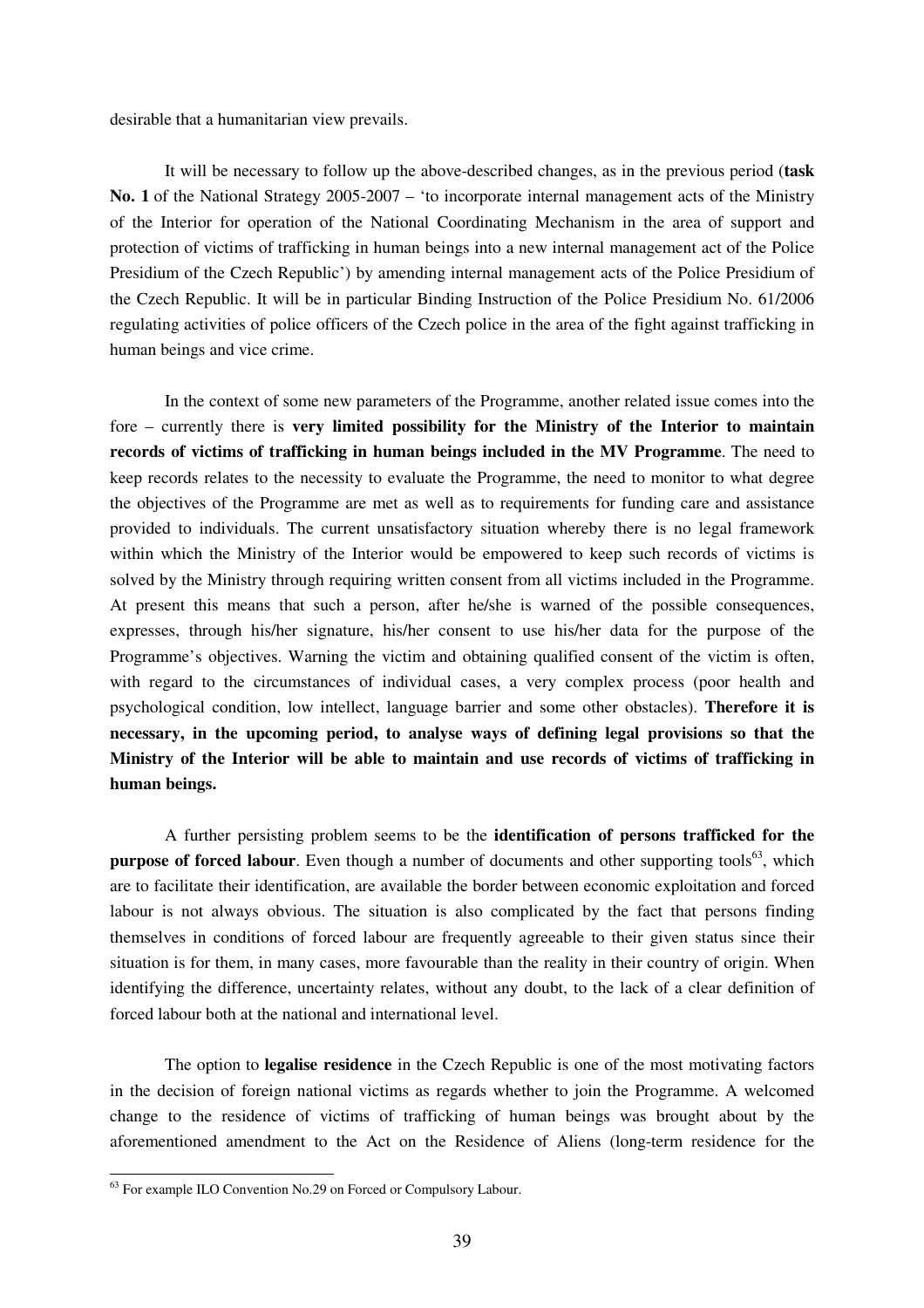desirable that a humanitarian view prevails.

It will be necessary to follow up the above-described changes, as in the previous period (**task No. 1** of the National Strategy 2005-2007 – 'to incorporate internal management acts of the Ministry of the Interior for operation of the National Coordinating Mechanism in the area of support and protection of victims of trafficking in human beings into a new internal management act of the Police Presidium of the Czech Republic') by amending internal management acts of the Police Presidium of the Czech Republic. It will be in particular Binding Instruction of the Police Presidium No. 61/2006 regulating activities of police officers of the Czech police in the area of the fight against trafficking in human beings and vice crime.

In the context of some new parameters of the Programme, another related issue comes into the fore – currently there is **very limited possibility for the Ministry of the Interior to maintain records of victims of trafficking in human beings included in the MV Programme**. The need to keep records relates to the necessity to evaluate the Programme, the need to monitor to what degree the objectives of the Programme are met as well as to requirements for funding care and assistance provided to individuals. The current unsatisfactory situation whereby there is no legal framework within which the Ministry of the Interior would be empowered to keep such records of victims is solved by the Ministry through requiring written consent from all victims included in the Programme. At present this means that such a person, after he/she is warned of the possible consequences, expresses, through his/her signature, his/her consent to use his/her data for the purpose of the Programme's objectives. Warning the victim and obtaining qualified consent of the victim is often, with regard to the circumstances of individual cases, a very complex process (poor health and psychological condition, low intellect, language barrier and some other obstacles). **Therefore it is necessary, in the upcoming period, to analyse ways of defining legal provisions so that the Ministry of the Interior will be able to maintain and use records of victims of trafficking in human beings.**

A further persisting problem seems to be the **identification of persons trafficked for the purpose of forced labour**. Even though a number of documents and other supporting tools[63], which are to facilitate their identification, are available the border between economic exploitation and forced labour is not always obvious. The situation is also complicated by the fact that persons finding themselves in conditions of forced labour are frequently agreeable to their given status since their situation is for them, in many cases, more favourable than the reality in their country of origin. When identifying the difference, uncertainty relates, without any doubt, to the lack of a clear definition of forced labour both at the national and international level.

The option to **legalise residence** in the Czech Republic is one of the most motivating factors in the decision of foreign national victims as regards whether to join the Programme. A welcomed change to the residence of victims of trafficking of human beings was brought about by the aforementioned amendment to the Act on the Residence of Aliens (long-term residence for the

[63] For example ILO Convention No.29 on Forced or Compulsory Labour.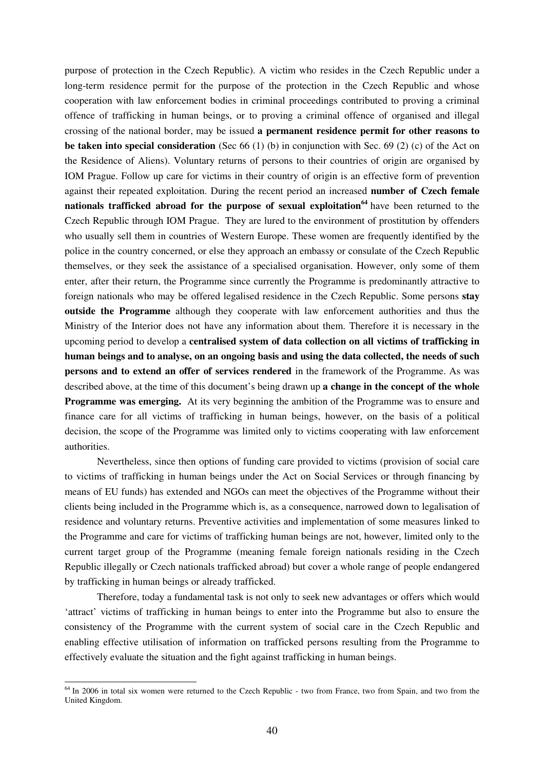purpose of protection in the Czech Republic). A victim who resides in the Czech Republic under a long-term residence permit for the purpose of the protection in the Czech Republic and whose cooperation with law enforcement bodies in criminal proceedings contributed to proving a criminal offence of trafficking in human beings, or to proving a criminal offence of organised and illegal crossing of the national border, may be issued **a permanent residence permit for other reasons to be taken into special consideration** (Sec 66 (1) (b) in conjunction with Sec. 69 (2) (c) of the Act on the Residence of Aliens). Voluntary returns of persons to their countries of origin are organised by IOM Prague. Follow up care for victims in their country of origin is an effective form of prevention against their repeated exploitation. During the recent period an increased **number of Czech female nationals trafficked abroad for the purpose of sexual exploitation**[64] have been returned to the Czech Republic through IOM Prague. They are lured to the environment of prostitution by offenders who usually sell them in countries of Western Europe. These women are frequently identified by the police in the country concerned, or else they approach an embassy or consulate of the Czech Republic themselves, or they seek the assistance of a specialised organisation. However, only some of them enter, after their return, the Programme since currently the Programme is predominantly attractive to foreign nationals who may be offered legalised residence in the Czech Republic. Some persons **stay outside the Programme** although they cooperate with law enforcement authorities and thus the Ministry of the Interior does not have any information about them. Therefore it is necessary in the upcoming period to develop a **centralised system of data collection on all victims of trafficking in human beings and to analyse, on an ongoing basis and using the data collected, the needs of such persons and to extend an offer of services rendered** in the framework of the Programme. As was described above, at the time of this document's being drawn up **a change in the concept of the whole Programme was emerging.** At its very beginning the ambition of the Programme was to ensure and finance care for all victims of trafficking in human beings, however, on the basis of a political decision, the scope of the Programme was limited only to victims cooperating with law enforcement authorities.

Nevertheless, since then options of funding care provided to victims (provision of social care to victims of trafficking in human beings under the Act on Social Services or through financing by means of EU funds) has extended and NGOs can meet the objectives of the Programme without their clients being included in the Programme which is, as a consequence, narrowed down to legalisation of residence and voluntary returns. Preventive activities and implementation of some measures linked to the Programme and care for victims of trafficking human beings are not, however, limited only to the current target group of the Programme (meaning female foreign nationals residing in the Czech Republic illegally or Czech nationals trafficked abroad) but cover a whole range of people endangered by trafficking in human beings or already trafficked.

Therefore, today a fundamental task is not only to seek new advantages or offers which would 'attract' victims of trafficking in human beings to enter into the Programme but also to ensure the consistency of the Programme with the current system of social care in the Czech Republic and enabling effective utilisation of information on trafficked persons resulting from the Programme to effectively evaluate the situation and the fight against trafficking in human beings.

[64] In 2006 in total six women were returned to the Czech Republic - two from France, two from Spain, and two from the United Kingdom.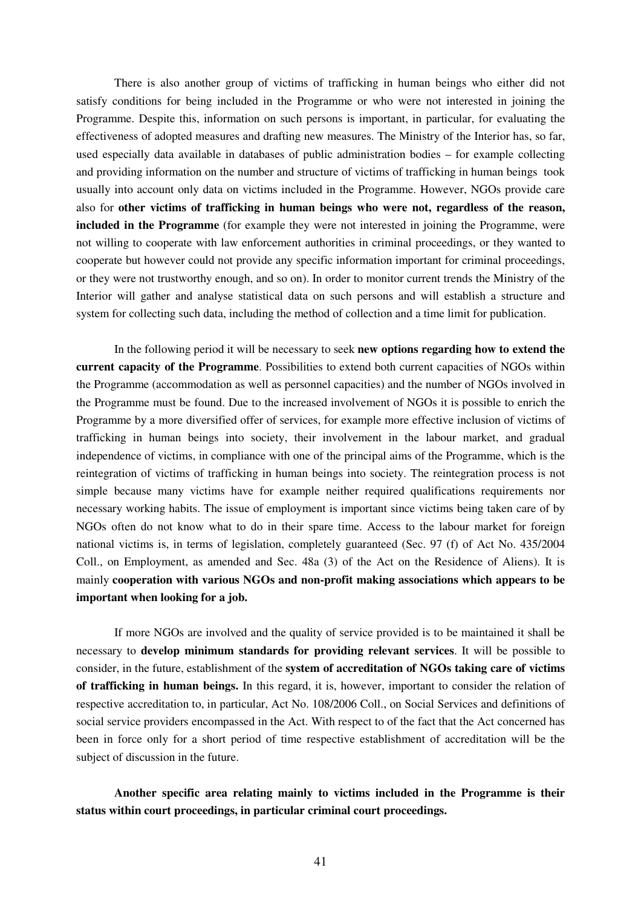There is also another group of victims of trafficking in human beings who either did not satisfy conditions for being included in the Programme or who were not interested in joining the Programme. Despite this, information on such persons is important, in particular, for evaluating the effectiveness of adopted measures and drafting new measures. The Ministry of the Interior has, so far, used especially data available in databases of public administration bodies – for example collecting and providing information on the number and structure of victims of trafficking in human beings took usually into account only data on victims included in the Programme. However, NGOs provide care also for **other victims of trafficking in human beings who were not, regardless of the reason, included in the Programme** (for example they were not interested in joining the Programme, were not willing to cooperate with law enforcement authorities in criminal proceedings, or they wanted to cooperate but however could not provide any specific information important for criminal proceedings, or they were not trustworthy enough, and so on). In order to monitor current trends the Ministry of the Interior will gather and analyse statistical data on such persons and will establish a structure and system for collecting such data, including the method of collection and a time limit for publication.

In the following period it will be necessary to seek **new options regarding how to extend the current capacity of the Programme**. Possibilities to extend both current capacities of NGOs within the Programme (accommodation as well as personnel capacities) and the number of NGOs involved in the Programme must be found. Due to the increased involvement of NGOs it is possible to enrich the Programme by a more diversified offer of services, for example more effective inclusion of victims of trafficking in human beings into society, their involvement in the labour market, and gradual independence of victims, in compliance with one of the principal aims of the Programme, which is the reintegration of victims of trafficking in human beings into society. The reintegration process is not simple because many victims have for example neither required qualifications requirements nor necessary working habits. The issue of employment is important since victims being taken care of by NGOs often do not know what to do in their spare time. Access to the labour market for foreign national victims is, in terms of legislation, completely guaranteed (Sec. 97 (f) of Act No. 435/2004 Coll., on Employment, as amended and Sec. 48a (3) of the Act on the Residence of Aliens). It is mainly **cooperation with various NGOs and non-profit making associations which appears to be important when looking for a job.**

If more NGOs are involved and the quality of service provided is to be maintained it shall be necessary to **develop minimum standards for providing relevant services**. It will be possible to consider, in the future, establishment of the **system of accreditation of NGOs taking care of victims of trafficking in human beings.** In this regard, it is, however, important to consider the relation of respective accreditation to, in particular, Act No. 108/2006 Coll., on Social Services and definitions of social service providers encompassed in the Act. With respect to of the fact that the Act concerned has been in force only for a short period of time respective establishment of accreditation will be the subject of discussion in the future.

**Another specific area relating mainly to victims included in the Programme is their status within court proceedings, in particular criminal court proceedings.**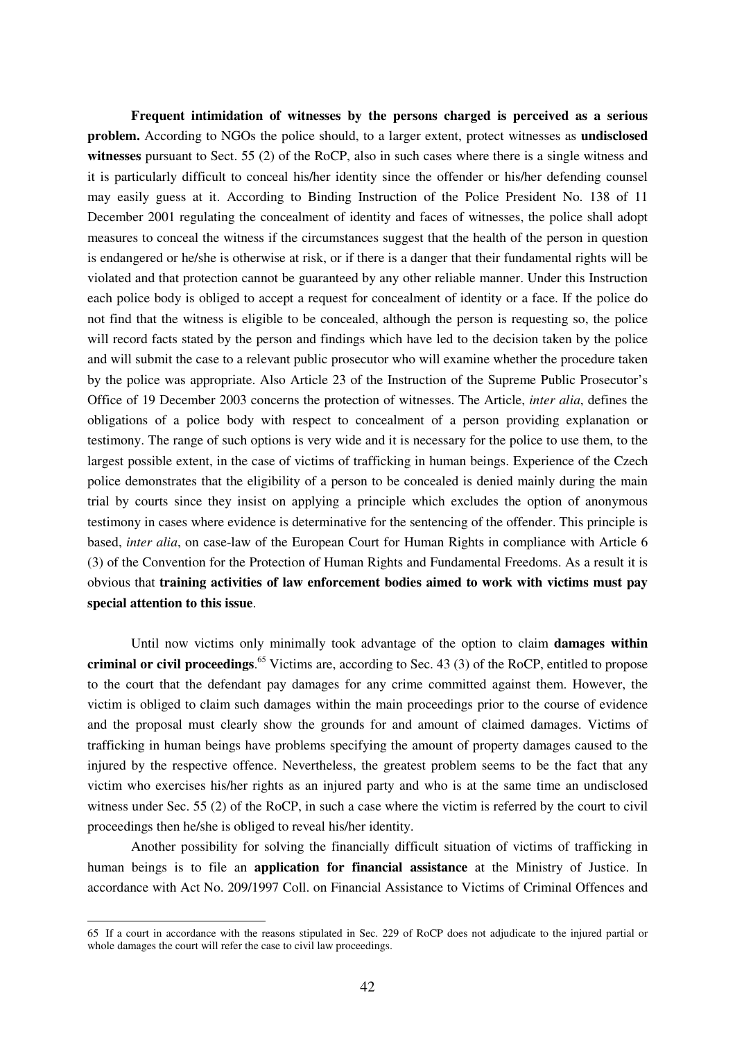**Frequent intimidation of witnesses by the persons charged is perceived as a serious problem.** According to NGOs the police should, to a larger extent, protect witnesses as **undisclosed witnesses** pursuant to Sect. 55 (2) of the RoCP, also in such cases where there is a single witness and it is particularly difficult to conceal his/her identity since the offender or his/her defending counsel may easily guess at it. According to Binding Instruction of the Police President No. 138 of 11 December 2001 regulating the concealment of identity and faces of witnesses, the police shall adopt measures to conceal the witness if the circumstances suggest that the health of the person in question is endangered or he/she is otherwise at risk, or if there is a danger that their fundamental rights will be violated and that protection cannot be guaranteed by any other reliable manner. Under this Instruction each police body is obliged to accept a request for concealment of identity or a face. If the police do not find that the witness is eligible to be concealed, although the person is requesting so, the police will record facts stated by the person and findings which have led to the decision taken by the police and will submit the case to a relevant public prosecutor who will examine whether the procedure taken by the police was appropriate. Also Article 23 of the Instruction of the Supreme Public Prosecutor's Office of 19 December 2003 concerns the protection of witnesses. The Article, *inter alia*, defines the obligations of a police body with respect to concealment of a person providing explanation or testimony. The range of such options is very wide and it is necessary for the police to use them, to the largest possible extent, in the case of victims of trafficking in human beings. Experience of the Czech police demonstrates that the eligibility of a person to be concealed is denied mainly during the main trial by courts since they insist on applying a principle which excludes the option of anonymous testimony in cases where evidence is determinative for the sentencing of the offender. This principle is based, *inter alia*, on case-law of the European Court for Human Rights in compliance with Article 6 (3) of the Convention for the Protection of Human Rights and Fundamental Freedoms. As a result it is obvious that **training activities of law enforcement bodies aimed to work with victims must pay special attention to this issue**.

Until now victims only minimally took advantage of the option to claim **damages within criminal or civil proceedings**.[65] Victims are, according to Sec. 43 (3) of the RoCP, entitled to propose to the court that the defendant pay damages for any crime committed against them. However, the victim is obliged to claim such damages within the main proceedings prior to the course of evidence and the proposal must clearly show the grounds for and amount of claimed damages. Victims of trafficking in human beings have problems specifying the amount of property damages caused to the injured by the respective offence. Nevertheless, the greatest problem seems to be the fact that any victim who exercises his/her rights as an injured party and who is at the same time an undisclosed witness under Sec. 55 (2) of the RoCP, in such a case where the victim is referred by the court to civil proceedings then he/she is obliged to reveal his/her identity.

Another possibility for solving the financially difficult situation of victims of trafficking in human beings is to file an **application for financial assistance** at the Ministry of Justice. In accordance with Act No. 209/1997 Coll. on Financial Assistance to Victims of Criminal Offences and

65 If a court in accordance with the reasons stipulated in Sec. 229 of RoCP does not adjudicate to the injured partial or whole damages the court will refer the case to civil law proceedings.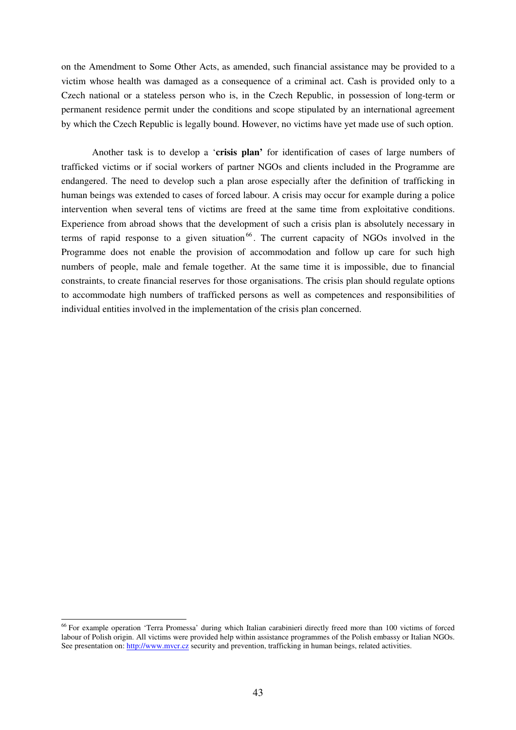on the Amendment to Some Other Acts, as amended, such financial assistance may be provided to a victim whose health was damaged as a consequence of a criminal act. Cash is provided only to a Czech national or a stateless person who is, in the Czech Republic, in possession of long-term or permanent residence permit under the conditions and scope stipulated by an international agreement by which the Czech Republic is legally bound. However, no victims have yet made use of such option.

Another task is to develop a '**crisis plan'** for identification of cases of large numbers of trafficked victims or if social workers of partner NGOs and clients included in the Programme are endangered. The need to develop such a plan arose especially after the definition of trafficking in human beings was extended to cases of forced labour. A crisis may occur for example during a police intervention when several tens of victims are freed at the same time from exploitative conditions. Experience from abroad shows that the development of such a crisis plan is absolutely necessary in terms of rapid response to a given situation[66]. The current capacity of NGOs involved in the Programme does not enable the provision of accommodation and follow up care for such high numbers of people, male and female together. At the same time it is impossible, due to financial constraints, to create financial reserves for those organisations. The crisis plan should regulate options to accommodate high numbers of trafficked persons as well as competences and responsibilities of individual entities involved in the implementation of the crisis plan concerned.

---

[66] For example operation 'Terra Promessa' during which Italian carabinieri directly freed more than 100 victims of forced labour of Polish origin. All victims were provided help within assistance programmes of the Polish embassy or Italian NGOs. See presentation on: http://www.mvcr.cz security and prevention, trafficking in human beings, related activities.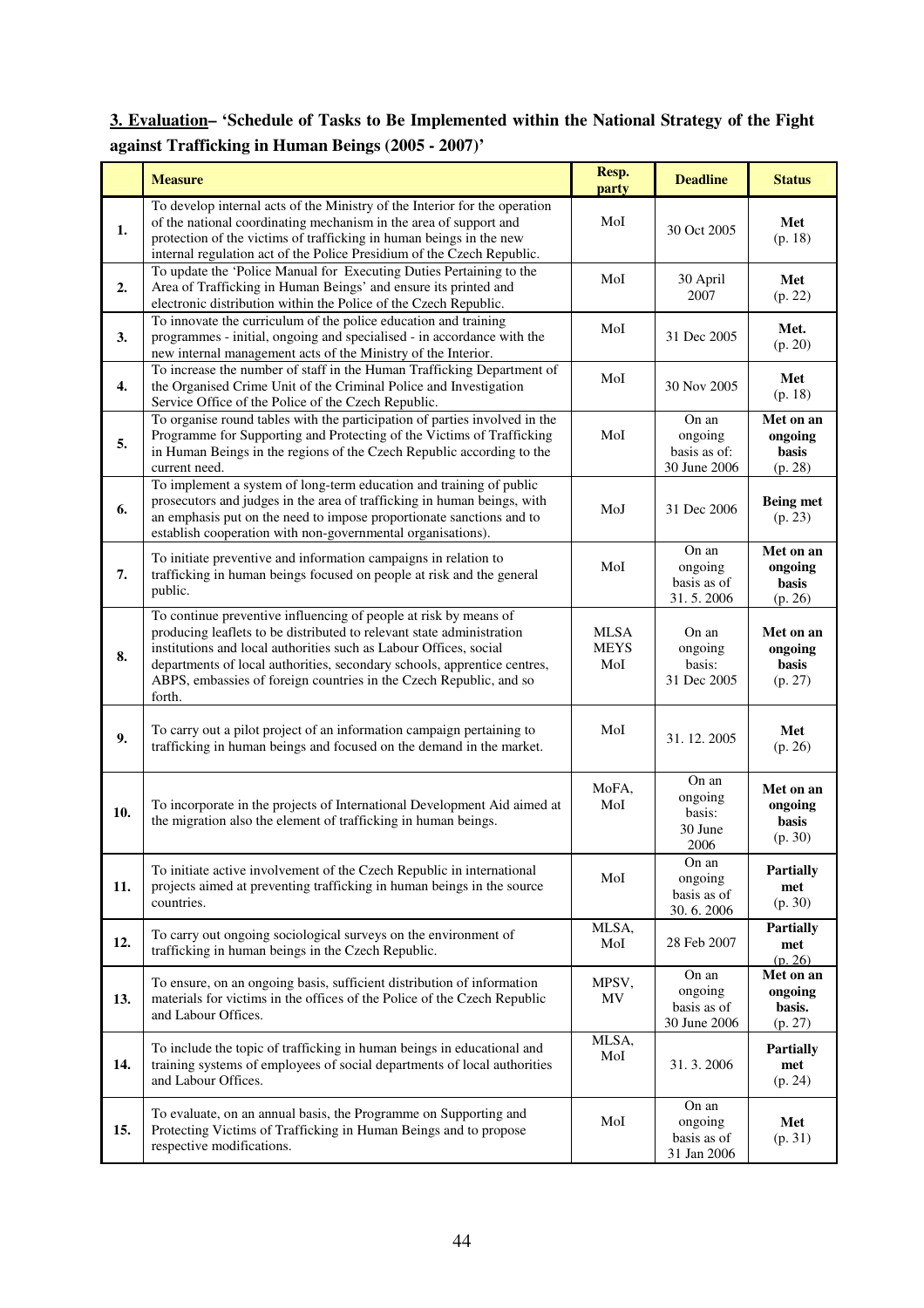**3. Evaluation– 'Schedule of Tasks to Be Implemented within the National Strategy of the Fight against Trafficking in Human Beings (2005 - 2007)'**

| | Measure | Resp. party | Deadline | Status |
|---|---|---|---|---|
| 1. | To develop internal acts of the Ministry of the Interior for the operation of the national coordinating mechanism in the area of support and protection of the victims of trafficking in human beings in the new internal regulation act of the Police Presidium of the Czech Republic. | MoI | 30 Oct 2005 | **Met** (p. 18) |
| 2. | To update the 'Police Manual for Executing Duties Pertaining to the Area of Trafficking in Human Beings' and ensure its printed and electronic distribution within the Police of the Czech Republic. | MoI | 30 April 2007 | **Met** (p. 22) |
| 3. | To innovate the curriculum of the police education and training programmes - initial, ongoing and specialised - in accordance with the new internal management acts of the Ministry of the Interior. | MoI | 31 Dec 2005 | **Met.** (p. 20) |
| 4. | To increase the number of staff in the Human Trafficking Department of the Organised Crime Unit of the Criminal Police and Investigation Service Office of the Police of the Czech Republic. | MoI | 30 Nov 2005 | **Met** (p. 18) |
| 5. | To organise round tables with the participation of parties involved in the Programme for Supporting and Protecting of the Victims of Trafficking in Human Beings in the regions of the Czech Republic according to the current need. | MoI | On an ongoing basis as of: 30 June 2006 | **Met on an ongoing basis** (p. 28) |
| 6. | To implement a system of long-term education and training of public prosecutors and judges in the area of trafficking in human beings, with an emphasis put on the need to impose proportionate sanctions and to establish cooperation with non-governmental organisations). | MoJ | 31 Dec 2006 | **Being met** (p. 23) |
| 7. | To initiate preventive and information campaigns in relation to trafficking in human beings focused on people at risk and the general public. | MoI | On an ongoing basis as of 31. 5. 2006 | **Met on an ongoing basis** (p. 26) |
| 8. | To continue preventive influencing of people at risk by means of producing leaflets to be distributed to relevant state administration institutions and local authorities such as Labour Offices, social departments of local authorities, secondary schools, apprentice centres, ABPS, embassies of foreign countries in the Czech Republic, and so forth. | MLSA MEYS MoI | On an ongoing basis: 31 Dec 2005 | **Met on an ongoing basis** (p. 27) |
| 9. | To carry out a pilot project of an information campaign pertaining to trafficking in human beings and focused on the demand in the market. | MoI | 31. 12. 2005 | **Met** (p. 26) |
| 10. | To incorporate in the projects of International Development Aid aimed at the migration also the element of trafficking in human beings. | MoFA, MoI | On an ongoing basis: 30 June 2006 | **Met on an ongoing basis** (p. 30) |
| 11. | To initiate active involvement of the Czech Republic in international projects aimed at preventing trafficking in human beings in the source countries. | MoI | On an ongoing basis as of 30. 6. 2006 | **Partially met** (p. 30) |
| 12. | To carry out ongoing sociological surveys on the environment of trafficking in human beings in the Czech Republic. | MLSA, MoI | 28 Feb 2007 | **Partially met** (p. 26) |
| 13. | To ensure, on an ongoing basis, sufficient distribution of information materials for victims in the offices of the Police of the Czech Republic and Labour Offices. | MPSV, MV | On an ongoing basis as of 30 June 2006 | **Met on an ongoing basis.** (p. 27) |
| 14. | To include the topic of trafficking in human beings in educational and training systems of employees of social departments of local authorities and Labour Offices. | MLSA, MoI | 31. 3. 2006 | **Partially met** (p. 24) |
| 15. | To evaluate, on an annual basis, the Programme on Supporting and Protecting Victims of Trafficking in Human Beings and to propose respective modifications. | MoI | On an ongoing basis as of 31 Jan 2006 | **Met** (p. 31) |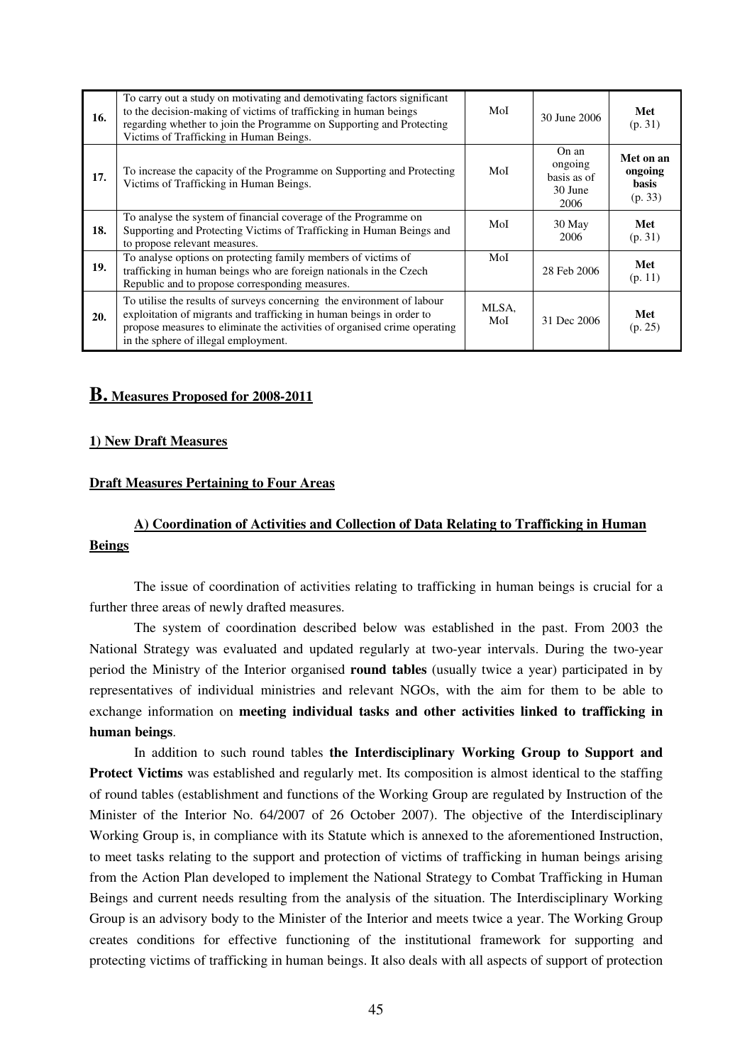| | | | | |
|---|---|---|---|---|
| **16.** | To carry out a study on motivating and demotivating factors significant to the decision-making of victims of trafficking in human beings regarding whether to join the Programme on Supporting and Protecting Victims of Trafficking in Human Beings. | MoI | 30 June 2006 | **Met** (p. 31) |
| **17.** | To increase the capacity of the Programme on Supporting and Protecting Victims of Trafficking in Human Beings. | MoI | On an ongoing basis as of 30 June 2006 | **Met on an ongoing basis** (p. 33) |
| **18.** | To analyse the system of financial coverage of the Programme on Supporting and Protecting Victims of Trafficking in Human Beings and to propose relevant measures. | MoI | 30 May 2006 | **Met** (p. 31) |
| **19.** | To analyse options on protecting family members of victims of trafficking in human beings who are foreign nationals in the Czech Republic and to propose corresponding measures. | MoI | 28 Feb 2006 | **Met** (p. 11) |
| **20.** | To utilise the results of surveys concerning the environment of labour exploitation of migrants and trafficking in human beings in order to propose measures to eliminate the activities of organised crime operating in the sphere of illegal employment. | MLSA, MoI | 31 Dec 2006 | **Met** (p. 25) |

## B. Measures Proposed for 2008-2011

### 1) New Draft Measures

### Draft Measures Pertaining to Four Areas

#### A) Coordination of Activities and Collection of Data Relating to Trafficking in Human Beings

The issue of coordination of activities relating to trafficking in human beings is crucial for a further three areas of newly drafted measures.

The system of coordination described below was established in the past. From 2003 the National Strategy was evaluated and updated regularly at two-year intervals. During the two-year period the Ministry of the Interior organised **round tables** (usually twice a year) participated in by representatives of individual ministries and relevant NGOs, with the aim for them to be able to exchange information on **meeting individual tasks and other activities linked to trafficking in human beings**.

In addition to such round tables **the Interdisciplinary Working Group to Support and Protect Victims** was established and regularly met. Its composition is almost identical to the staffing of round tables (establishment and functions of the Working Group are regulated by Instruction of the Minister of the Interior No. 64/2007 of 26 October 2007). The objective of the Interdisciplinary Working Group is, in compliance with its Statute which is annexed to the aforementioned Instruction, to meet tasks relating to the support and protection of victims of trafficking in human beings arising from the Action Plan developed to implement the National Strategy to Combat Trafficking in Human Beings and current needs resulting from the analysis of the situation. The Interdisciplinary Working Group is an advisory body to the Minister of the Interior and meets twice a year. The Working Group creates conditions for effective functioning of the institutional framework for supporting and protecting victims of trafficking in human beings. It also deals with all aspects of support of protection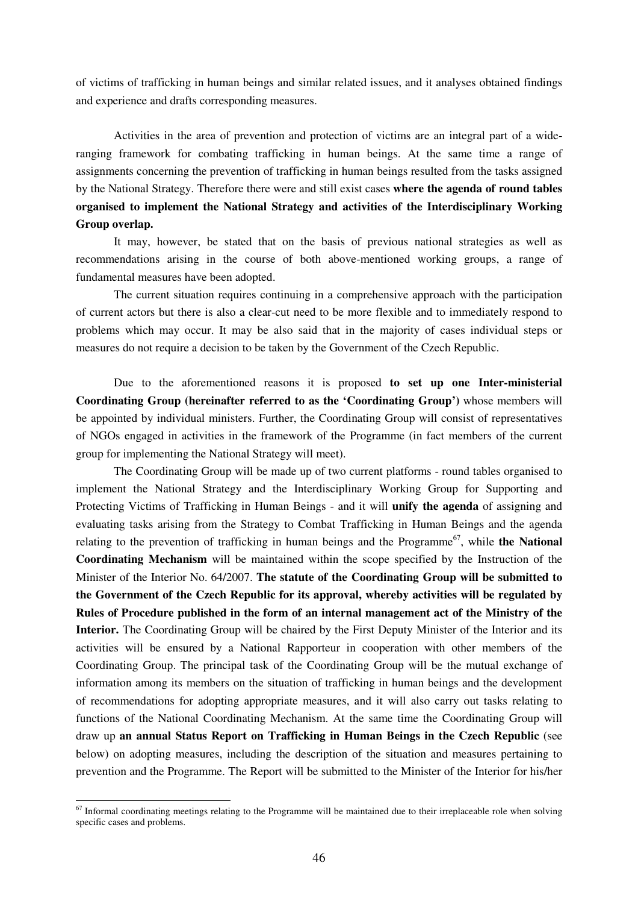of victims of trafficking in human beings and similar related issues, and it analyses obtained findings and experience and drafts corresponding measures.

Activities in the area of prevention and protection of victims are an integral part of a wide-ranging framework for combating trafficking in human beings. At the same time a range of assignments concerning the prevention of trafficking in human beings resulted from the tasks assigned by the National Strategy. Therefore there were and still exist cases **where the agenda of round tables organised to implement the National Strategy and activities of the Interdisciplinary Working Group overlap.**

It may, however, be stated that on the basis of previous national strategies as well as recommendations arising in the course of both above-mentioned working groups, a range of fundamental measures have been adopted.

The current situation requires continuing in a comprehensive approach with the participation of current actors but there is also a clear-cut need to be more flexible and to immediately respond to problems which may occur. It may be also said that in the majority of cases individual steps or measures do not require a decision to be taken by the Government of the Czech Republic.

Due to the aforementioned reasons it is proposed **to set up one Inter-ministerial Coordinating Group (hereinafter referred to as the 'Coordinating Group')** whose members will be appointed by individual ministers. Further, the Coordinating Group will consist of representatives of NGOs engaged in activities in the framework of the Programme (in fact members of the current group for implementing the National Strategy will meet).

The Coordinating Group will be made up of two current platforms - round tables organised to implement the National Strategy and the Interdisciplinary Working Group for Supporting and Protecting Victims of Trafficking in Human Beings - and it will **unify the agenda** of assigning and evaluating tasks arising from the Strategy to Combat Trafficking in Human Beings and the agenda relating to the prevention of trafficking in human beings and the Programme[67], while **the National Coordinating Mechanism** will be maintained within the scope specified by the Instruction of the Minister of the Interior No. 64/2007. **The statute of the Coordinating Group will be submitted to the Government of the Czech Republic for its approval, whereby activities will be regulated by Rules of Procedure published in the form of an internal management act of the Ministry of the Interior.** The Coordinating Group will be chaired by the First Deputy Minister of the Interior and its activities will be ensured by a National Rapporteur in cooperation with other members of the Coordinating Group. The principal task of the Coordinating Group will be the mutual exchange of information among its members on the situation of trafficking in human beings and the development of recommendations for adopting appropriate measures, and it will also carry out tasks relating to functions of the National Coordinating Mechanism. At the same time the Coordinating Group will draw up **an annual Status Report on Trafficking in Human Beings in the Czech Republic** (see below) on adopting measures, including the description of the situation and measures pertaining to prevention and the Programme. The Report will be submitted to the Minister of the Interior for his/her

[67] Informal coordinating meetings relating to the Programme will be maintained due to their irreplaceable role when solving specific cases and problems.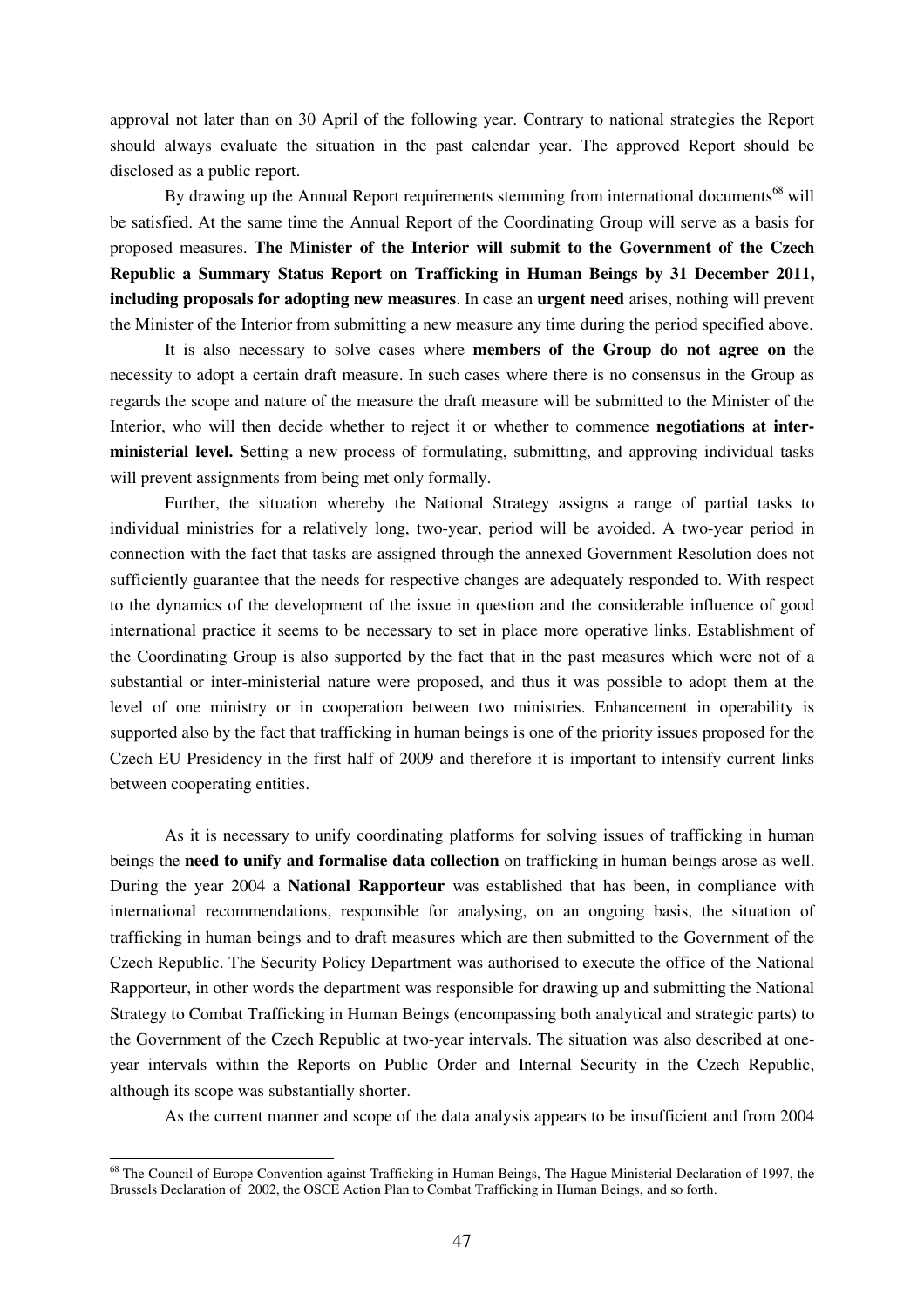approval not later than on 30 April of the following year. Contrary to national strategies the Report should always evaluate the situation in the past calendar year. The approved Report should be disclosed as a public report.

By drawing up the Annual Report requirements stemming from international documents[68] will be satisfied. At the same time the Annual Report of the Coordinating Group will serve as a basis for proposed measures. **The Minister of the Interior will submit to the Government of the Czech Republic a Summary Status Report on Trafficking in Human Beings by 31 December 2011, including proposals for adopting new measures**. In case an **urgent need** arises, nothing will prevent the Minister of the Interior from submitting a new measure any time during the period specified above.

It is also necessary to solve cases where **members of the Group do not agree on** the necessity to adopt a certain draft measure. In such cases where there is no consensus in the Group as regards the scope and nature of the measure the draft measure will be submitted to the Minister of the Interior, who will then decide whether to reject it or whether to commence **negotiations at inter-ministerial level. S**etting a new process of formulating, submitting, and approving individual tasks will prevent assignments from being met only formally.

Further, the situation whereby the National Strategy assigns a range of partial tasks to individual ministries for a relatively long, two-year, period will be avoided. A two-year period in connection with the fact that tasks are assigned through the annexed Government Resolution does not sufficiently guarantee that the needs for respective changes are adequately responded to. With respect to the dynamics of the development of the issue in question and the considerable influence of good international practice it seems to be necessary to set in place more operative links. Establishment of the Coordinating Group is also supported by the fact that in the past measures which were not of a substantial or inter-ministerial nature were proposed, and thus it was possible to adopt them at the level of one ministry or in cooperation between two ministries. Enhancement in operability is supported also by the fact that trafficking in human beings is one of the priority issues proposed for the Czech EU Presidency in the first half of 2009 and therefore it is important to intensify current links between cooperating entities.

As it is necessary to unify coordinating platforms for solving issues of trafficking in human beings the **need to unify and formalise data collection** on trafficking in human beings arose as well. During the year 2004 a **National Rapporteur** was established that has been, in compliance with international recommendations, responsible for analysing, on an ongoing basis, the situation of trafficking in human beings and to draft measures which are then submitted to the Government of the Czech Republic. The Security Policy Department was authorised to execute the office of the National Rapporteur, in other words the department was responsible for drawing up and submitting the National Strategy to Combat Trafficking in Human Beings (encompassing both analytical and strategic parts) to the Government of the Czech Republic at two-year intervals. The situation was also described at one-year intervals within the Reports on Public Order and Internal Security in the Czech Republic, although its scope was substantially shorter.

As the current manner and scope of the data analysis appears to be insufficient and from 2004

[68] The Council of Europe Convention against Trafficking in Human Beings, The Hague Ministerial Declaration of 1997, the Brussels Declaration of 2002, the OSCE Action Plan to Combat Trafficking in Human Beings, and so forth.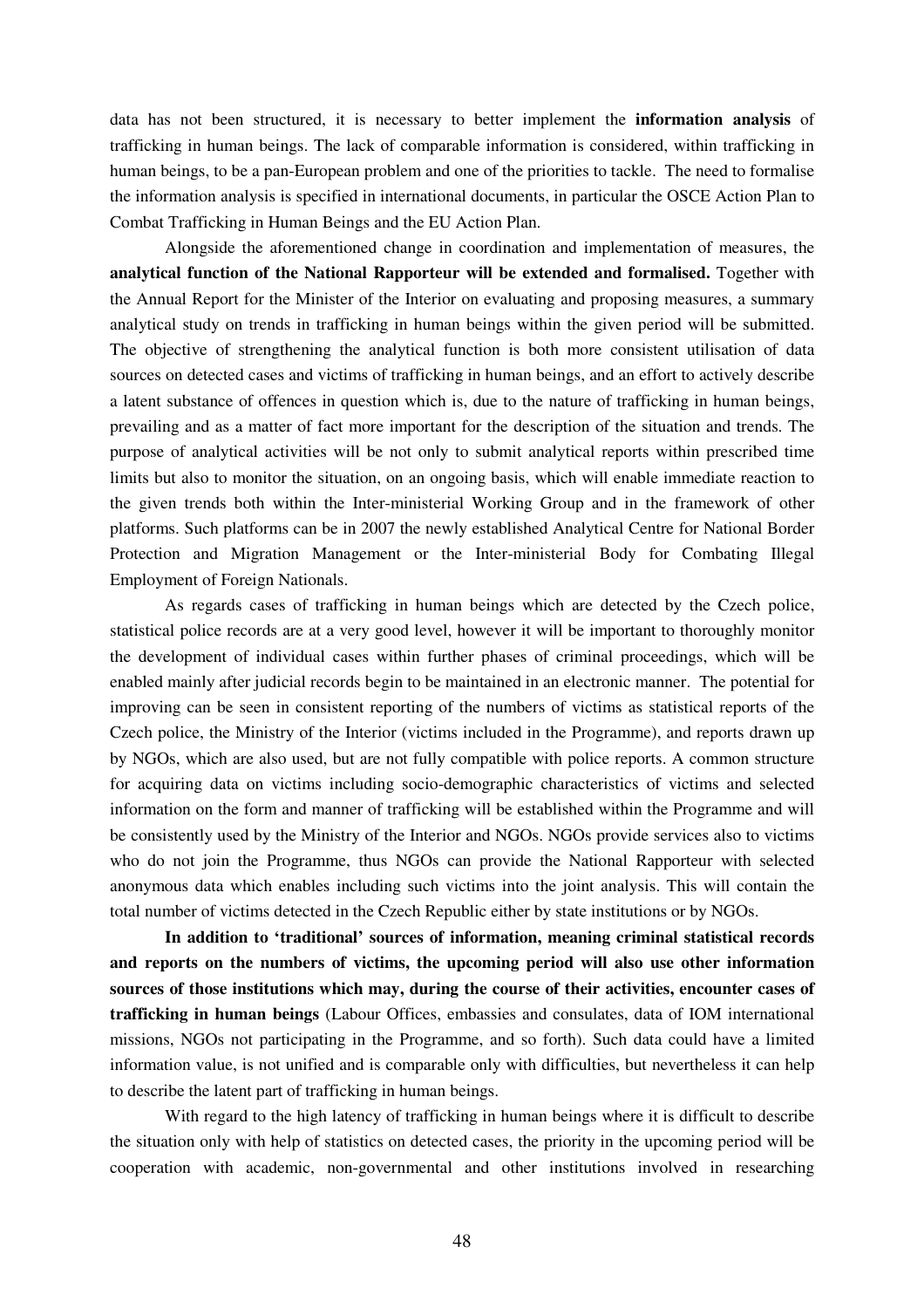data has not been structured, it is necessary to better implement the **information analysis** of trafficking in human beings. The lack of comparable information is considered, within trafficking in human beings, to be a pan-European problem and one of the priorities to tackle. The need to formalise the information analysis is specified in international documents, in particular the OSCE Action Plan to Combat Trafficking in Human Beings and the EU Action Plan.

Alongside the aforementioned change in coordination and implementation of measures, the **analytical function of the National Rapporteur will be extended and formalised.** Together with the Annual Report for the Minister of the Interior on evaluating and proposing measures, a summary analytical study on trends in trafficking in human beings within the given period will be submitted. The objective of strengthening the analytical function is both more consistent utilisation of data sources on detected cases and victims of trafficking in human beings, and an effort to actively describe a latent substance of offences in question which is, due to the nature of trafficking in human beings, prevailing and as a matter of fact more important for the description of the situation and trends. The purpose of analytical activities will be not only to submit analytical reports within prescribed time limits but also to monitor the situation, on an ongoing basis, which will enable immediate reaction to the given trends both within the Inter-ministerial Working Group and in the framework of other platforms. Such platforms can be in 2007 the newly established Analytical Centre for National Border Protection and Migration Management or the Inter-ministerial Body for Combating Illegal Employment of Foreign Nationals.

As regards cases of trafficking in human beings which are detected by the Czech police, statistical police records are at a very good level, however it will be important to thoroughly monitor the development of individual cases within further phases of criminal proceedings, which will be enabled mainly after judicial records begin to be maintained in an electronic manner. The potential for improving can be seen in consistent reporting of the numbers of victims as statistical reports of the Czech police, the Ministry of the Interior (victims included in the Programme), and reports drawn up by NGOs, which are also used, but are not fully compatible with police reports. A common structure for acquiring data on victims including socio-demographic characteristics of victims and selected information on the form and manner of trafficking will be established within the Programme and will be consistently used by the Ministry of the Interior and NGOs. NGOs provide services also to victims who do not join the Programme, thus NGOs can provide the National Rapporteur with selected anonymous data which enables including such victims into the joint analysis. This will contain the total number of victims detected in the Czech Republic either by state institutions or by NGOs.

**In addition to 'traditional' sources of information, meaning criminal statistical records and reports on the numbers of victims, the upcoming period will also use other information sources of those institutions which may, during the course of their activities, encounter cases of trafficking in human beings** (Labour Offices, embassies and consulates, data of IOM international missions, NGOs not participating in the Programme, and so forth). Such data could have a limited information value, is not unified and is comparable only with difficulties, but nevertheless it can help to describe the latent part of trafficking in human beings.

With regard to the high latency of trafficking in human beings where it is difficult to describe the situation only with help of statistics on detected cases, the priority in the upcoming period will be cooperation with academic, non-governmental and other institutions involved in researching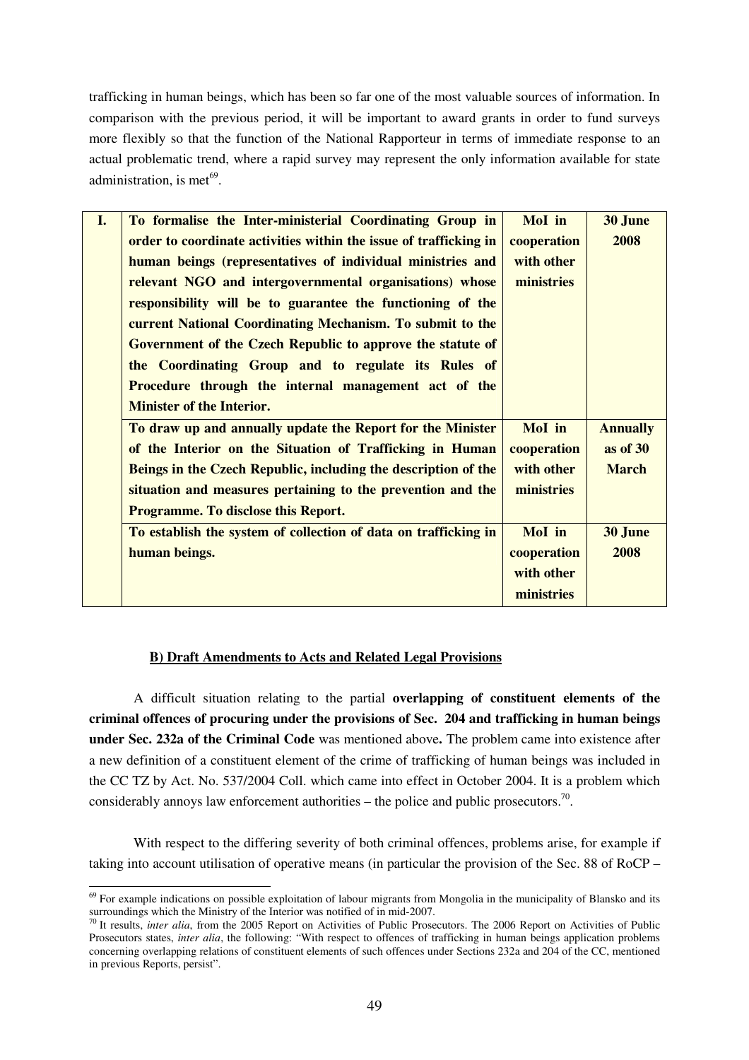trafficking in human beings, which has been so far one of the most valuable sources of information. In comparison with the previous period, it will be important to award grants in order to fund surveys more flexibly so that the function of the National Rapporteur in terms of immediate response to an actual problematic trend, where a rapid survey may represent the only information available for state administration, is met[69].

| **I.** | **To formalise the Inter-ministerial Coordinating Group in order to coordinate activities within the issue of trafficking in human beings (representatives of individual ministries and relevant NGO and intergovernmental organisations) whose responsibility will be to guarantee the functioning of the current National Coordinating Mechanism. To submit to the Government of the Czech Republic to approve the statute of the Coordinating Group and to regulate its Rules of Procedure through the internal management act of the Minister of the Interior.** | **MoI in cooperation with other ministries** | **30 June 2008** |
|---|---|---|---|
| | **To draw up and annually update the Report for the Minister of the Interior on the Situation of Trafficking in Human Beings in the Czech Republic, including the description of the situation and measures pertaining to the prevention and the Programme. To disclose this Report.** | **MoI in cooperation with other ministries** | **Annually as of 30 March** |
| | **To establish the system of collection of data on trafficking in human beings.** | **MoI in cooperation with other ministries** | **30 June 2008** |

**B) Draft Amendments to Acts and Related Legal Provisions**

A difficult situation relating to the partial **overlapping of constituent elements of the criminal offences of procuring under the provisions of Sec. 204 and trafficking in human beings under Sec. 232a of the Criminal Code** was mentioned above**.** The problem came into existence after a new definition of a constituent element of the crime of trafficking of human beings was included in the CC TZ by Act. No. 537/2004 Coll. which came into effect in October 2004. It is a problem which considerably annoys law enforcement authorities – the police and public prosecutors.[70].

With respect to the differing severity of both criminal offences, problems arise, for example if taking into account utilisation of operative means (in particular the provision of the Sec. 88 of RoCP –

---

[69] For example indications on possible exploitation of labour migrants from Mongolia in the municipality of Blansko and its surroundings which the Ministry of the Interior was notified of in mid-2007.

[70] It results, *inter alia*, from the 2005 Report on Activities of Public Prosecutors. The 2006 Report on Activities of Public Prosecutors states, *inter alia*, the following: "With respect to offences of trafficking in human beings application problems concerning overlapping relations of constituent elements of such offences under Sections 232a and 204 of the CC, mentioned in previous Reports, persist".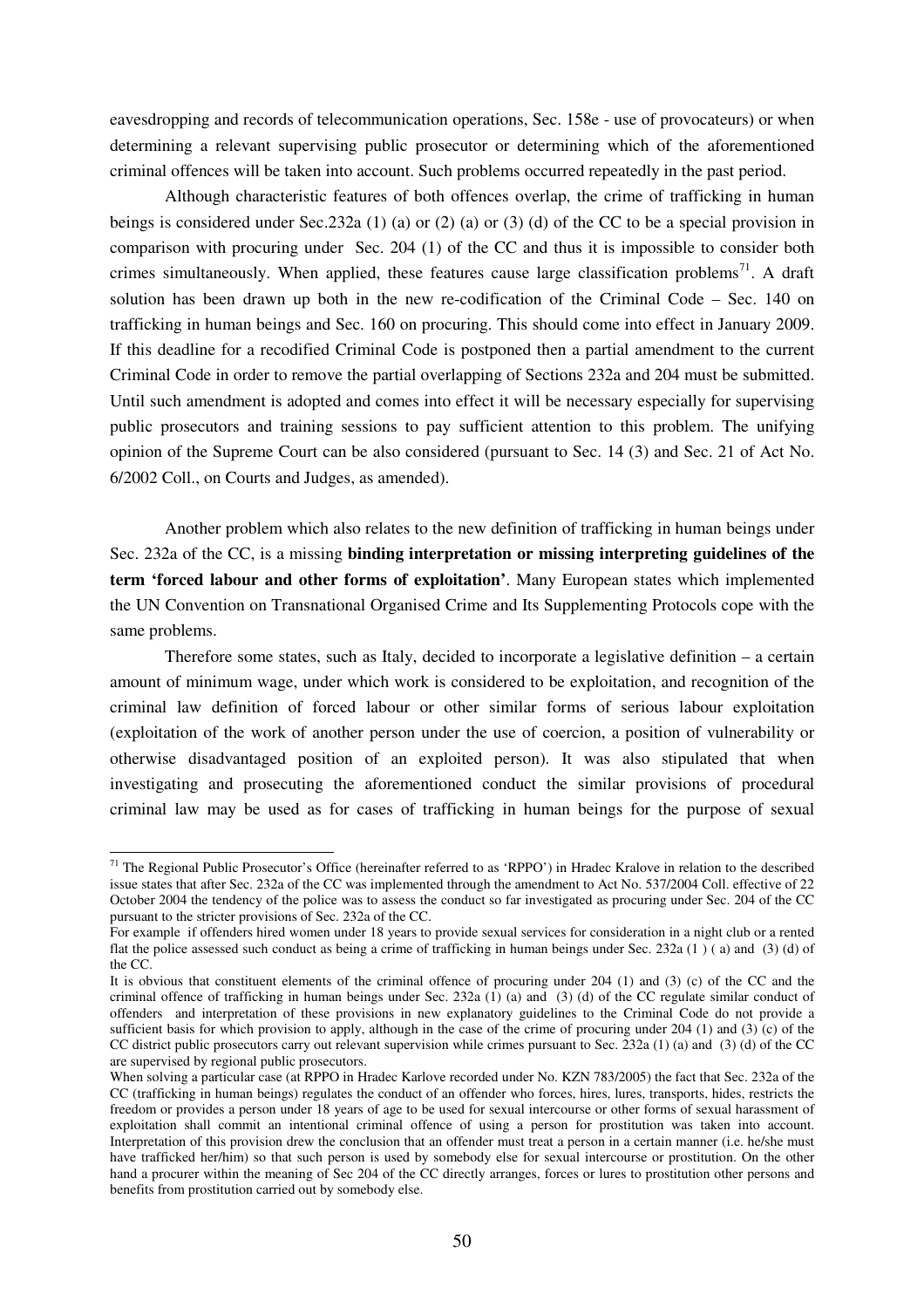eavesdropping and records of telecommunication operations, Sec. 158e - use of provocateurs) or when determining a relevant supervising public prosecutor or determining which of the aforementioned criminal offences will be taken into account. Such problems occurred repeatedly in the past period.

Although characteristic features of both offences overlap, the crime of trafficking in human beings is considered under Sec.232a (1) (a) or (2) (a) or (3) (d) of the CC to be a special provision in comparison with procuring under Sec. 204 (1) of the CC and thus it is impossible to consider both crimes simultaneously. When applied, these features cause large classification problems[71]. A draft solution has been drawn up both in the new re-codification of the Criminal Code – Sec. 140 on trafficking in human beings and Sec. 160 on procuring. This should come into effect in January 2009. If this deadline for a recodified Criminal Code is postponed then a partial amendment to the current Criminal Code in order to remove the partial overlapping of Sections 232a and 204 must be submitted. Until such amendment is adopted and comes into effect it will be necessary especially for supervising public prosecutors and training sessions to pay sufficient attention to this problem. The unifying opinion of the Supreme Court can be also considered (pursuant to Sec. 14 (3) and Sec. 21 of Act No. 6/2002 Coll., on Courts and Judges, as amended).

Another problem which also relates to the new definition of trafficking in human beings under Sec. 232a of the CC, is a missing **binding interpretation or missing interpreting guidelines of the term 'forced labour and other forms of exploitation'**. Many European states which implemented the UN Convention on Transnational Organised Crime and Its Supplementing Protocols cope with the same problems.

Therefore some states, such as Italy, decided to incorporate a legislative definition – a certain amount of minimum wage, under which work is considered to be exploitation, and recognition of the criminal law definition of forced labour or other similar forms of serious labour exploitation (exploitation of the work of another person under the use of coercion, a position of vulnerability or otherwise disadvantaged position of an exploited person). It was also stipulated that when investigating and prosecuting the aforementioned conduct the similar provisions of procedural criminal law may be used as for cases of trafficking in human beings for the purpose of sexual

---

[71] The Regional Public Prosecutor's Office (hereinafter referred to as 'RPPO') in Hradec Kralove in relation to the described issue states that after Sec. 232a of the CC was implemented through the amendment to Act No. 537/2004 Coll. effective of 22 October 2004 the tendency of the police was to assess the conduct so far investigated as procuring under Sec. 204 of the CC pursuant to the stricter provisions of Sec. 232a of the CC.

For example if offenders hired women under 18 years to provide sexual services for consideration in a night club or a rented flat the police assessed such conduct as being a crime of trafficking in human beings under Sec. 232a (1 ) ( a) and (3) (d) of the CC.

It is obvious that constituent elements of the criminal offence of procuring under 204 (1) and (3) (c) of the CC and the criminal offence of trafficking in human beings under Sec. 232a (1) (a) and (3) (d) of the CC regulate similar conduct of offenders and interpretation of these provisions in new explanatory guidelines to the Criminal Code do not provide a sufficient basis for which provision to apply, although in the case of the crime of procuring under 204 (1) and (3) (c) of the CC district public prosecutors carry out relevant supervision while crimes pursuant to Sec. 232a (1) (a) and (3) (d) of the CC are supervised by regional public prosecutors.

When solving a particular case (at RPPO in Hradec Karlove recorded under No. KZN 783/2005) the fact that Sec. 232a of the CC (trafficking in human beings) regulates the conduct of an offender who forces, hires, lures, transports, hides, restricts the freedom or provides a person under 18 years of age to be used for sexual intercourse or other forms of sexual harassment of exploitation shall commit an intentional criminal offence of using a person for prostitution was taken into account. Interpretation of this provision drew the conclusion that an offender must treat a person in a certain manner (i.e. he/she must have trafficked her/him) so that such person is used by somebody else for sexual intercourse or prostitution. On the other hand a procurer within the meaning of Sec 204 of the CC directly arranges, forces or lures to prostitution other persons and benefits from prostitution carried out by somebody else.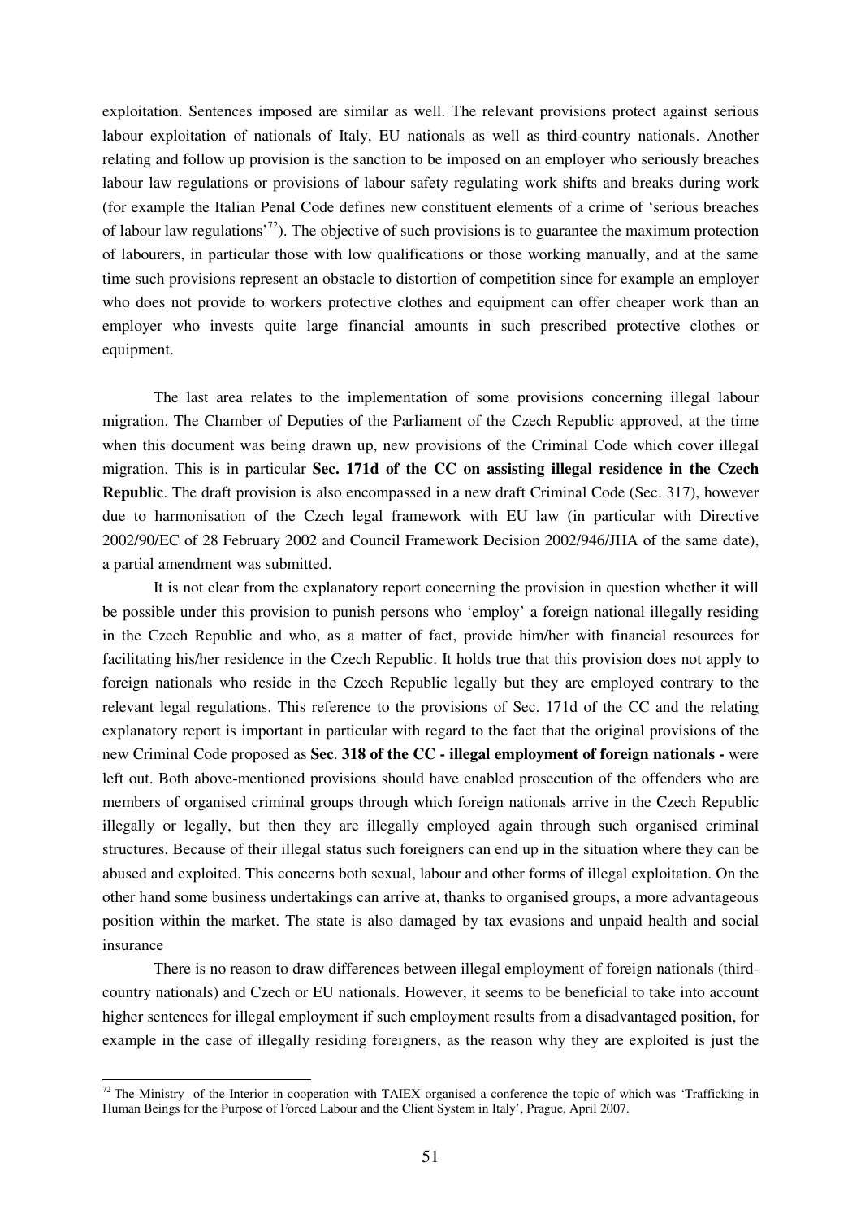exploitation. Sentences imposed are similar as well. The relevant provisions protect against serious labour exploitation of nationals of Italy, EU nationals as well as third-country nationals. Another relating and follow up provision is the sanction to be imposed on an employer who seriously breaches labour law regulations or provisions of labour safety regulating work shifts and breaks during work (for example the Italian Penal Code defines new constituent elements of a crime of 'serious breaches of labour law regulations'[72]). The objective of such provisions is to guarantee the maximum protection of labourers, in particular those with low qualifications or those working manually, and at the same time such provisions represent an obstacle to distortion of competition since for example an employer who does not provide to workers protective clothes and equipment can offer cheaper work than an employer who invests quite large financial amounts in such prescribed protective clothes or equipment.

The last area relates to the implementation of some provisions concerning illegal labour migration. The Chamber of Deputies of the Parliament of the Czech Republic approved, at the time when this document was being drawn up, new provisions of the Criminal Code which cover illegal migration. This is in particular **Sec. 171d of the CC on assisting illegal residence in the Czech Republic**. The draft provision is also encompassed in a new draft Criminal Code (Sec. 317), however due to harmonisation of the Czech legal framework with EU law (in particular with Directive 2002/90/EC of 28 February 2002 and Council Framework Decision 2002/946/JHA of the same date), a partial amendment was submitted.

It is not clear from the explanatory report concerning the provision in question whether it will be possible under this provision to punish persons who 'employ' a foreign national illegally residing in the Czech Republic and who, as a matter of fact, provide him/her with financial resources for facilitating his/her residence in the Czech Republic. It holds true that this provision does not apply to foreign nationals who reside in the Czech Republic legally but they are employed contrary to the relevant legal regulations. This reference to the provisions of Sec. 171d of the CC and the relating explanatory report is important in particular with regard to the fact that the original provisions of the new Criminal Code proposed as **Sec**. **318 of the CC - illegal employment of foreign nationals -** were left out. Both above-mentioned provisions should have enabled prosecution of the offenders who are members of organised criminal groups through which foreign nationals arrive in the Czech Republic illegally or legally, but then they are illegally employed again through such organised criminal structures. Because of their illegal status such foreigners can end up in the situation where they can be abused and exploited. This concerns both sexual, labour and other forms of illegal exploitation. On the other hand some business undertakings can arrive at, thanks to organised groups, a more advantageous position within the market. The state is also damaged by tax evasions and unpaid health and social insurance

There is no reason to draw differences between illegal employment of foreign nationals (third-country nationals) and Czech or EU nationals. However, it seems to be beneficial to take into account higher sentences for illegal employment if such employment results from a disadvantaged position, for example in the case of illegally residing foreigners, as the reason why they are exploited is just the

---

[72] The Ministry of the Interior in cooperation with TAIEX organised a conference the topic of which was 'Trafficking in Human Beings for the Purpose of Forced Labour and the Client System in Italy', Prague, April 2007.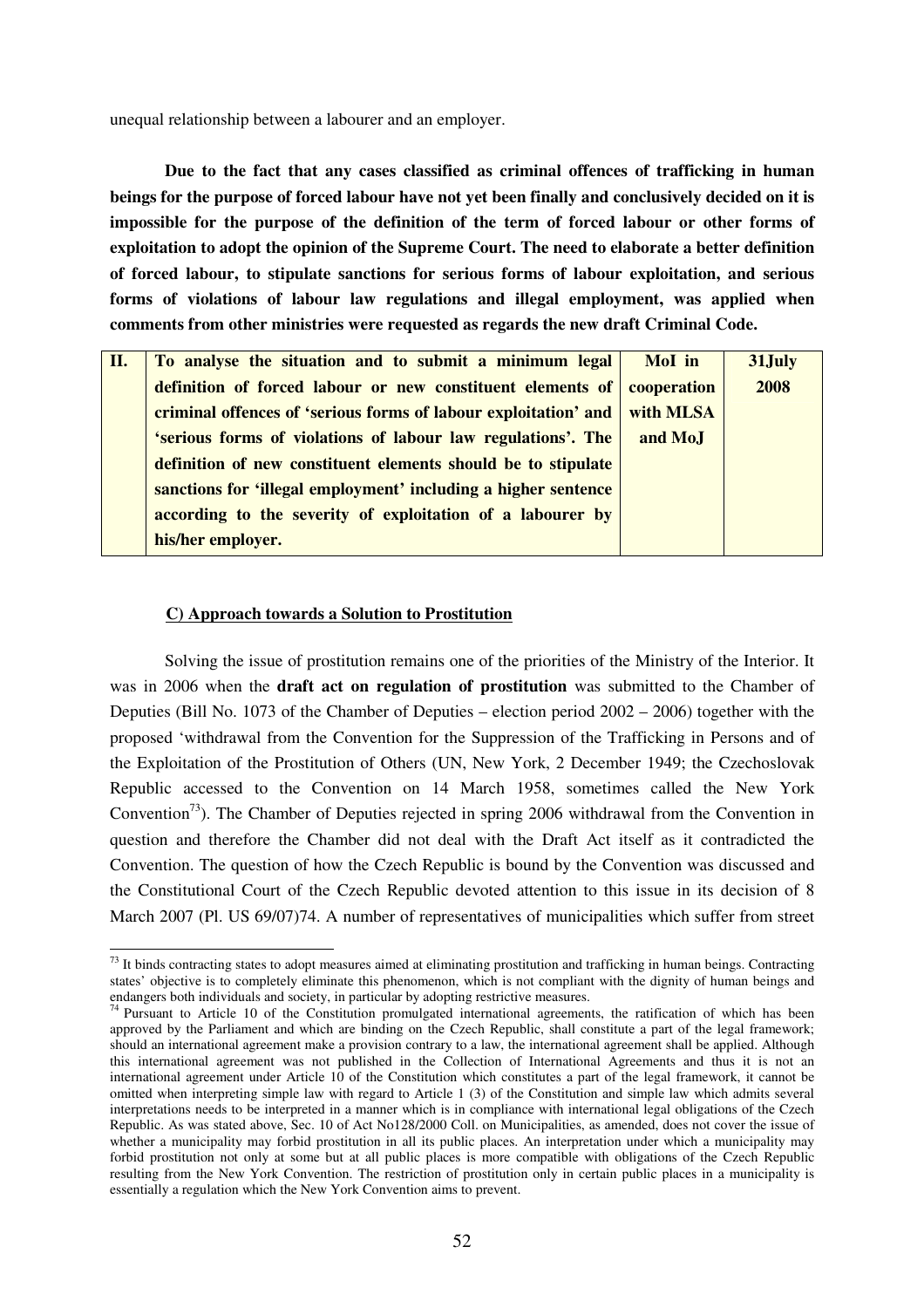unequal relationship between a labourer and an employer.

**Due to the fact that any cases classified as criminal offences of trafficking in human beings for the purpose of forced labour have not yet been finally and conclusively decided on it is impossible for the purpose of the definition of the term of forced labour or other forms of exploitation to adopt the opinion of the Supreme Court. The need to elaborate a better definition of forced labour, to stipulate sanctions for serious forms of labour exploitation, and serious forms of violations of labour law regulations and illegal employment, was applied when comments from other ministries were requested as regards the new draft Criminal Code.**

| | | | |
|---|---|---|---|
| **II.** | **To analyse the situation and to submit a minimum legal definition of forced labour or new constituent elements of criminal offences of 'serious forms of labour exploitation' and 'serious forms of violations of labour law regulations'. The definition of new constituent elements should be to stipulate sanctions for 'illegal employment' including a higher sentence according to the severity of exploitation of a labourer by his/her employer.** | **MoI in cooperation with MLSA and MoJ** | **31July 2008** |

**C) Approach towards a Solution to Prostitution**

Solving the issue of prostitution remains one of the priorities of the Ministry of the Interior. It was in 2006 when the **draft act on regulation of prostitution** was submitted to the Chamber of Deputies (Bill No. 1073 of the Chamber of Deputies – election period 2002 – 2006) together with the proposed 'withdrawal from the Convention for the Suppression of the Trafficking in Persons and of the Exploitation of the Prostitution of Others (UN, New York, 2 December 1949; the Czechoslovak Republic accessed to the Convention on 14 March 1958, sometimes called the New York Convention[73]). The Chamber of Deputies rejected in spring 2006 withdrawal from the Convention in question and therefore the Chamber did not deal with the Draft Act itself as it contradicted the Convention. The question of how the Czech Republic is bound by the Convention was discussed and the Constitutional Court of the Czech Republic devoted attention to this issue in its decision of 8 March 2007 (Pl. US 69/07)74. A number of representatives of municipalities which suffer from street

[73] It binds contracting states to adopt measures aimed at eliminating prostitution and trafficking in human beings. Contracting states' objective is to completely eliminate this phenomenon, which is not compliant with the dignity of human beings and endangers both individuals and society, in particular by adopting restrictive measures.

[74] Pursuant to Article 10 of the Constitution promulgated international agreements, the ratification of which has been approved by the Parliament and which are binding on the Czech Republic, shall constitute a part of the legal framework; should an international agreement make a provision contrary to a law, the international agreement shall be applied. Although this international agreement was not published in the Collection of International Agreements and thus it is not an international agreement under Article 10 of the Constitution which constitutes a part of the legal framework, it cannot be omitted when interpreting simple law with regard to Article 1 (3) of the Constitution and simple law which admits several interpretations needs to be interpreted in a manner which is in compliance with international legal obligations of the Czech Republic. As was stated above, Sec. 10 of Act No128/2000 Coll. on Municipalities, as amended, does not cover the issue of whether a municipality may forbid prostitution in all its public places. An interpretation under which a municipality may forbid prostitution not only at some but at all public places is more compatible with obligations of the Czech Republic resulting from the New York Convention. The restriction of prostitution only in certain public places in a municipality is essentially a regulation which the New York Convention aims to prevent.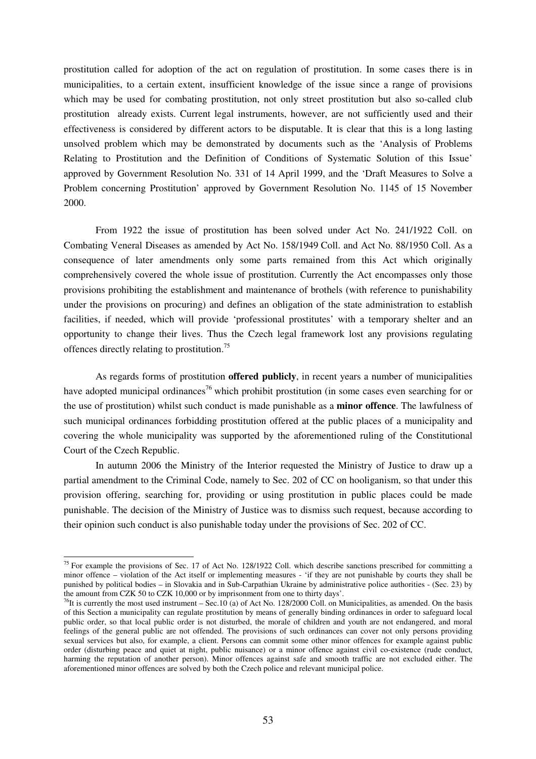prostitution called for adoption of the act on regulation of prostitution. In some cases there is in municipalities, to a certain extent, insufficient knowledge of the issue since a range of provisions which may be used for combating prostitution, not only street prostitution but also so-called club prostitution already exists. Current legal instruments, however, are not sufficiently used and their effectiveness is considered by different actors to be disputable. It is clear that this is a long lasting unsolved problem which may be demonstrated by documents such as the 'Analysis of Problems Relating to Prostitution and the Definition of Conditions of Systematic Solution of this Issue' approved by Government Resolution No. 331 of 14 April 1999, and the 'Draft Measures to Solve a Problem concerning Prostitution' approved by Government Resolution No. 1145 of 15 November 2000.

From 1922 the issue of prostitution has been solved under Act No. 241/1922 Coll. on Combating Veneral Diseases as amended by Act No. 158/1949 Coll. and Act No. 88/1950 Coll. As a consequence of later amendments only some parts remained from this Act which originally comprehensively covered the whole issue of prostitution. Currently the Act encompasses only those provisions prohibiting the establishment and maintenance of brothels (with reference to punishability under the provisions on procuring) and defines an obligation of the state administration to establish facilities, if needed, which will provide 'professional prostitutes' with a temporary shelter and an opportunity to change their lives. Thus the Czech legal framework lost any provisions regulating offences directly relating to prostitution.[75]

As regards forms of prostitution **offered publicly**, in recent years a number of municipalities have adopted municipal ordinances[76] which prohibit prostitution (in some cases even searching for or the use of prostitution) whilst such conduct is made punishable as a **minor offence**. The lawfulness of such municipal ordinances forbidding prostitution offered at the public places of a municipality and covering the whole municipality was supported by the aforementioned ruling of the Constitutional Court of the Czech Republic.

In autumn 2006 the Ministry of the Interior requested the Ministry of Justice to draw up a partial amendment to the Criminal Code, namely to Sec. 202 of CC on hooliganism, so that under this provision offering, searching for, providing or using prostitution in public places could be made punishable. The decision of the Ministry of Justice was to dismiss such request, because according to their opinion such conduct is also punishable today under the provisions of Sec. 202 of CC.

---

[75] For example the provisions of Sec. 17 of Act No. 128/1922 Coll. which describe sanctions prescribed for committing a minor offence – violation of the Act itself or implementing measures - 'if they are not punishable by courts they shall be punished by political bodies – in Slovakia and in Sub-Carpathian Ukraine by administrative police authorities - (Sec. 23) by the amount from CZK 50 to CZK 10,000 or by imprisonment from one to thirty days'.

[76] It is currently the most used instrument – Sec.10 (a) of Act No. 128/2000 Coll. on Municipalities, as amended. On the basis of this Section a municipality can regulate prostitution by means of generally binding ordinances in order to safeguard local public order, so that local public order is not disturbed, the morale of children and youth are not endangered, and moral feelings of the general public are not offended. The provisions of such ordinances can cover not only persons providing sexual services but also, for example, a client. Persons can commit some other minor offences for example against public order (disturbing peace and quiet at night, public nuisance) or a minor offence against civil co-existence (rude conduct, harming the reputation of another person). Minor offences against safe and smooth traffic are not excluded either. The aforementioned minor offences are solved by both the Czech police and relevant municipal police.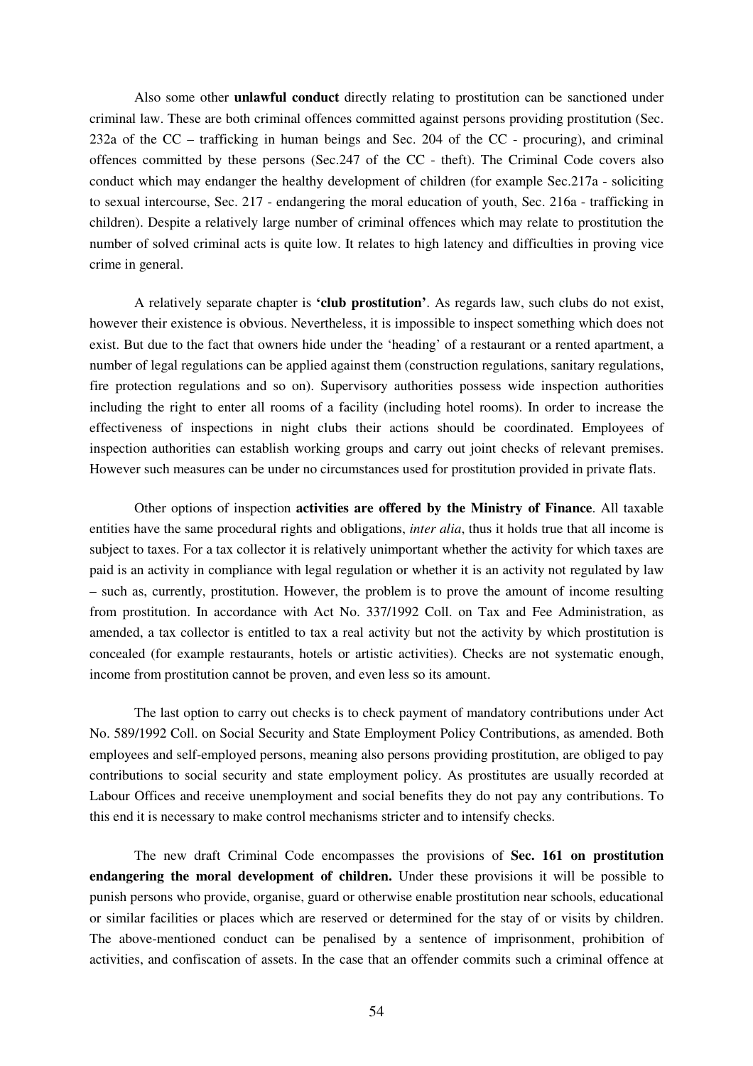Also some other **unlawful conduct** directly relating to prostitution can be sanctioned under criminal law. These are both criminal offences committed against persons providing prostitution (Sec. 232a of the CC – trafficking in human beings and Sec. 204 of the CC - procuring), and criminal offences committed by these persons (Sec.247 of the CC - theft). The Criminal Code covers also conduct which may endanger the healthy development of children (for example Sec.217a - soliciting to sexual intercourse, Sec. 217 - endangering the moral education of youth, Sec. 216a - trafficking in children). Despite a relatively large number of criminal offences which may relate to prostitution the number of solved criminal acts is quite low. It relates to high latency and difficulties in proving vice crime in general.

A relatively separate chapter is **'club prostitution'**. As regards law, such clubs do not exist, however their existence is obvious. Nevertheless, it is impossible to inspect something which does not exist. But due to the fact that owners hide under the 'heading' of a restaurant or a rented apartment, a number of legal regulations can be applied against them (construction regulations, sanitary regulations, fire protection regulations and so on). Supervisory authorities possess wide inspection authorities including the right to enter all rooms of a facility (including hotel rooms). In order to increase the effectiveness of inspections in night clubs their actions should be coordinated. Employees of inspection authorities can establish working groups and carry out joint checks of relevant premises. However such measures can be under no circumstances used for prostitution provided in private flats.

Other options of inspection **activities are offered by the Ministry of Finance**. All taxable entities have the same procedural rights and obligations, *inter alia*, thus it holds true that all income is subject to taxes. For a tax collector it is relatively unimportant whether the activity for which taxes are paid is an activity in compliance with legal regulation or whether it is an activity not regulated by law – such as, currently, prostitution. However, the problem is to prove the amount of income resulting from prostitution. In accordance with Act No. 337/1992 Coll. on Tax and Fee Administration, as amended, a tax collector is entitled to tax a real activity but not the activity by which prostitution is concealed (for example restaurants, hotels or artistic activities). Checks are not systematic enough, income from prostitution cannot be proven, and even less so its amount.

The last option to carry out checks is to check payment of mandatory contributions under Act No. 589/1992 Coll. on Social Security and State Employment Policy Contributions, as amended. Both employees and self-employed persons, meaning also persons providing prostitution, are obliged to pay contributions to social security and state employment policy. As prostitutes are usually recorded at Labour Offices and receive unemployment and social benefits they do not pay any contributions. To this end it is necessary to make control mechanisms stricter and to intensify checks.

The new draft Criminal Code encompasses the provisions of **Sec. 161 on prostitution endangering the moral development of children.** Under these provisions it will be possible to punish persons who provide, organise, guard or otherwise enable prostitution near schools, educational or similar facilities or places which are reserved or determined for the stay of or visits by children. The above-mentioned conduct can be penalised by a sentence of imprisonment, prohibition of activities, and confiscation of assets. In the case that an offender commits such a criminal offence at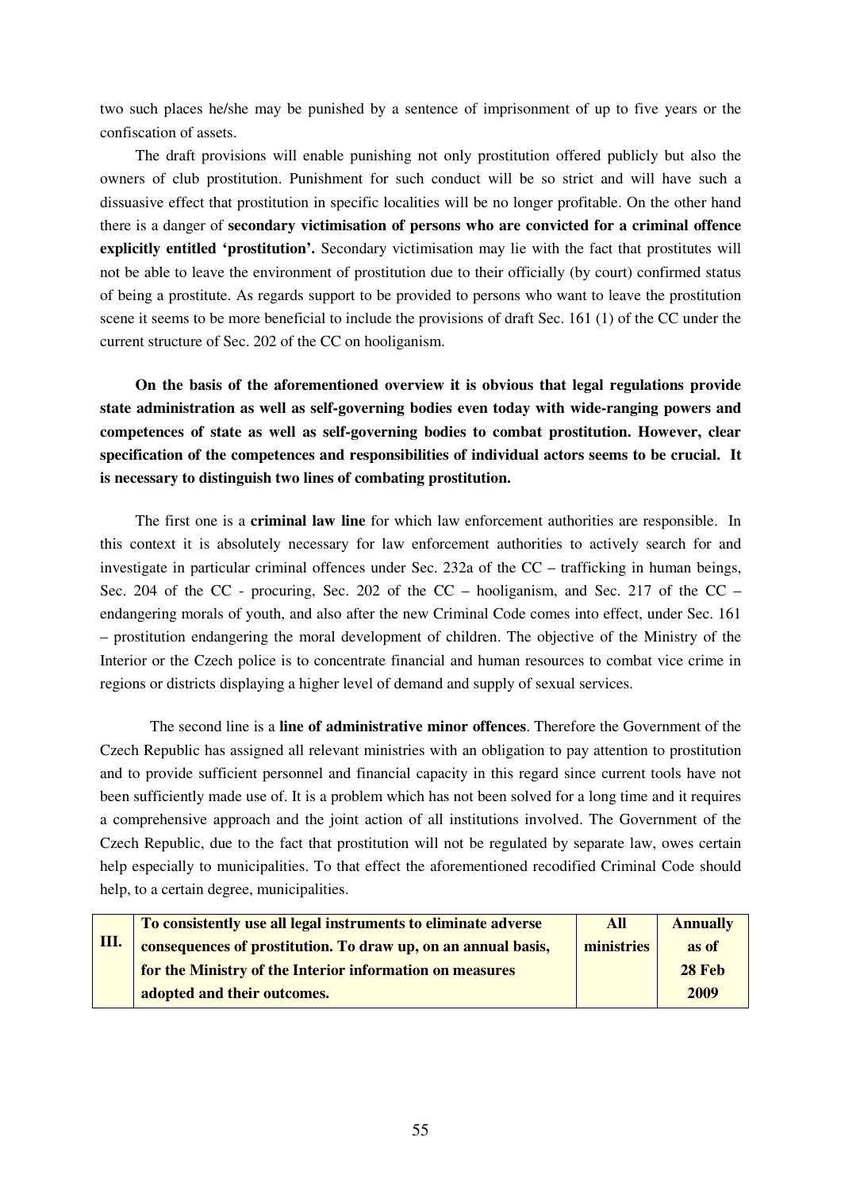two such places he/she may be punished by a sentence of imprisonment of up to five years or the confiscation of assets.

The draft provisions will enable punishing not only prostitution offered publicly but also the owners of club prostitution. Punishment for such conduct will be so strict and will have such a dissuasive effect that prostitution in specific localities will be no longer profitable. On the other hand there is a danger of **secondary victimisation of persons who are convicted for a criminal offence explicitly entitled 'prostitution'.** Secondary victimisation may lie with the fact that prostitutes will not be able to leave the environment of prostitution due to their officially (by court) confirmed status of being a prostitute. As regards support to be provided to persons who want to leave the prostitution scene it seems to be more beneficial to include the provisions of draft Sec. 161 (1) of the CC under the current structure of Sec. 202 of the CC on hooliganism.

**On the basis of the aforementioned overview it is obvious that legal regulations provide state administration as well as self-governing bodies even today with wide-ranging powers and competences of state as well as self-governing bodies to combat prostitution. However, clear specification of the competences and responsibilities of individual actors seems to be crucial. It is necessary to distinguish two lines of combating prostitution.**

The first one is a **criminal law line** for which law enforcement authorities are responsible. In this context it is absolutely necessary for law enforcement authorities to actively search for and investigate in particular criminal offences under Sec. 232a of the CC – trafficking in human beings, Sec. 204 of the CC - procuring, Sec. 202 of the CC – hooliganism, and Sec. 217 of the CC – endangering morals of youth, and also after the new Criminal Code comes into effect, under Sec. 161 – prostitution endangering the moral development of children. The objective of the Ministry of the Interior or the Czech police is to concentrate financial and human resources to combat vice crime in regions or districts displaying a higher level of demand and supply of sexual services.

The second line is a **line of administrative minor offences**. Therefore the Government of the Czech Republic has assigned all relevant ministries with an obligation to pay attention to prostitution and to provide sufficient personnel and financial capacity in this regard since current tools have not been sufficiently made use of. It is a problem which has not been solved for a long time and it requires a comprehensive approach and the joint action of all institutions involved. The Government of the Czech Republic, due to the fact that prostitution will not be regulated by separate law, owes certain help especially to municipalities. To that effect the aforementioned recodified Criminal Code should help, to a certain degree, municipalities.

| | | | |
|---|---|---|---|
| **III.** | **To consistently use all legal instruments to eliminate adverse consequences of prostitution. To draw up, on an annual basis, for the Ministry of the Interior information on measures adopted and their outcomes.** | **All ministries** | **Annually as of 28 Feb 2009** |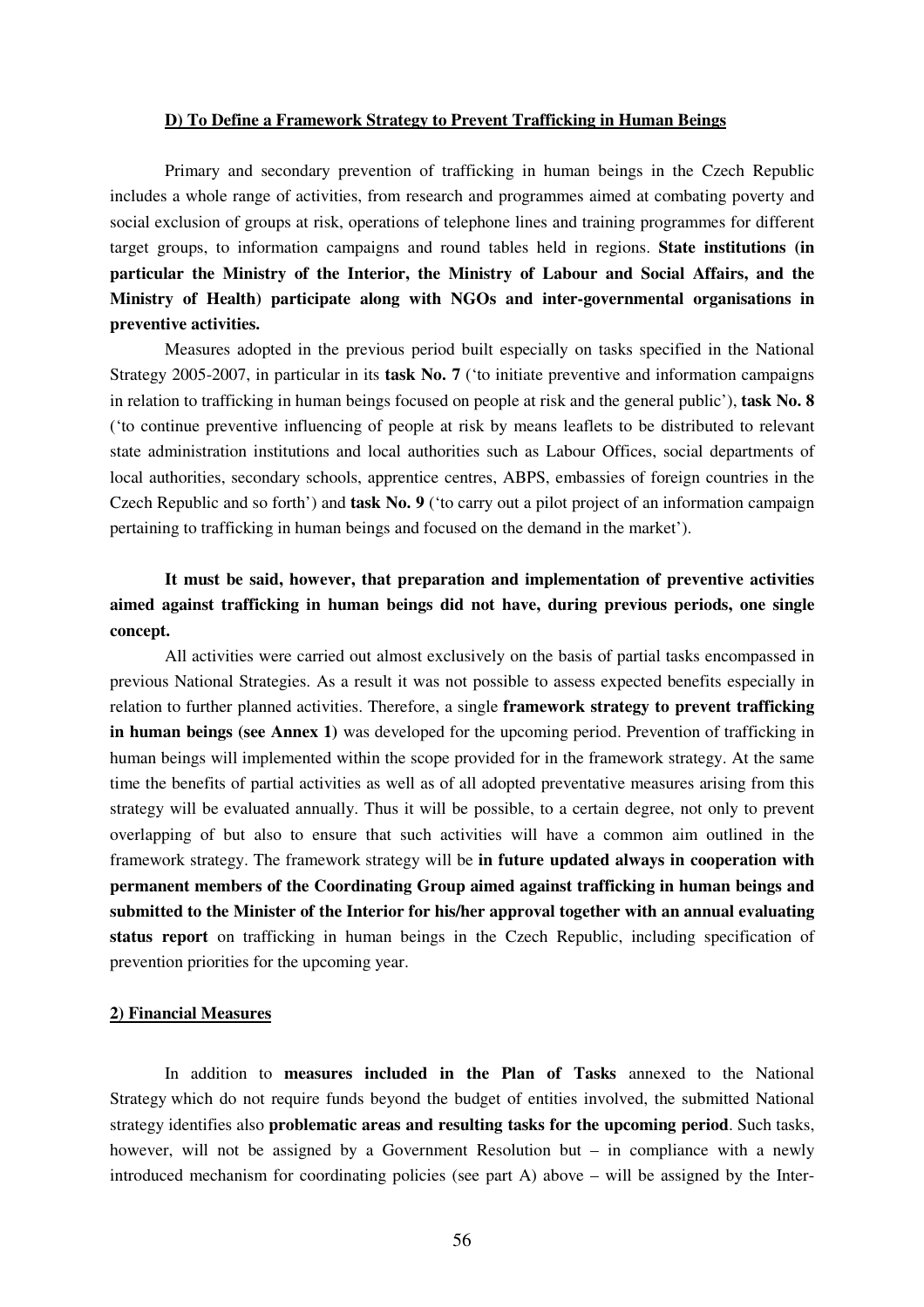**D) To Define a Framework Strategy to Prevent Trafficking in Human Beings**

Primary and secondary prevention of trafficking in human beings in the Czech Republic includes a whole range of activities, from research and programmes aimed at combating poverty and social exclusion of groups at risk, operations of telephone lines and training programmes for different target groups, to information campaigns and round tables held in regions. **State institutions (in particular the Ministry of the Interior, the Ministry of Labour and Social Affairs, and the Ministry of Health) participate along with NGOs and inter-governmental organisations in preventive activities.**

Measures adopted in the previous period built especially on tasks specified in the National Strategy 2005-2007, in particular in its **task No. 7** ('to initiate preventive and information campaigns in relation to trafficking in human beings focused on people at risk and the general public'), **task No. 8** ('to continue preventive influencing of people at risk by means leaflets to be distributed to relevant state administration institutions and local authorities such as Labour Offices, social departments of local authorities, secondary schools, apprentice centres, ABPS, embassies of foreign countries in the Czech Republic and so forth') and **task No. 9** ('to carry out a pilot project of an information campaign pertaining to trafficking in human beings and focused on the demand in the market').

**It must be said, however, that preparation and implementation of preventive activities aimed against trafficking in human beings did not have, during previous periods, one single concept.**

All activities were carried out almost exclusively on the basis of partial tasks encompassed in previous National Strategies. As a result it was not possible to assess expected benefits especially in relation to further planned activities. Therefore, a single **framework strategy to prevent trafficking in human beings (see Annex 1)** was developed for the upcoming period. Prevention of trafficking in human beings will implemented within the scope provided for in the framework strategy. At the same time the benefits of partial activities as well as of all adopted preventative measures arising from this strategy will be evaluated annually. Thus it will be possible, to a certain degree, not only to prevent overlapping of but also to ensure that such activities will have a common aim outlined in the framework strategy. The framework strategy will be **in future updated always in cooperation with permanent members of the Coordinating Group aimed against trafficking in human beings and submitted to the Minister of the Interior for his/her approval together with an annual evaluating status report** on trafficking in human beings in the Czech Republic, including specification of prevention priorities for the upcoming year.

**2) Financial Measures**

In addition to **measures included in the Plan of Tasks** annexed to the National Strategy which do not require funds beyond the budget of entities involved, the submitted National strategy identifies also **problematic areas and resulting tasks for the upcoming period**. Such tasks, however, will not be assigned by a Government Resolution but – in compliance with a newly introduced mechanism for coordinating policies (see part A) above – will be assigned by the Inter-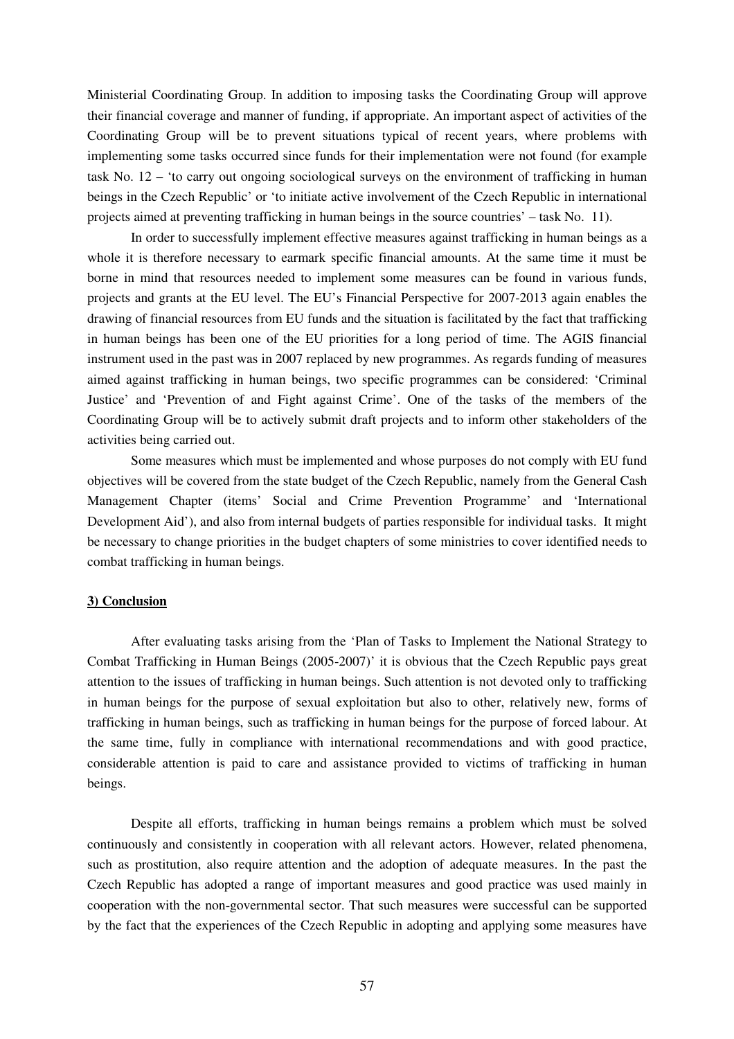Ministerial Coordinating Group. In addition to imposing tasks the Coordinating Group will approve their financial coverage and manner of funding, if appropriate. An important aspect of activities of the Coordinating Group will be to prevent situations typical of recent years, where problems with implementing some tasks occurred since funds for their implementation were not found (for example task No. 12 – 'to carry out ongoing sociological surveys on the environment of trafficking in human beings in the Czech Republic' or 'to initiate active involvement of the Czech Republic in international projects aimed at preventing trafficking in human beings in the source countries' – task No. 11).

In order to successfully implement effective measures against trafficking in human beings as a whole it is therefore necessary to earmark specific financial amounts. At the same time it must be borne in mind that resources needed to implement some measures can be found in various funds, projects and grants at the EU level. The EU's Financial Perspective for 2007-2013 again enables the drawing of financial resources from EU funds and the situation is facilitated by the fact that trafficking in human beings has been one of the EU priorities for a long period of time. The AGIS financial instrument used in the past was in 2007 replaced by new programmes. As regards funding of measures aimed against trafficking in human beings, two specific programmes can be considered: 'Criminal Justice' and 'Prevention of and Fight against Crime'. One of the tasks of the members of the Coordinating Group will be to actively submit draft projects and to inform other stakeholders of the activities being carried out.

Some measures which must be implemented and whose purposes do not comply with EU fund objectives will be covered from the state budget of the Czech Republic, namely from the General Cash Management Chapter (items' Social and Crime Prevention Programme' and 'International Development Aid'), and also from internal budgets of parties responsible for individual tasks. It might be necessary to change priorities in the budget chapters of some ministries to cover identified needs to combat trafficking in human beings.

## 3) Conclusion

After evaluating tasks arising from the 'Plan of Tasks to Implement the National Strategy to Combat Trafficking in Human Beings (2005-2007)' it is obvious that the Czech Republic pays great attention to the issues of trafficking in human beings. Such attention is not devoted only to trafficking in human beings for the purpose of sexual exploitation but also to other, relatively new, forms of trafficking in human beings, such as trafficking in human beings for the purpose of forced labour. At the same time, fully in compliance with international recommendations and with good practice, considerable attention is paid to care and assistance provided to victims of trafficking in human beings.

Despite all efforts, trafficking in human beings remains a problem which must be solved continuously and consistently in cooperation with all relevant actors. However, related phenomena, such as prostitution, also require attention and the adoption of adequate measures. In the past the Czech Republic has adopted a range of important measures and good practice was used mainly in cooperation with the non-governmental sector. That such measures were successful can be supported by the fact that the experiences of the Czech Republic in adopting and applying some measures have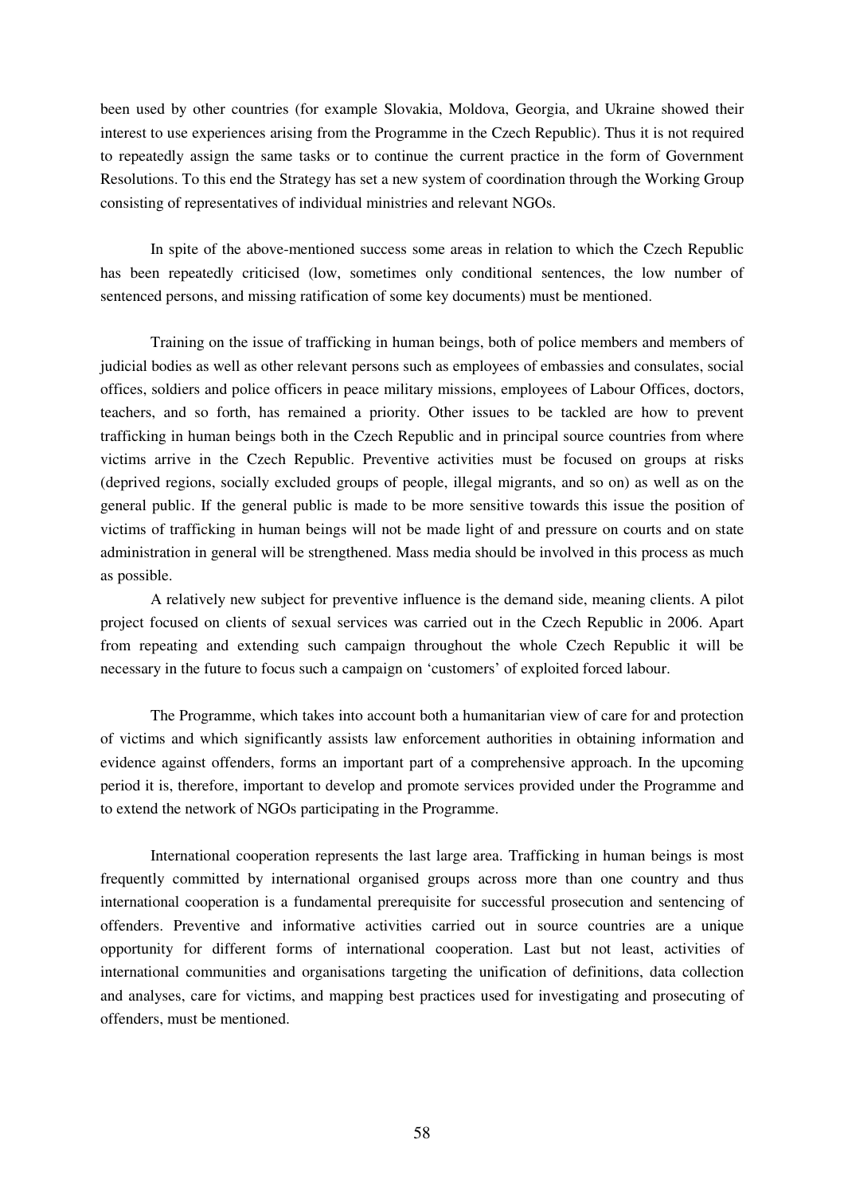been used by other countries (for example Slovakia, Moldova, Georgia, and Ukraine showed their interest to use experiences arising from the Programme in the Czech Republic). Thus it is not required to repeatedly assign the same tasks or to continue the current practice in the form of Government Resolutions. To this end the Strategy has set a new system of coordination through the Working Group consisting of representatives of individual ministries and relevant NGOs.

In spite of the above-mentioned success some areas in relation to which the Czech Republic has been repeatedly criticised (low, sometimes only conditional sentences, the low number of sentenced persons, and missing ratification of some key documents) must be mentioned.

Training on the issue of trafficking in human beings, both of police members and members of judicial bodies as well as other relevant persons such as employees of embassies and consulates, social offices, soldiers and police officers in peace military missions, employees of Labour Offices, doctors, teachers, and so forth, has remained a priority. Other issues to be tackled are how to prevent trafficking in human beings both in the Czech Republic and in principal source countries from where victims arrive in the Czech Republic. Preventive activities must be focused on groups at risks (deprived regions, socially excluded groups of people, illegal migrants, and so on) as well as on the general public. If the general public is made to be more sensitive towards this issue the position of victims of trafficking in human beings will not be made light of and pressure on courts and on state administration in general will be strengthened. Mass media should be involved in this process as much as possible.

A relatively new subject for preventive influence is the demand side, meaning clients. A pilot project focused on clients of sexual services was carried out in the Czech Republic in 2006. Apart from repeating and extending such campaign throughout the whole Czech Republic it will be necessary in the future to focus such a campaign on 'customers' of exploited forced labour.

The Programme, which takes into account both a humanitarian view of care for and protection of victims and which significantly assists law enforcement authorities in obtaining information and evidence against offenders, forms an important part of a comprehensive approach. In the upcoming period it is, therefore, important to develop and promote services provided under the Programme and to extend the network of NGOs participating in the Programme.

International cooperation represents the last large area. Trafficking in human beings is most frequently committed by international organised groups across more than one country and thus international cooperation is a fundamental prerequisite for successful prosecution and sentencing of offenders. Preventive and informative activities carried out in source countries are a unique opportunity for different forms of international cooperation. Last but not least, activities of international communities and organisations targeting the unification of definitions, data collection and analyses, care for victims, and mapping best practices used for investigating and prosecuting of offenders, must be mentioned.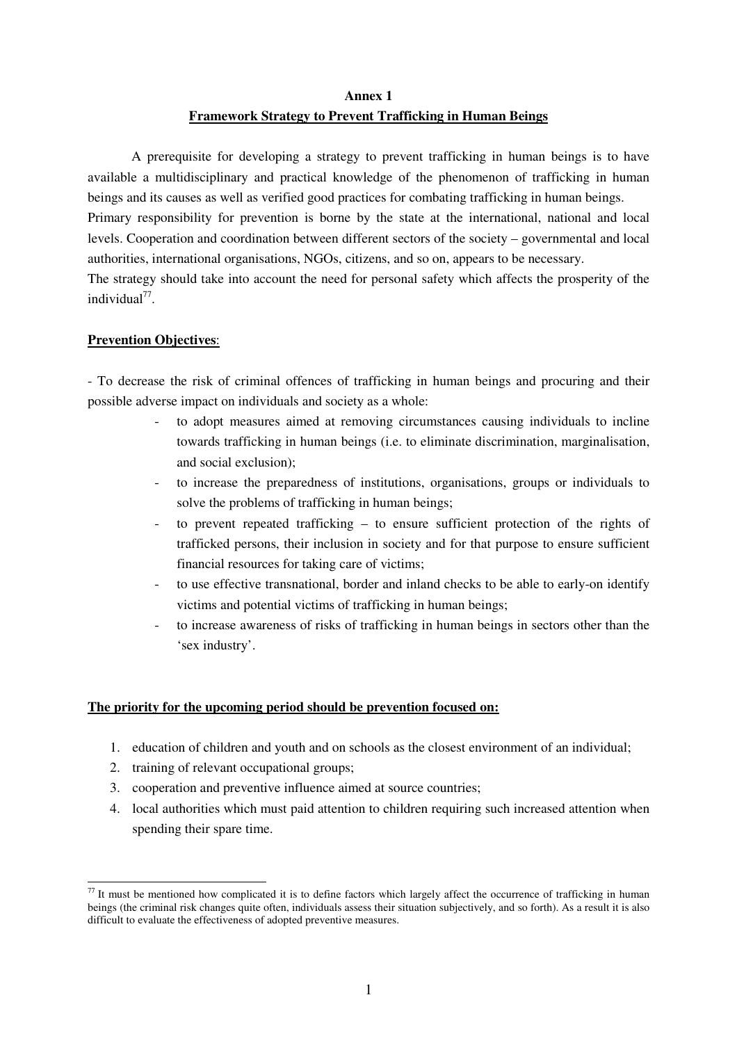**Annex 1**

**Framework Strategy to Prevent Trafficking in Human Beings**

A prerequisite for developing a strategy to prevent trafficking in human beings is to have available a multidisciplinary and practical knowledge of the phenomenon of trafficking in human beings and its causes as well as verified good practices for combating trafficking in human beings.

Primary responsibility for prevention is borne by the state at the international, national and local levels. Cooperation and coordination between different sectors of the society – governmental and local authorities, international organisations, NGOs, citizens, and so on, appears to be necessary.

The strategy should take into account the need for personal safety which affects the prosperity of the individual[77].

**Prevention Objectives**:

- To decrease the risk of criminal offences of trafficking in human beings and procuring and their possible adverse impact on individuals and society as a whole:
  - to adopt measures aimed at removing circumstances causing individuals to incline towards trafficking in human beings (i.e. to eliminate discrimination, marginalisation, and social exclusion);
  - to increase the preparedness of institutions, organisations, groups or individuals to solve the problems of trafficking in human beings;
  - to prevent repeated trafficking – to ensure sufficient protection of the rights of trafficked persons, their inclusion in society and for that purpose to ensure sufficient financial resources for taking care of victims;
  - to use effective transnational, border and inland checks to be able to early-on identify victims and potential victims of trafficking in human beings;
  - to increase awareness of risks of trafficking in human beings in sectors other than the 'sex industry'.

**The priority for the upcoming period should be prevention focused on:**

1. education of children and youth and on schools as the closest environment of an individual;
2. training of relevant occupational groups;
3. cooperation and preventive influence aimed at source countries;
4. local authorities which must paid attention to children requiring such increased attention when spending their spare time.

---

[77] It must be mentioned how complicated it is to define factors which largely affect the occurrence of trafficking in human beings (the criminal risk changes quite often, individuals assess their situation subjectively, and so forth). As a result it is also difficult to evaluate the effectiveness of adopted preventive measures.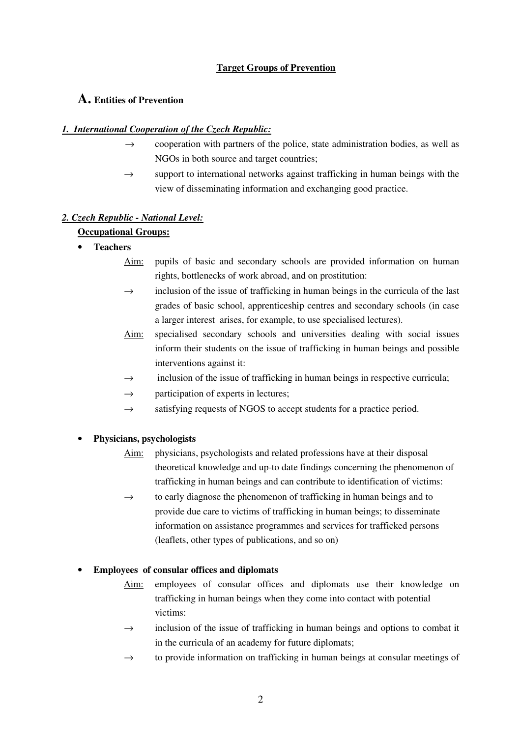**Target Groups of Prevention**

## A. Entities of Prevention

***1. International Cooperation of the Czech Republic:***

→ cooperation with partners of the police, state administration bodies, as well as NGOs in both source and target countries;

→ support to international networks against trafficking in human beings with the view of disseminating information and exchanging good practice.

***2. Czech Republic - National Level:***

**Occupational Groups:**

- **Teachers**

  Aim: pupils of basic and secondary schools are provided information on human rights, bottlenecks of work abroad, and on prostitution:

  → inclusion of the issue of trafficking in human beings in the curricula of the last grades of basic school, apprenticeship centres and secondary schools (in case a larger interest arises, for example, to use specialised lectures).

  Aim: specialised secondary schools and universities dealing with social issues inform their students on the issue of trafficking in human beings and possible interventions against it:

  → inclusion of the issue of trafficking in human beings in respective curricula;

  → participation of experts in lectures;

  → satisfying requests of NGOS to accept students for a practice period.

- **Physicians, psychologists**

  Aim: physicians, psychologists and related professions have at their disposal theoretical knowledge and up-to date findings concerning the phenomenon of trafficking in human beings and can contribute to identification of victims:

  → to early diagnose the phenomenon of trafficking in human beings and to provide due care to victims of trafficking in human beings; to disseminate information on assistance programmes and services for trafficked persons (leaflets, other types of publications, and so on)

- **Employees of consular offices and diplomats**

  Aim: employees of consular offices and diplomats use their knowledge on trafficking in human beings when they come into contact with potential victims:

  → inclusion of the issue of trafficking in human beings and options to combat it in the curricula of an academy for future diplomats;

  → to provide information on trafficking in human beings at consular meetings of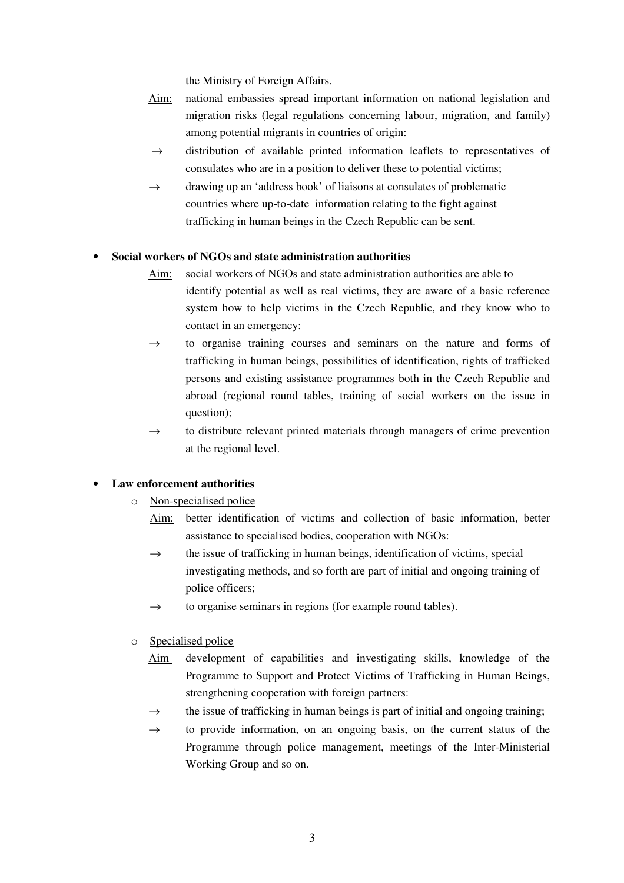the Ministry of Foreign Affairs.

Aim: national embassies spread important information on national legislation and migration risks (legal regulations concerning labour, migration, and family) among potential migrants in countries of origin:

→ distribution of available printed information leaflets to representatives of consulates who are in a position to deliver these to potential victims;

→ drawing up an 'address book' of liaisons at consulates of problematic countries where up-to-date information relating to the fight against trafficking in human beings in the Czech Republic can be sent.

- **Social workers of NGOs and state administration authorities**

  Aim: social workers of NGOs and state administration authorities are able to identify potential as well as real victims, they are aware of a basic reference system how to help victims in the Czech Republic, and they know who to contact in an emergency:

  → to organise training courses and seminars on the nature and forms of trafficking in human beings, possibilities of identification, rights of trafficked persons and existing assistance programmes both in the Czech Republic and abroad (regional round tables, training of social workers on the issue in question);

  → to distribute relevant printed materials through managers of crime prevention at the regional level.

- **Law enforcement authorities**
  - Non-specialised police

    Aim: better identification of victims and collection of basic information, better assistance to specialised bodies, cooperation with NGOs:

    → the issue of trafficking in human beings, identification of victims, special investigating methods, and so forth are part of initial and ongoing training of police officers;

    → to organise seminars in regions (for example round tables).

  - Specialised police

    Aim development of capabilities and investigating skills, knowledge of the Programme to Support and Protect Victims of Trafficking in Human Beings, strengthening cooperation with foreign partners:

    → the issue of trafficking in human beings is part of initial and ongoing training;

    → to provide information, on an ongoing basis, on the current status of the Programme through police management, meetings of the Inter-Ministerial Working Group and so on.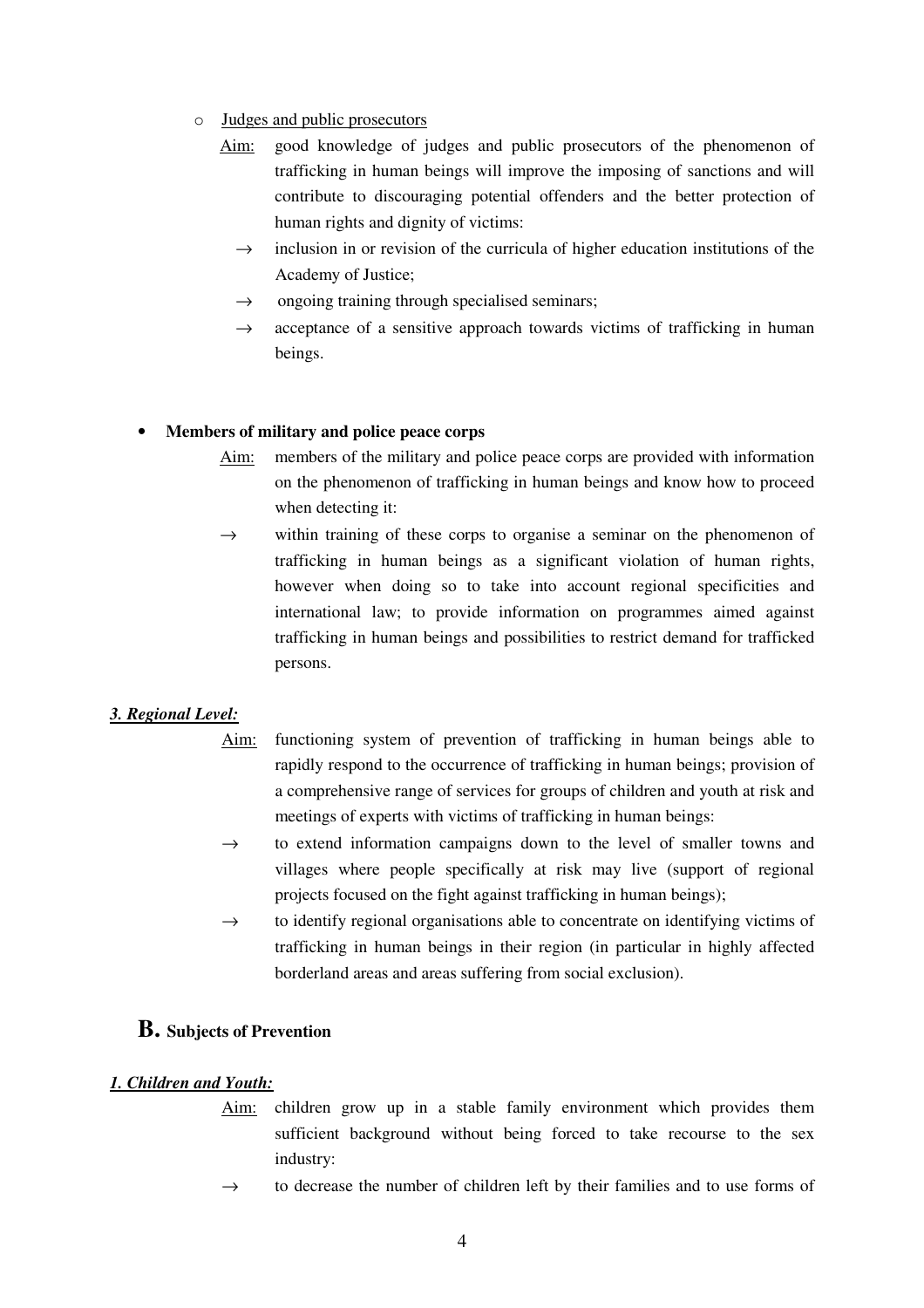- Judges and public prosecutors

  Aim: good knowledge of judges and public prosecutors of the phenomenon of trafficking in human beings will improve the imposing of sanctions and will contribute to discouraging potential offenders and the better protection of human rights and dignity of victims:

  → inclusion in or revision of the curricula of higher education institutions of the Academy of Justice;

  → ongoing training through specialised seminars;

  → acceptance of a sensitive approach towards victims of trafficking in human beings.

- **Members of military and police peace corps**

  Aim: members of the military and police peace corps are provided with information on the phenomenon of trafficking in human beings and know how to proceed when detecting it:

  → within training of these corps to organise a seminar on the phenomenon of trafficking in human beings as a significant violation of human rights, however when doing so to take into account regional specificities and international law; to provide information on programmes aimed against trafficking in human beings and possibilities to restrict demand for trafficked persons.

***3. Regional Level:***

Aim: functioning system of prevention of trafficking in human beings able to rapidly respond to the occurrence of trafficking in human beings; provision of a comprehensive range of services for groups of children and youth at risk and meetings of experts with victims of trafficking in human beings:

→ to extend information campaigns down to the level of smaller towns and villages where people specifically at risk may live (support of regional projects focused on the fight against trafficking in human beings);

→ to identify regional organisations able to concentrate on identifying victims of trafficking in human beings in their region (in particular in highly affected borderland areas and areas suffering from social exclusion).

## B. Subjects of Prevention

***1. Children and Youth:***

Aim: children grow up in a stable family environment which provides them sufficient background without being forced to take recourse to the sex industry:

→ to decrease the number of children left by their families and to use forms of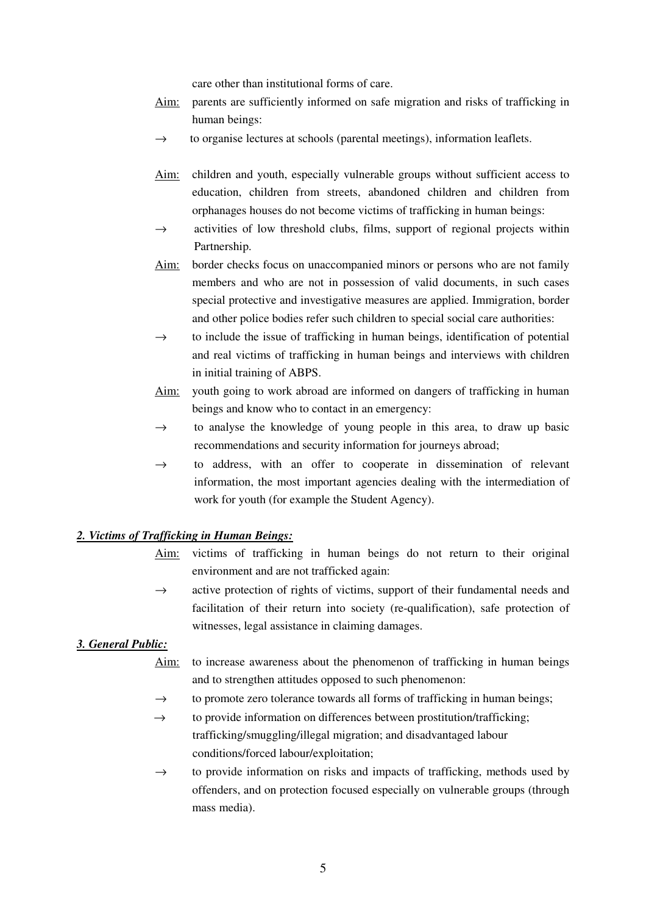care other than institutional forms of care.

Aim: parents are sufficiently informed on safe migration and risks of trafficking in human beings:

→ to organise lectures at schools (parental meetings), information leaflets.

Aim: children and youth, especially vulnerable groups without sufficient access to education, children from streets, abandoned children and children from orphanages houses do not become victims of trafficking in human beings:

→ activities of low threshold clubs, films, support of regional projects within Partnership.

Aim: border checks focus on unaccompanied minors or persons who are not family members and who are not in possession of valid documents, in such cases special protective and investigative measures are applied. Immigration, border and other police bodies refer such children to special social care authorities:

→ to include the issue of trafficking in human beings, identification of potential and real victims of trafficking in human beings and interviews with children in initial training of ABPS.

Aim: youth going to work abroad are informed on dangers of trafficking in human beings and know who to contact in an emergency:

→ to analyse the knowledge of young people in this area, to draw up basic recommendations and security information for journeys abroad;

→ to address, with an offer to cooperate in dissemination of relevant information, the most important agencies dealing with the intermediation of work for youth (for example the Student Agency).

***2. Victims of Trafficking in Human Beings:***

Aim: victims of trafficking in human beings do not return to their original environment and are not trafficked again:

→ active protection of rights of victims, support of their fundamental needs and facilitation of their return into society (re-qualification), safe protection of witnesses, legal assistance in claiming damages.

***3. General Public:***

Aim: to increase awareness about the phenomenon of trafficking in human beings and to strengthen attitudes opposed to such phenomenon:

→ to promote zero tolerance towards all forms of trafficking in human beings;

→ to provide information on differences between prostitution/trafficking; trafficking/smuggling/illegal migration; and disadvantaged labour conditions/forced labour/exploitation;

→ to provide information on risks and impacts of trafficking, methods used by offenders, and on protection focused especially on vulnerable groups (through mass media).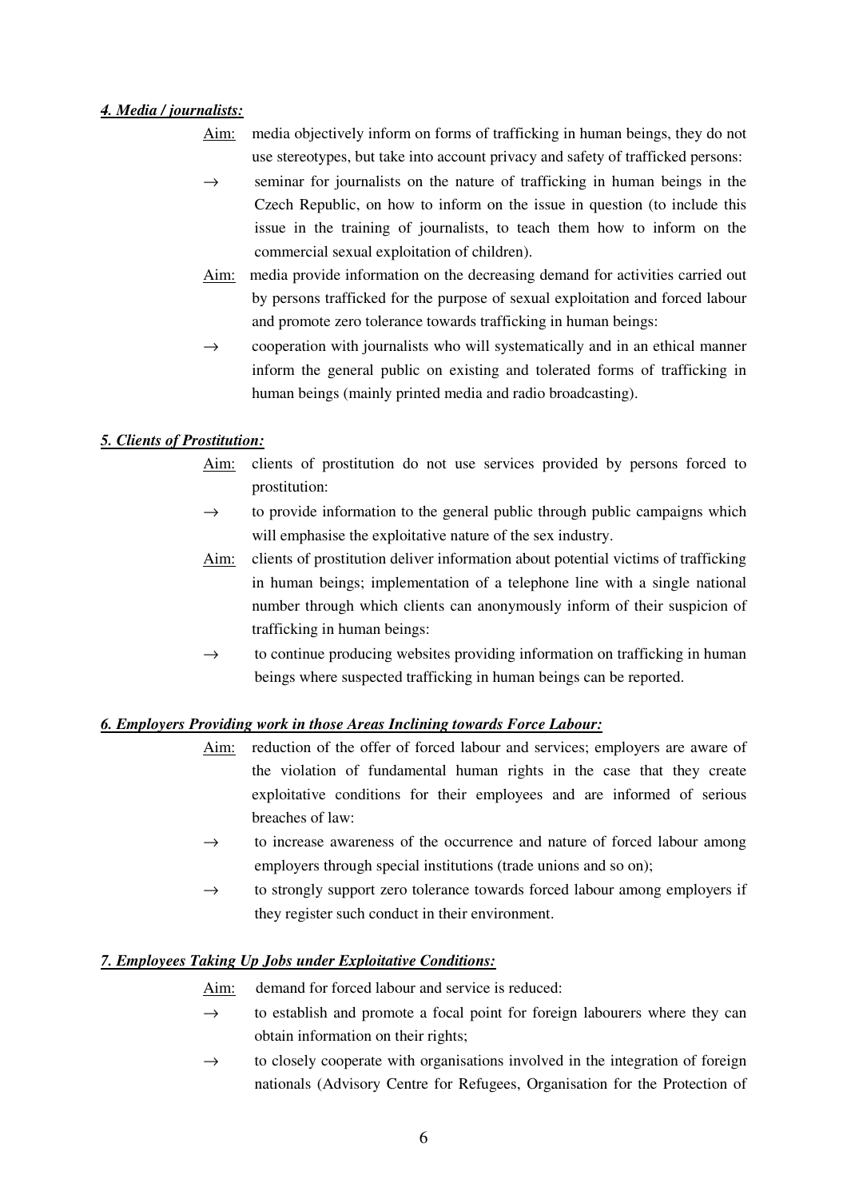***4. Media / journalists:***

Aim: media objectively inform on forms of trafficking in human beings, they do not use stereotypes, but take into account privacy and safety of trafficked persons:

→ seminar for journalists on the nature of trafficking in human beings in the Czech Republic, on how to inform on the issue in question (to include this issue in the training of journalists, to teach them how to inform on the commercial sexual exploitation of children).

Aim: media provide information on the decreasing demand for activities carried out by persons trafficked for the purpose of sexual exploitation and forced labour and promote zero tolerance towards trafficking in human beings:

→ cooperation with journalists who will systematically and in an ethical manner inform the general public on existing and tolerated forms of trafficking in human beings (mainly printed media and radio broadcasting).

***5. Clients of Prostitution:***

Aim: clients of prostitution do not use services provided by persons forced to prostitution:

→ to provide information to the general public through public campaigns which will emphasise the exploitative nature of the sex industry.

Aim: clients of prostitution deliver information about potential victims of trafficking in human beings; implementation of a telephone line with a single national number through which clients can anonymously inform of their suspicion of trafficking in human beings:

→ to continue producing websites providing information on trafficking in human beings where suspected trafficking in human beings can be reported.

***6. Employers Providing work in those Areas Inclining towards Force Labour:***

Aim: reduction of the offer of forced labour and services; employers are aware of the violation of fundamental human rights in the case that they create exploitative conditions for their employees and are informed of serious breaches of law:

→ to increase awareness of the occurrence and nature of forced labour among employers through special institutions (trade unions and so on);

→ to strongly support zero tolerance towards forced labour among employers if they register such conduct in their environment.

***7. Employees Taking Up Jobs under Exploitative Conditions:***

Aim: demand for forced labour and service is reduced:

→ to establish and promote a focal point for foreign labourers where they can obtain information on their rights;

→ to closely cooperate with organisations involved in the integration of foreign nationals (Advisory Centre for Refugees, Organisation for the Protection of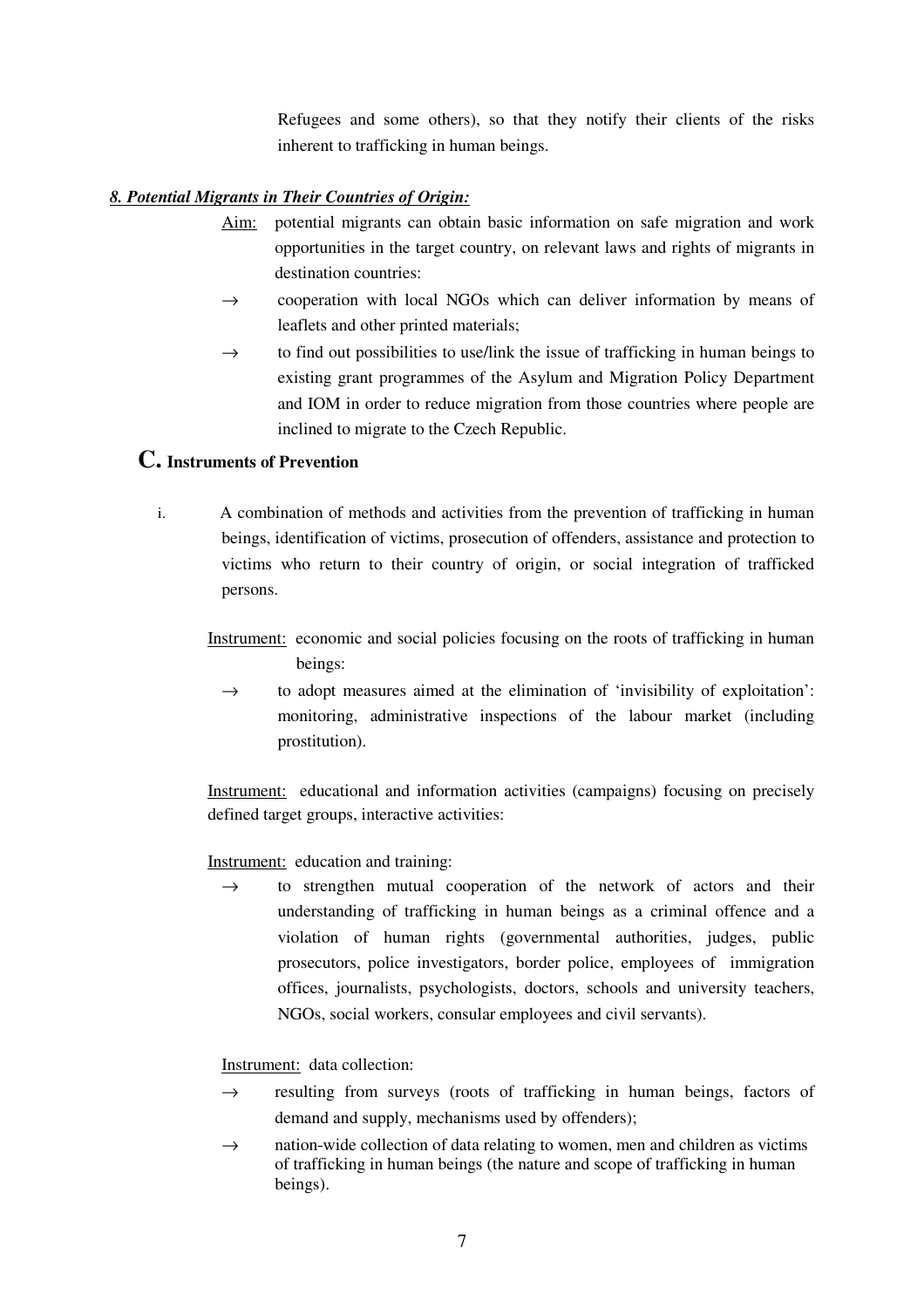Refugees and some others), so that they notify their clients of the risks inherent to trafficking in human beings.

***8. Potential Migrants in Their Countries of Origin:***

Aim: potential migrants can obtain basic information on safe migration and work opportunities in the target country, on relevant laws and rights of migrants in destination countries:

→ cooperation with local NGOs which can deliver information by means of leaflets and other printed materials;

→ to find out possibilities to use/link the issue of trafficking in human beings to existing grant programmes of the Asylum and Migration Policy Department and IOM in order to reduce migration from those countries where people are inclined to migrate to the Czech Republic.

## C. Instruments of Prevention

i. A combination of methods and activities from the prevention of trafficking in human beings, identification of victims, prosecution of offenders, assistance and protection to victims who return to their country of origin, or social integration of trafficked persons.

Instrument: economic and social policies focusing on the roots of trafficking in human beings:

→ to adopt measures aimed at the elimination of 'invisibility of exploitation': monitoring, administrative inspections of the labour market (including prostitution).

Instrument: educational and information activities (campaigns) focusing on precisely defined target groups, interactive activities:

Instrument: education and training:

→ to strengthen mutual cooperation of the network of actors and their understanding of trafficking in human beings as a criminal offence and a violation of human rights (governmental authorities, judges, public prosecutors, police investigators, border police, employees of immigration offices, journalists, psychologists, doctors, schools and university teachers, NGOs, social workers, consular employees and civil servants).

Instrument: data collection:

→ resulting from surveys (roots of trafficking in human beings, factors of demand and supply, mechanisms used by offenders);

→ nation-wide collection of data relating to women, men and children as victims of trafficking in human beings (the nature and scope of trafficking in human beings).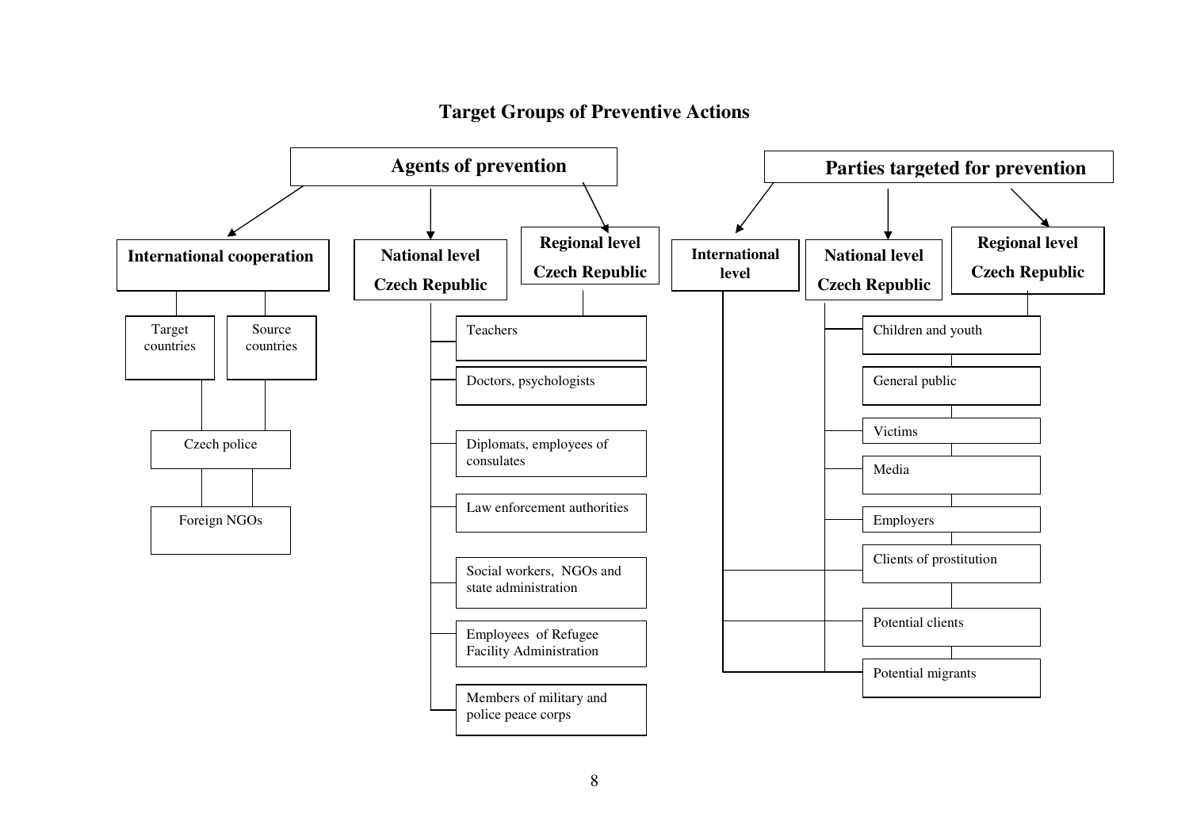## Target Groups of Preventive Actions

**Agents of prevention**

**International cooperation**

Target countries

Source countries

Czech police

Foreign NGOs

**National level Czech Republic**

**Regional level Czech Republic**

Teachers

Doctors, psychologists

Diplomats, employees of consulates

Law enforcement authorities

Social workers, NGOs and state administration

Employees of Refugee Facility Administration

Members of military and police peace corps

**Parties targeted for prevention**

**International level**

**National level Czech Republic**

**Regional level Czech Republic**

Children and youth

General public

Victims

Media

Employers

Clients of prostitution

Potential clients

Potential migrants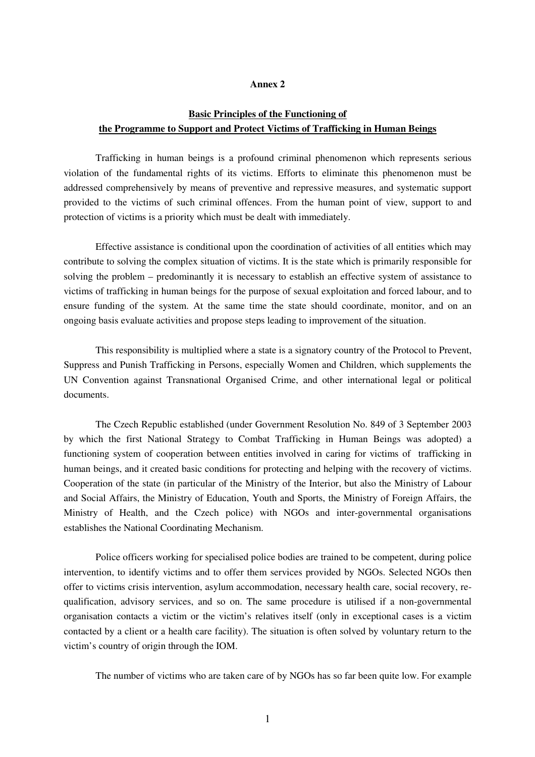**Annex 2**

**Basic Principles of the Functioning of the Programme to Support and Protect Victims of Trafficking in Human Beings**

Trafficking in human beings is a profound criminal phenomenon which represents serious violation of the fundamental rights of its victims. Efforts to eliminate this phenomenon must be addressed comprehensively by means of preventive and repressive measures, and systematic support provided to the victims of such criminal offences. From the human point of view, support to and protection of victims is a priority which must be dealt with immediately.

Effective assistance is conditional upon the coordination of activities of all entities which may contribute to solving the complex situation of victims. It is the state which is primarily responsible for solving the problem – predominantly it is necessary to establish an effective system of assistance to victims of trafficking in human beings for the purpose of sexual exploitation and forced labour, and to ensure funding of the system. At the same time the state should coordinate, monitor, and on an ongoing basis evaluate activities and propose steps leading to improvement of the situation.

This responsibility is multiplied where a state is a signatory country of the Protocol to Prevent, Suppress and Punish Trafficking in Persons, especially Women and Children, which supplements the UN Convention against Transnational Organised Crime, and other international legal or political documents.

The Czech Republic established (under Government Resolution No. 849 of 3 September 2003 by which the first National Strategy to Combat Trafficking in Human Beings was adopted) a functioning system of cooperation between entities involved in caring for victims of trafficking in human beings, and it created basic conditions for protecting and helping with the recovery of victims. Cooperation of the state (in particular of the Ministry of the Interior, but also the Ministry of Labour and Social Affairs, the Ministry of Education, Youth and Sports, the Ministry of Foreign Affairs, the Ministry of Health, and the Czech police) with NGOs and inter-governmental organisations establishes the National Coordinating Mechanism.

Police officers working for specialised police bodies are trained to be competent, during police intervention, to identify victims and to offer them services provided by NGOs. Selected NGOs then offer to victims crisis intervention, asylum accommodation, necessary health care, social recovery, re-qualification, advisory services, and so on. The same procedure is utilised if a non-governmental organisation contacts a victim or the victim's relatives itself (only in exceptional cases is a victim contacted by a client or a health care facility). The situation is often solved by voluntary return to the victim's country of origin through the IOM.

The number of victims who are taken care of by NGOs has so far been quite low. For example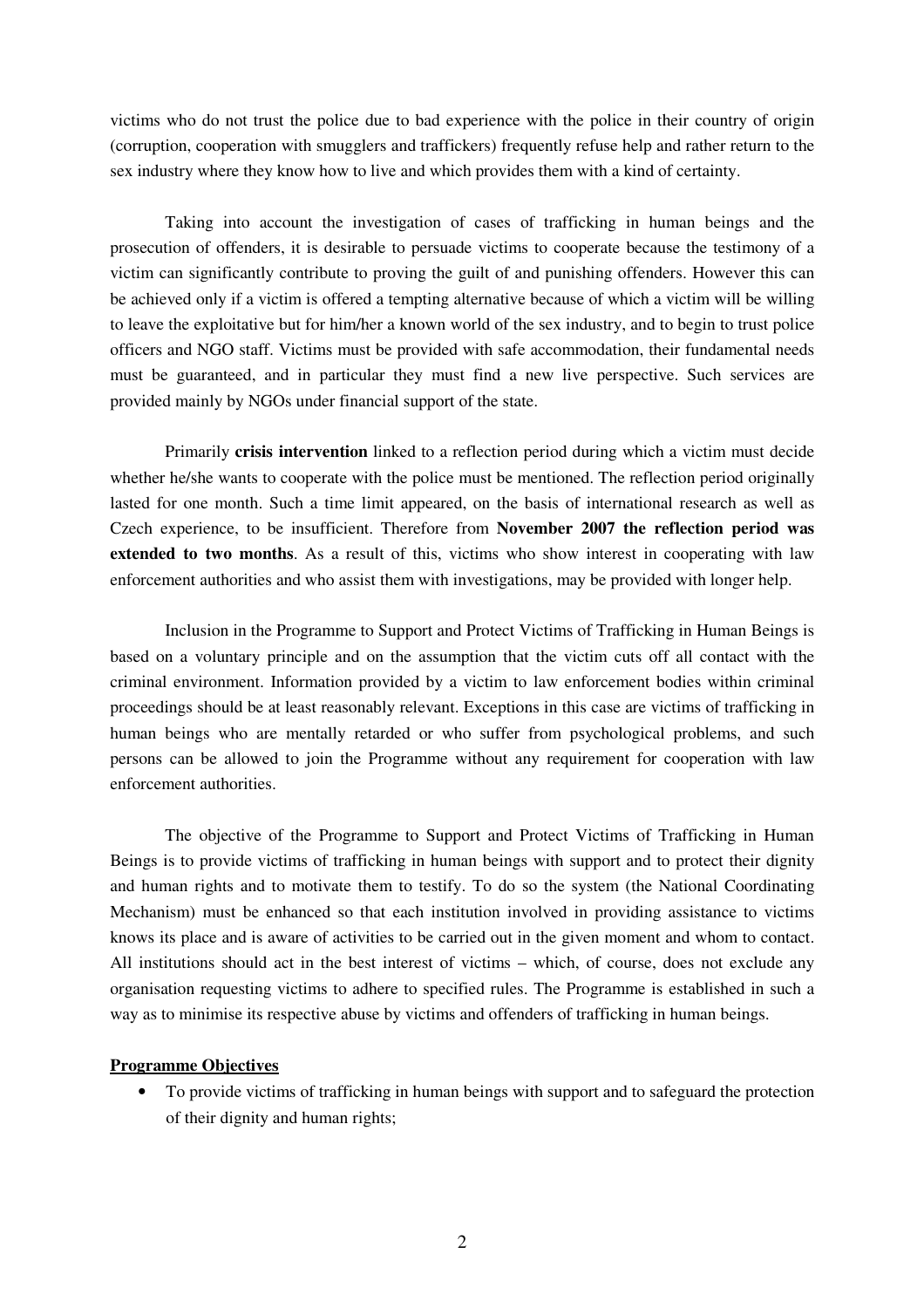victims who do not trust the police due to bad experience with the police in their country of origin (corruption, cooperation with smugglers and traffickers) frequently refuse help and rather return to the sex industry where they know how to live and which provides them with a kind of certainty.

Taking into account the investigation of cases of trafficking in human beings and the prosecution of offenders, it is desirable to persuade victims to cooperate because the testimony of a victim can significantly contribute to proving the guilt of and punishing offenders. However this can be achieved only if a victim is offered a tempting alternative because of which a victim will be willing to leave the exploitative but for him/her a known world of the sex industry, and to begin to trust police officers and NGO staff. Victims must be provided with safe accommodation, their fundamental needs must be guaranteed, and in particular they must find a new live perspective. Such services are provided mainly by NGOs under financial support of the state.

Primarily **crisis intervention** linked to a reflection period during which a victim must decide whether he/she wants to cooperate with the police must be mentioned. The reflection period originally lasted for one month. Such a time limit appeared, on the basis of international research as well as Czech experience, to be insufficient. Therefore from **November 2007 the reflection period was extended to two months**. As a result of this, victims who show interest in cooperating with law enforcement authorities and who assist them with investigations, may be provided with longer help.

Inclusion in the Programme to Support and Protect Victims of Trafficking in Human Beings is based on a voluntary principle and on the assumption that the victim cuts off all contact with the criminal environment. Information provided by a victim to law enforcement bodies within criminal proceedings should be at least reasonably relevant. Exceptions in this case are victims of trafficking in human beings who are mentally retarded or who suffer from psychological problems, and such persons can be allowed to join the Programme without any requirement for cooperation with law enforcement authorities.

The objective of the Programme to Support and Protect Victims of Trafficking in Human Beings is to provide victims of trafficking in human beings with support and to protect their dignity and human rights and to motivate them to testify. To do so the system (the National Coordinating Mechanism) must be enhanced so that each institution involved in providing assistance to victims knows its place and is aware of activities to be carried out in the given moment and whom to contact. All institutions should act in the best interest of victims – which, of course, does not exclude any organisation requesting victims to adhere to specified rules. The Programme is established in such a way as to minimise its respective abuse by victims and offenders of trafficking in human beings.

**Programme Objectives**

- To provide victims of trafficking in human beings with support and to safeguard the protection of their dignity and human rights;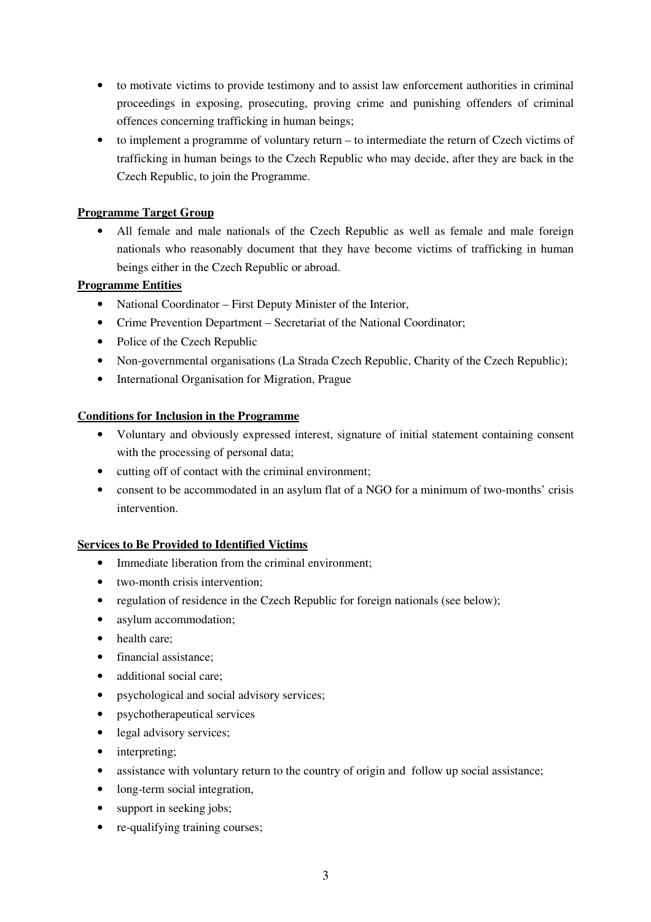- to motivate victims to provide testimony and to assist law enforcement authorities in criminal proceedings in exposing, prosecuting, proving crime and punishing offenders of criminal offences concerning trafficking in human beings;
- to implement a programme of voluntary return – to intermediate the return of Czech victims of trafficking in human beings to the Czech Republic who may decide, after they are back in the Czech Republic, to join the Programme.

**Programme Target Group**

- All female and male nationals of the Czech Republic as well as female and male foreign nationals who reasonably document that they have become victims of trafficking in human beings either in the Czech Republic or abroad.

**Programme Entities**

- National Coordinator – First Deputy Minister of the Interior,
- Crime Prevention Department – Secretariat of the National Coordinator;
- Police of the Czech Republic
- Non-governmental organisations (La Strada Czech Republic, Charity of the Czech Republic);
- International Organisation for Migration, Prague

**Conditions for Inclusion in the Programme**

- Voluntary and obviously expressed interest, signature of initial statement containing consent with the processing of personal data;
- cutting off of contact with the criminal environment;
- consent to be accommodated in an asylum flat of a NGO for a minimum of two-months' crisis intervention.

**Services to Be Provided to Identified Victims**

- Immediate liberation from the criminal environment;
- two-month crisis intervention;
- regulation of residence in the Czech Republic for foreign nationals (see below);
- asylum accommodation;
- health care;
- financial assistance;
- additional social care;
- psychological and social advisory services;
- psychotherapeutical services
- legal advisory services;
- interpreting;
- assistance with voluntary return to the country of origin and follow up social assistance;
- long-term social integration,
- support in seeking jobs;
- re-qualifying training courses;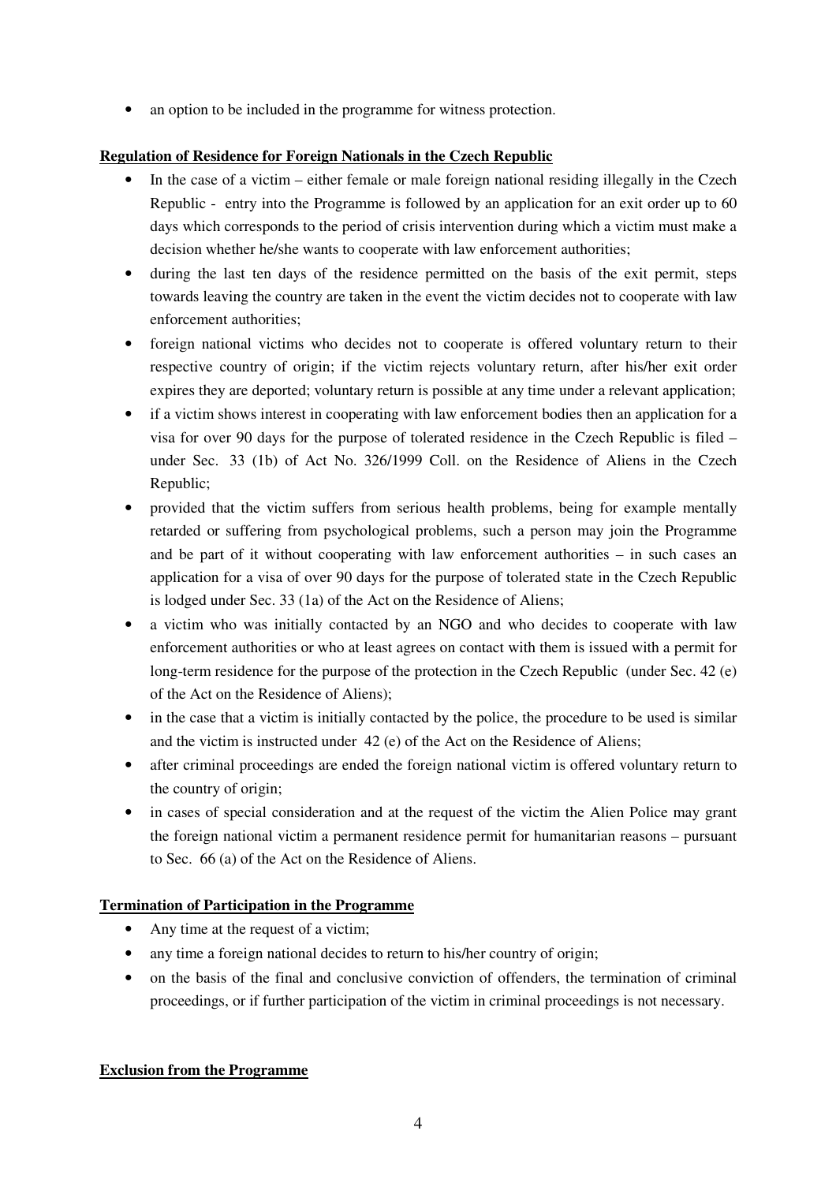- an option to be included in the programme for witness protection.

**Regulation of Residence for Foreign Nationals in the Czech Republic**

- In the case of a victim – either female or male foreign national residing illegally in the Czech Republic - entry into the Programme is followed by an application for an exit order up to 60 days which corresponds to the period of crisis intervention during which a victim must make a decision whether he/she wants to cooperate with law enforcement authorities;
- during the last ten days of the residence permitted on the basis of the exit permit, steps towards leaving the country are taken in the event the victim decides not to cooperate with law enforcement authorities;
- foreign national victims who decides not to cooperate is offered voluntary return to their respective country of origin; if the victim rejects voluntary return, after his/her exit order expires they are deported; voluntary return is possible at any time under a relevant application;
- if a victim shows interest in cooperating with law enforcement bodies then an application for a visa for over 90 days for the purpose of tolerated residence in the Czech Republic is filed – under Sec. 33 (1b) of Act No. 326/1999 Coll. on the Residence of Aliens in the Czech Republic;
- provided that the victim suffers from serious health problems, being for example mentally retarded or suffering from psychological problems, such a person may join the Programme and be part of it without cooperating with law enforcement authorities – in such cases an application for a visa of over 90 days for the purpose of tolerated state in the Czech Republic is lodged under Sec. 33 (1a) of the Act on the Residence of Aliens;
- a victim who was initially contacted by an NGO and who decides to cooperate with law enforcement authorities or who at least agrees on contact with them is issued with a permit for long-term residence for the purpose of the protection in the Czech Republic (under Sec. 42 (e) of the Act on the Residence of Aliens);
- in the case that a victim is initially contacted by the police, the procedure to be used is similar and the victim is instructed under 42 (e) of the Act on the Residence of Aliens;
- after criminal proceedings are ended the foreign national victim is offered voluntary return to the country of origin;
- in cases of special consideration and at the request of the victim the Alien Police may grant the foreign national victim a permanent residence permit for humanitarian reasons – pursuant to Sec. 66 (a) of the Act on the Residence of Aliens.

**Termination of Participation in the Programme**

- Any time at the request of a victim;
- any time a foreign national decides to return to his/her country of origin;
- on the basis of the final and conclusive conviction of offenders, the termination of criminal proceedings, or if further participation of the victim in criminal proceedings is not necessary.

**Exclusion from the Programme**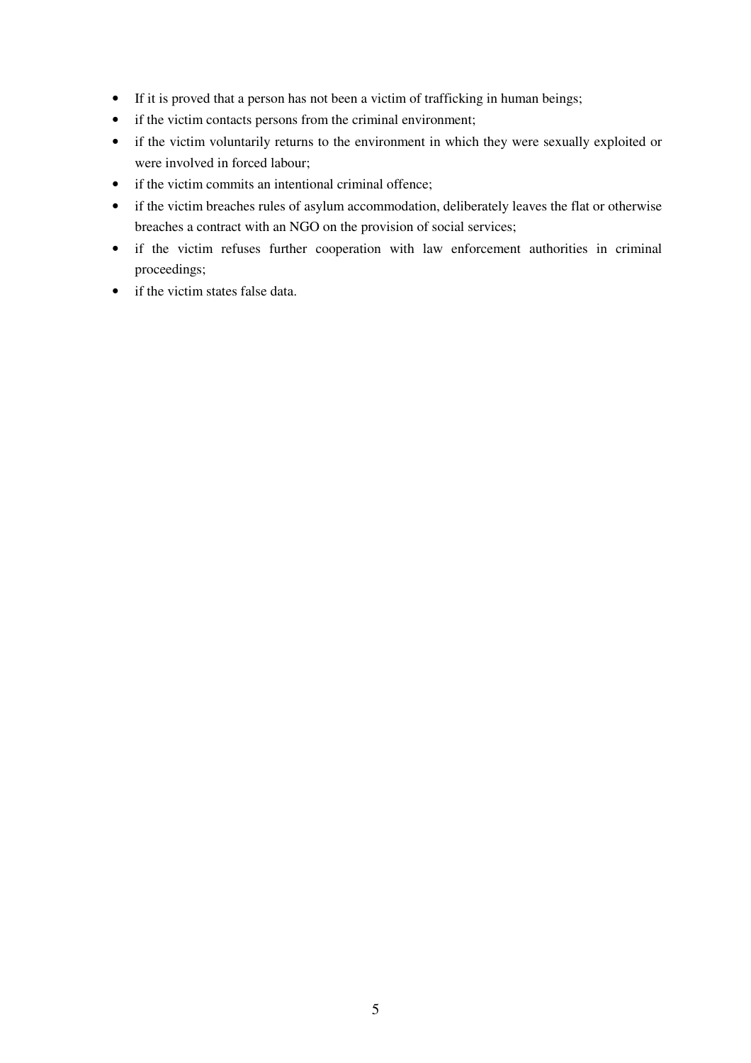- If it is proved that a person has not been a victim of trafficking in human beings;
- if the victim contacts persons from the criminal environment;
- if the victim voluntarily returns to the environment in which they were sexually exploited or were involved in forced labour;
- if the victim commits an intentional criminal offence;
- if the victim breaches rules of asylum accommodation, deliberately leaves the flat or otherwise breaches a contract with an NGO on the provision of social services;
- if the victim refuses further cooperation with law enforcement authorities in criminal proceedings;
- if the victim states false data.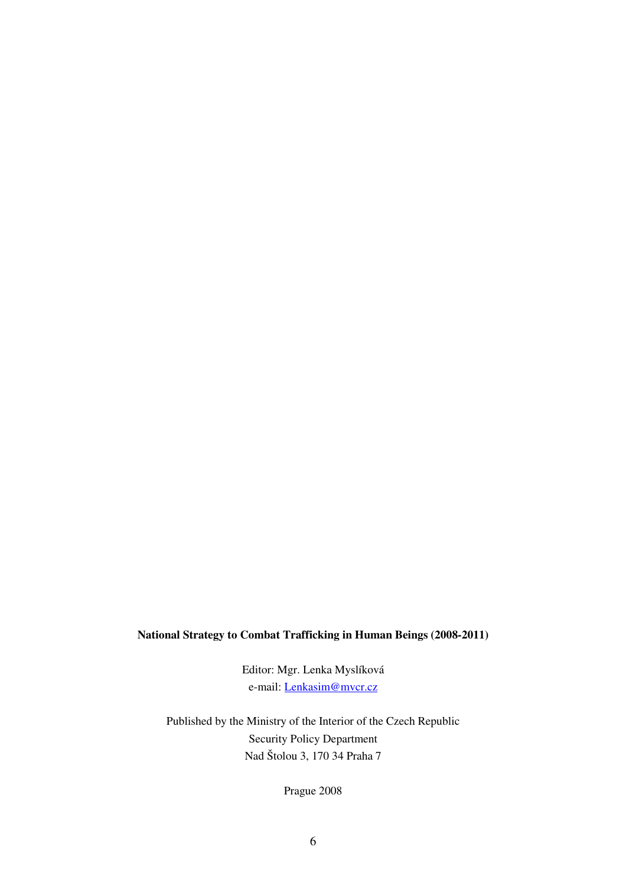**National Strategy to Combat Trafficking in Human Beings (2008-2011)**

Editor: Mgr. Lenka Myslíková
e-mail: Lenkasim@mvcr.cz

Published by the Ministry of the Interior of the Czech Republic
Security Policy Department
Nad Štolou 3, 170 34 Praha 7

Prague 2008